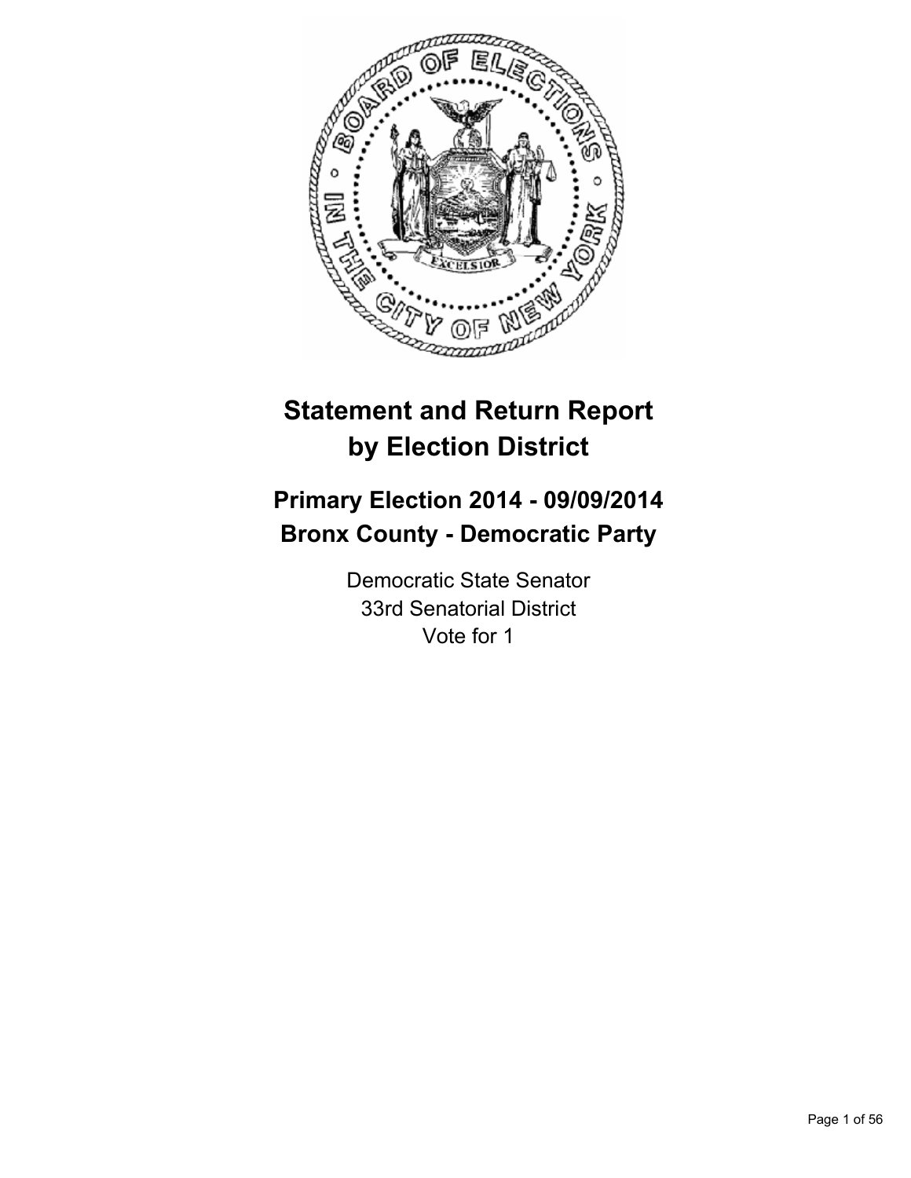# Statement and Return Report by Election District

## Primary Election 2014 - 09/09/2014
## Bronx County - Democratic Party

Democratic State Senator
33rd Senatorial District
Vote for 1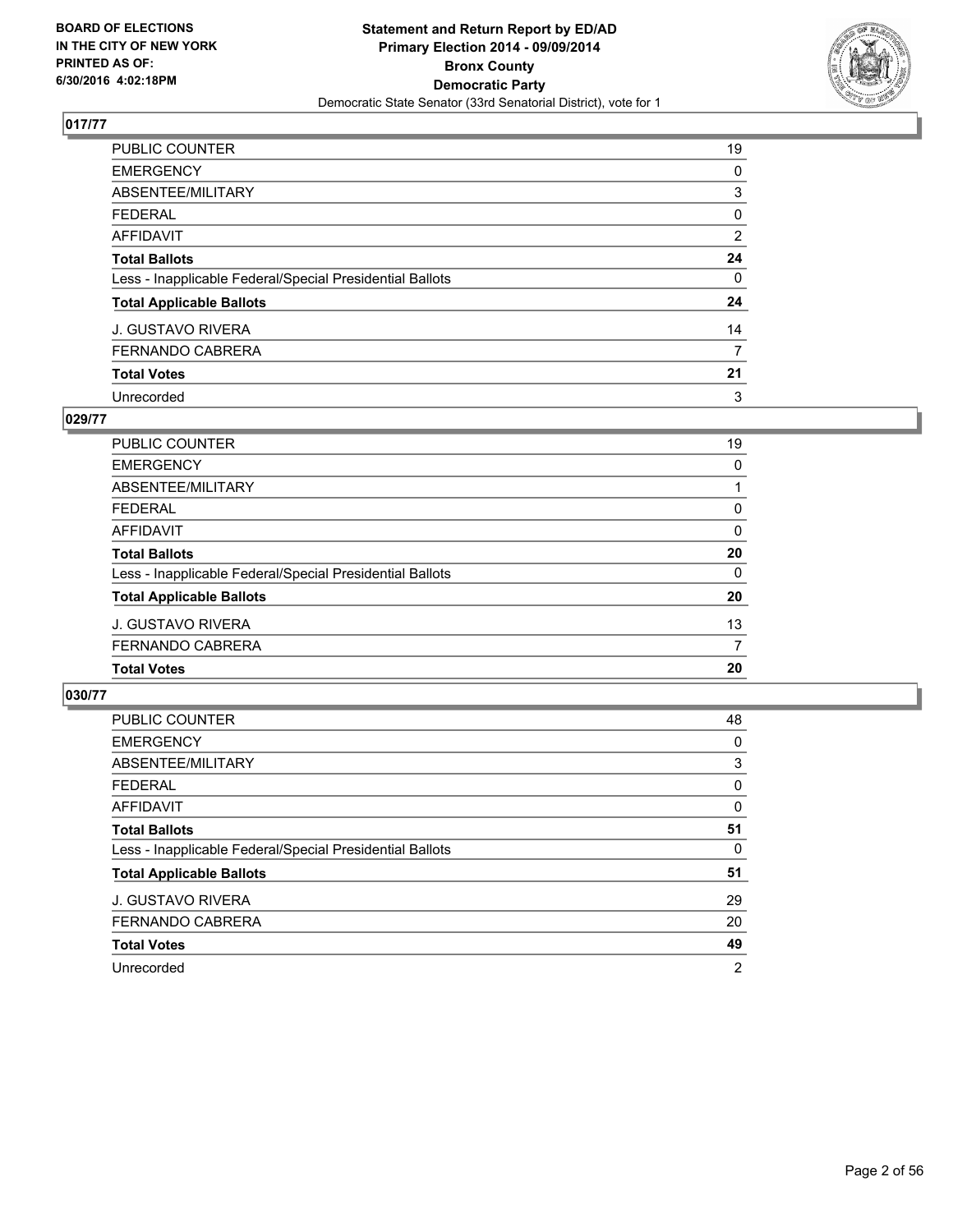## 017/77

| | |
|---|---|
| PUBLIC COUNTER | 19 |
| EMERGENCY | 0 |
| ABSENTEE/MILITARY | 3 |
| FEDERAL | 0 |
| AFFIDAVIT | 2 |
| **Total Ballots** | **24** |
| Less - Inapplicable Federal/Special Presidential Ballots | 0 |
| **Total Applicable Ballots** | **24** |
| J. GUSTAVO RIVERA | 14 |
| FERNANDO CABRERA | 7 |
| **Total Votes** | **21** |
| Unrecorded | 3 |

## 029/77

| | |
|---|---|
| PUBLIC COUNTER | 19 |
| EMERGENCY | 0 |
| ABSENTEE/MILITARY | 1 |
| FEDERAL | 0 |
| AFFIDAVIT | 0 |
| **Total Ballots** | **20** |
| Less - Inapplicable Federal/Special Presidential Ballots | 0 |
| **Total Applicable Ballots** | **20** |
| J. GUSTAVO RIVERA | 13 |
| FERNANDO CABRERA | 7 |
| **Total Votes** | **20** |

## 030/77

| | |
|---|---|
| PUBLIC COUNTER | 48 |
| EMERGENCY | 0 |
| ABSENTEE/MILITARY | 3 |
| FEDERAL | 0 |
| AFFIDAVIT | 0 |
| **Total Ballots** | **51** |
| Less - Inapplicable Federal/Special Presidential Ballots | 0 |
| **Total Applicable Ballots** | **51** |
| J. GUSTAVO RIVERA | 29 |
| FERNANDO CABRERA | 20 |
| **Total Votes** | **49** |
| Unrecorded | 2 |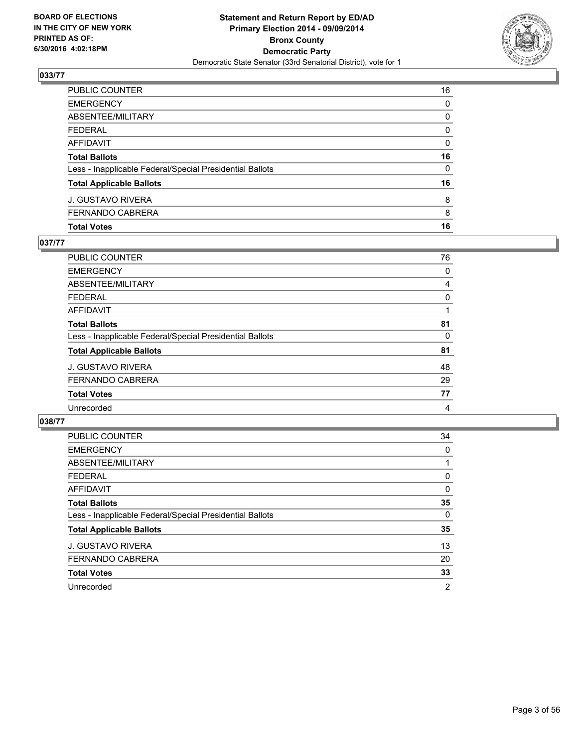BOARD OF ELECTIONS
IN THE CITY OF NEW YORK
PRINTED AS OF:
6/30/2016 4:02:18PM

**Statement and Return Report by ED/AD**
**Primary Election 2014 - 09/09/2014**
**Bronx County**
**Democratic Party**
Democratic State Senator (33rd Senatorial District), vote for 1

### 033/77

| | |
|---|---|
| PUBLIC COUNTER | 16 |
| EMERGENCY | 0 |
| ABSENTEE/MILITARY | 0 |
| FEDERAL | 0 |
| AFFIDAVIT | 0 |
| **Total Ballots** | **16** |
| Less - Inapplicable Federal/Special Presidential Ballots | 0 |
| **Total Applicable Ballots** | **16** |
| J. GUSTAVO RIVERA | 8 |
| FERNANDO CABRERA | 8 |
| **Total Votes** | **16** |

### 037/77

| | |
|---|---|
| PUBLIC COUNTER | 76 |
| EMERGENCY | 0 |
| ABSENTEE/MILITARY | 4 |
| FEDERAL | 0 |
| AFFIDAVIT | 1 |
| **Total Ballots** | **81** |
| Less - Inapplicable Federal/Special Presidential Ballots | 0 |
| **Total Applicable Ballots** | **81** |
| J. GUSTAVO RIVERA | 48 |
| FERNANDO CABRERA | 29 |
| **Total Votes** | **77** |
| Unrecorded | 4 |

### 038/77

| | |
|---|---|
| PUBLIC COUNTER | 34 |
| EMERGENCY | 0 |
| ABSENTEE/MILITARY | 1 |
| FEDERAL | 0 |
| AFFIDAVIT | 0 |
| **Total Ballots** | **35** |
| Less - Inapplicable Federal/Special Presidential Ballots | 0 |
| **Total Applicable Ballots** | **35** |
| J. GUSTAVO RIVERA | 13 |
| FERNANDO CABRERA | 20 |
| **Total Votes** | **33** |
| Unrecorded | 2 |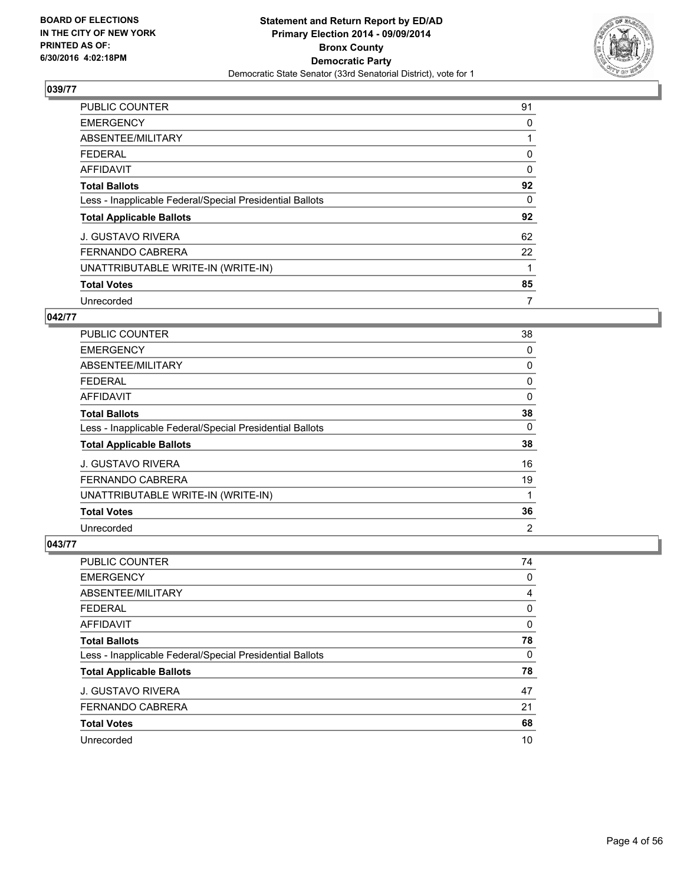BOARD OF ELECTIONS
IN THE CITY OF NEW YORK
PRINTED AS OF:
6/30/2016 4:02:18PM

**Statement and Return Report by ED/AD**
**Primary Election 2014 - 09/09/2014**
**Bronx County**
**Democratic Party**
Democratic State Senator (33rd Senatorial District), vote for 1

## 039/77

| | |
|---|---|
| PUBLIC COUNTER | 91 |
| EMERGENCY | 0 |
| ABSENTEE/MILITARY | 1 |
| FEDERAL | 0 |
| AFFIDAVIT | 0 |
| **Total Ballots** | **92** |
| Less - Inapplicable Federal/Special Presidential Ballots | 0 |
| **Total Applicable Ballots** | **92** |
| J. GUSTAVO RIVERA | 62 |
| FERNANDO CABRERA | 22 |
| UNATTRIBUTABLE WRITE-IN (WRITE-IN) | 1 |
| **Total Votes** | **85** |
| Unrecorded | 7 |

## 042/77

| | |
|---|---|
| PUBLIC COUNTER | 38 |
| EMERGENCY | 0 |
| ABSENTEE/MILITARY | 0 |
| FEDERAL | 0 |
| AFFIDAVIT | 0 |
| **Total Ballots** | **38** |
| Less - Inapplicable Federal/Special Presidential Ballots | 0 |
| **Total Applicable Ballots** | **38** |
| J. GUSTAVO RIVERA | 16 |
| FERNANDO CABRERA | 19 |
| UNATTRIBUTABLE WRITE-IN (WRITE-IN) | 1 |
| **Total Votes** | **36** |
| Unrecorded | 2 |

## 043/77

| | |
|---|---|
| PUBLIC COUNTER | 74 |
| EMERGENCY | 0 |
| ABSENTEE/MILITARY | 4 |
| FEDERAL | 0 |
| AFFIDAVIT | 0 |
| **Total Ballots** | **78** |
| Less - Inapplicable Federal/Special Presidential Ballots | 0 |
| **Total Applicable Ballots** | **78** |
| J. GUSTAVO RIVERA | 47 |
| FERNANDO CABRERA | 21 |
| **Total Votes** | **68** |
| Unrecorded | 10 |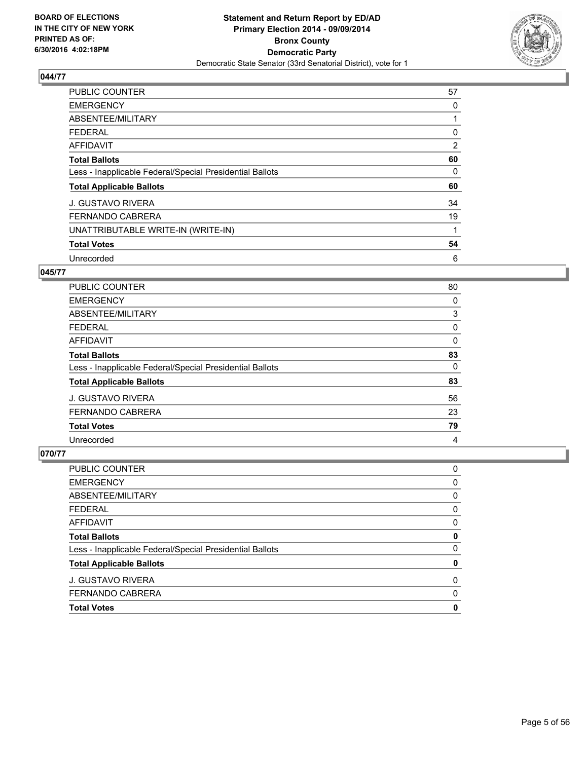## 044/77

| | |
|---|---|
| PUBLIC COUNTER | 57 |
| EMERGENCY | 0 |
| ABSENTEE/MILITARY | 1 |
| FEDERAL | 0 |
| AFFIDAVIT | 2 |
| **Total Ballots** | **60** |
| Less - Inapplicable Federal/Special Presidential Ballots | 0 |
| **Total Applicable Ballots** | **60** |
| J. GUSTAVO RIVERA | 34 |
| FERNANDO CABRERA | 19 |
| UNATTRIBUTABLE WRITE-IN (WRITE-IN) | 1 |
| **Total Votes** | **54** |
| Unrecorded | 6 |

## 045/77

| | |
|---|---|
| PUBLIC COUNTER | 80 |
| EMERGENCY | 0 |
| ABSENTEE/MILITARY | 3 |
| FEDERAL | 0 |
| AFFIDAVIT | 0 |
| **Total Ballots** | **83** |
| Less - Inapplicable Federal/Special Presidential Ballots | 0 |
| **Total Applicable Ballots** | **83** |
| J. GUSTAVO RIVERA | 56 |
| FERNANDO CABRERA | 23 |
| **Total Votes** | **79** |
| Unrecorded | 4 |

## 070/77

| | |
|---|---|
| PUBLIC COUNTER | 0 |
| EMERGENCY | 0 |
| ABSENTEE/MILITARY | 0 |
| FEDERAL | 0 |
| AFFIDAVIT | 0 |
| **Total Ballots** | **0** |
| Less - Inapplicable Federal/Special Presidential Ballots | 0 |
| **Total Applicable Ballots** | **0** |
| J. GUSTAVO RIVERA | 0 |
| FERNANDO CABRERA | 0 |
| **Total Votes** | **0** |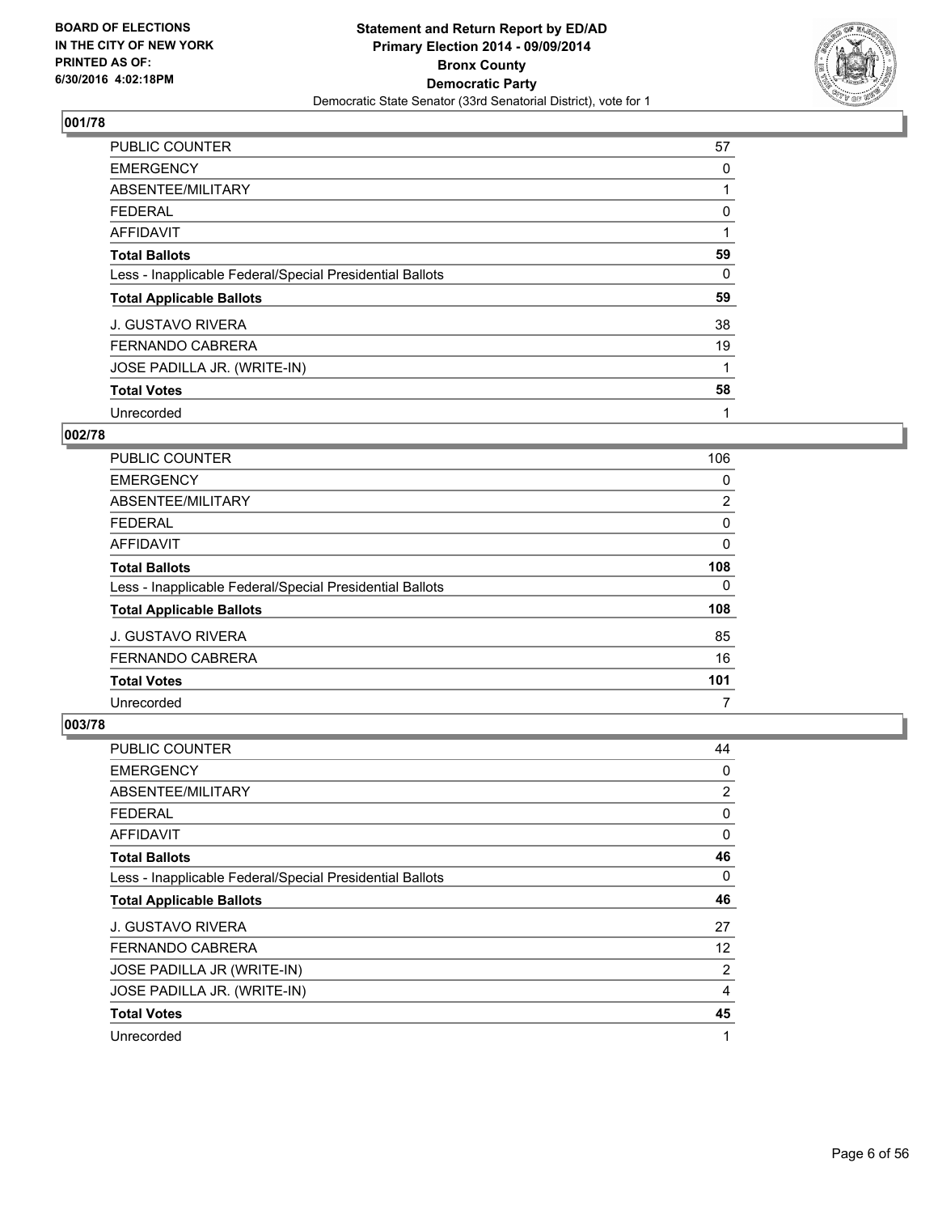BOARD OF ELECTIONS
IN THE CITY OF NEW YORK
PRINTED AS OF:
6/30/2016 4:02:18PM

**Statement and Return Report by ED/AD**
**Primary Election 2014 - 09/09/2014**
**Bronx County**
**Democratic Party**
Democratic State Senator (33rd Senatorial District), vote for 1

## 001/78

| | |
|---|---|
| PUBLIC COUNTER | 57 |
| EMERGENCY | 0 |
| ABSENTEE/MILITARY | 1 |
| FEDERAL | 0 |
| AFFIDAVIT | 1 |
| **Total Ballots** | **59** |
| Less - Inapplicable Federal/Special Presidential Ballots | 0 |
| **Total Applicable Ballots** | **59** |
| J. GUSTAVO RIVERA | 38 |
| FERNANDO CABRERA | 19 |
| JOSE PADILLA JR. (WRITE-IN) | 1 |
| **Total Votes** | **58** |
| Unrecorded | 1 |

## 002/78

| | |
|---|---|
| PUBLIC COUNTER | 106 |
| EMERGENCY | 0 |
| ABSENTEE/MILITARY | 2 |
| FEDERAL | 0 |
| AFFIDAVIT | 0 |
| **Total Ballots** | **108** |
| Less - Inapplicable Federal/Special Presidential Ballots | 0 |
| **Total Applicable Ballots** | **108** |
| J. GUSTAVO RIVERA | 85 |
| FERNANDO CABRERA | 16 |
| **Total Votes** | **101** |
| Unrecorded | 7 |

## 003/78

| | |
|---|---|
| PUBLIC COUNTER | 44 |
| EMERGENCY | 0 |
| ABSENTEE/MILITARY | 2 |
| FEDERAL | 0 |
| AFFIDAVIT | 0 |
| **Total Ballots** | **46** |
| Less - Inapplicable Federal/Special Presidential Ballots | 0 |
| **Total Applicable Ballots** | **46** |
| J. GUSTAVO RIVERA | 27 |
| FERNANDO CABRERA | 12 |
| JOSE PADILLA JR (WRITE-IN) | 2 |
| JOSE PADILLA JR. (WRITE-IN) | 4 |
| **Total Votes** | **45** |
| Unrecorded | 1 |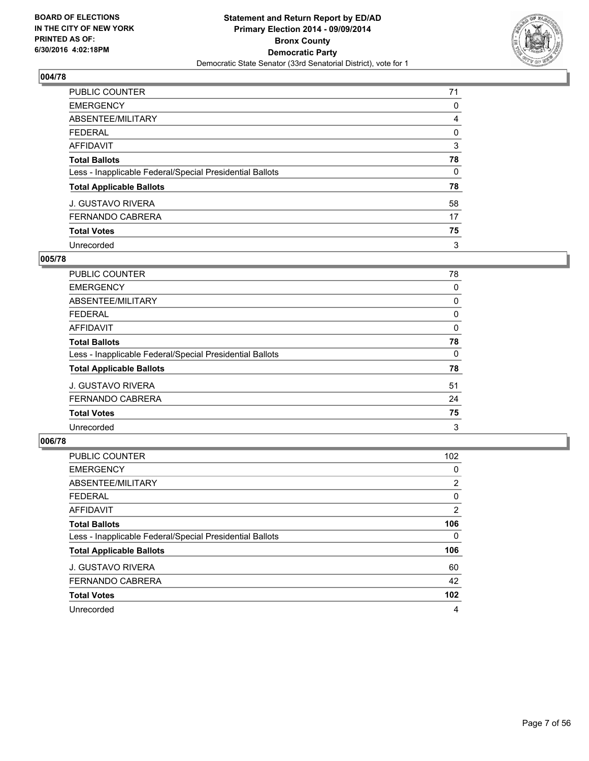BOARD OF ELECTIONS
IN THE CITY OF NEW YORK
PRINTED AS OF:
6/30/2016 4:02:18PM

**Statement and Return Report by ED/AD**
**Primary Election 2014 - 09/09/2014**
**Bronx County**
**Democratic Party**
Democratic State Senator (33rd Senatorial District), vote for 1

### 004/78

| | |
|---|---|
| PUBLIC COUNTER | 71 |
| EMERGENCY | 0 |
| ABSENTEE/MILITARY | 4 |
| FEDERAL | 0 |
| AFFIDAVIT | 3 |
| **Total Ballots** | **78** |
| Less - Inapplicable Federal/Special Presidential Ballots | 0 |
| **Total Applicable Ballots** | **78** |
| J. GUSTAVO RIVERA | 58 |
| FERNANDO CABRERA | 17 |
| **Total Votes** | **75** |
| Unrecorded | 3 |

### 005/78

| | |
|---|---|
| PUBLIC COUNTER | 78 |
| EMERGENCY | 0 |
| ABSENTEE/MILITARY | 0 |
| FEDERAL | 0 |
| AFFIDAVIT | 0 |
| **Total Ballots** | **78** |
| Less - Inapplicable Federal/Special Presidential Ballots | 0 |
| **Total Applicable Ballots** | **78** |
| J. GUSTAVO RIVERA | 51 |
| FERNANDO CABRERA | 24 |
| **Total Votes** | **75** |
| Unrecorded | 3 |

### 006/78

| | |
|---|---|
| PUBLIC COUNTER | 102 |
| EMERGENCY | 0 |
| ABSENTEE/MILITARY | 2 |
| FEDERAL | 0 |
| AFFIDAVIT | 2 |
| **Total Ballots** | **106** |
| Less - Inapplicable Federal/Special Presidential Ballots | 0 |
| **Total Applicable Ballots** | **106** |
| J. GUSTAVO RIVERA | 60 |
| FERNANDO CABRERA | 42 |
| **Total Votes** | **102** |
| Unrecorded | 4 |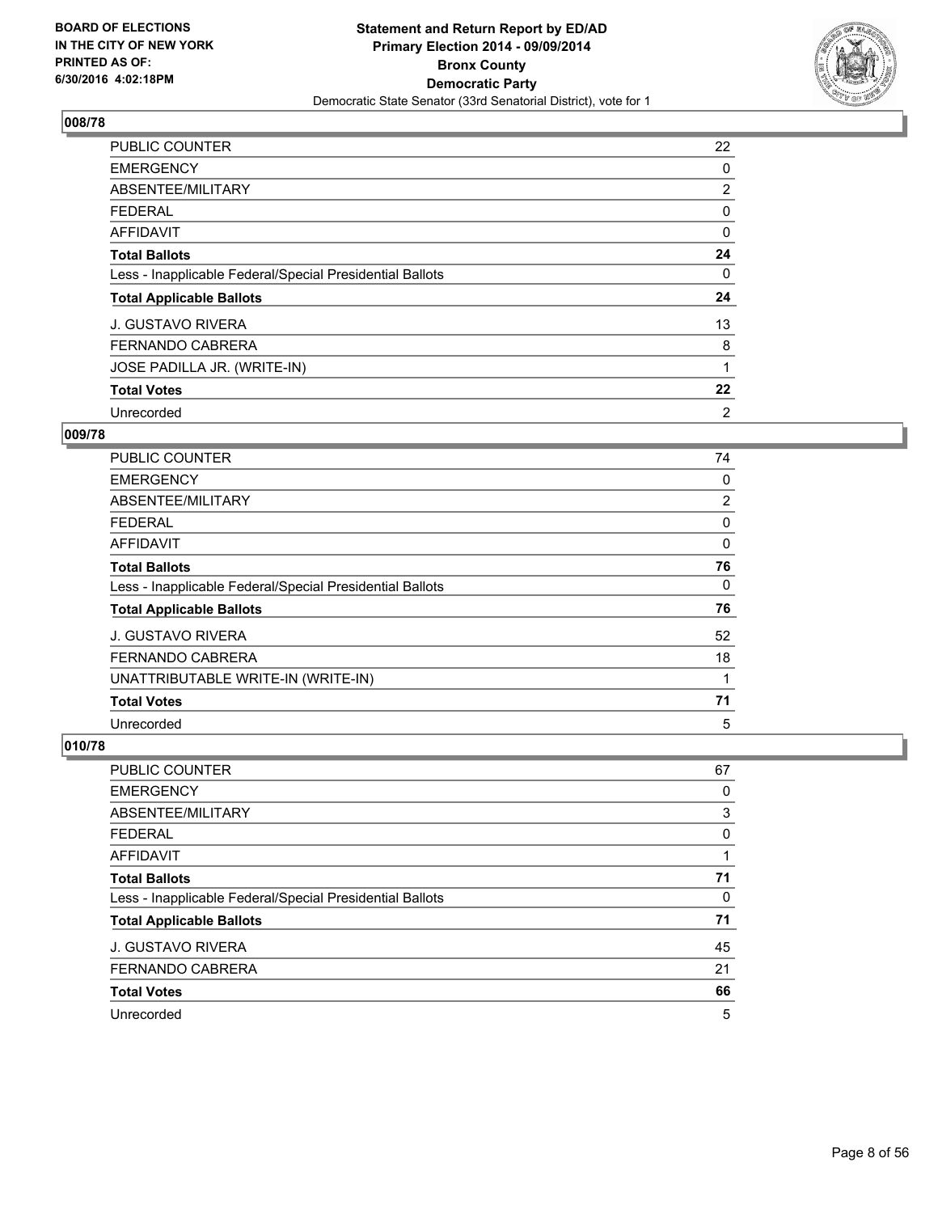BOARD OF ELECTIONS
IN THE CITY OF NEW YORK
PRINTED AS OF:
6/30/2016 4:02:18PM

**Statement and Return Report by ED/AD**
**Primary Election 2014 - 09/09/2014**
**Bronx County**
**Democratic Party**
Democratic State Senator (33rd Senatorial District), vote for 1

## 008/78

| | |
|---|---|
| PUBLIC COUNTER | 22 |
| EMERGENCY | 0 |
| ABSENTEE/MILITARY | 2 |
| FEDERAL | 0 |
| AFFIDAVIT | 0 |
| **Total Ballots** | **24** |
| Less - Inapplicable Federal/Special Presidential Ballots | 0 |
| **Total Applicable Ballots** | **24** |
| J. GUSTAVO RIVERA | 13 |
| FERNANDO CABRERA | 8 |
| JOSE PADILLA JR. (WRITE-IN) | 1 |
| **Total Votes** | **22** |
| Unrecorded | 2 |

## 009/78

| | |
|---|---|
| PUBLIC COUNTER | 74 |
| EMERGENCY | 0 |
| ABSENTEE/MILITARY | 2 |
| FEDERAL | 0 |
| AFFIDAVIT | 0 |
| **Total Ballots** | **76** |
| Less - Inapplicable Federal/Special Presidential Ballots | 0 |
| **Total Applicable Ballots** | **76** |
| J. GUSTAVO RIVERA | 52 |
| FERNANDO CABRERA | 18 |
| UNATTRIBUTABLE WRITE-IN (WRITE-IN) | 1 |
| **Total Votes** | **71** |
| Unrecorded | 5 |

## 010/78

| | |
|---|---|
| PUBLIC COUNTER | 67 |
| EMERGENCY | 0 |
| ABSENTEE/MILITARY | 3 |
| FEDERAL | 0 |
| AFFIDAVIT | 1 |
| **Total Ballots** | **71** |
| Less - Inapplicable Federal/Special Presidential Ballots | 0 |
| **Total Applicable Ballots** | **71** |
| J. GUSTAVO RIVERA | 45 |
| FERNANDO CABRERA | 21 |
| **Total Votes** | **66** |
| Unrecorded | 5 |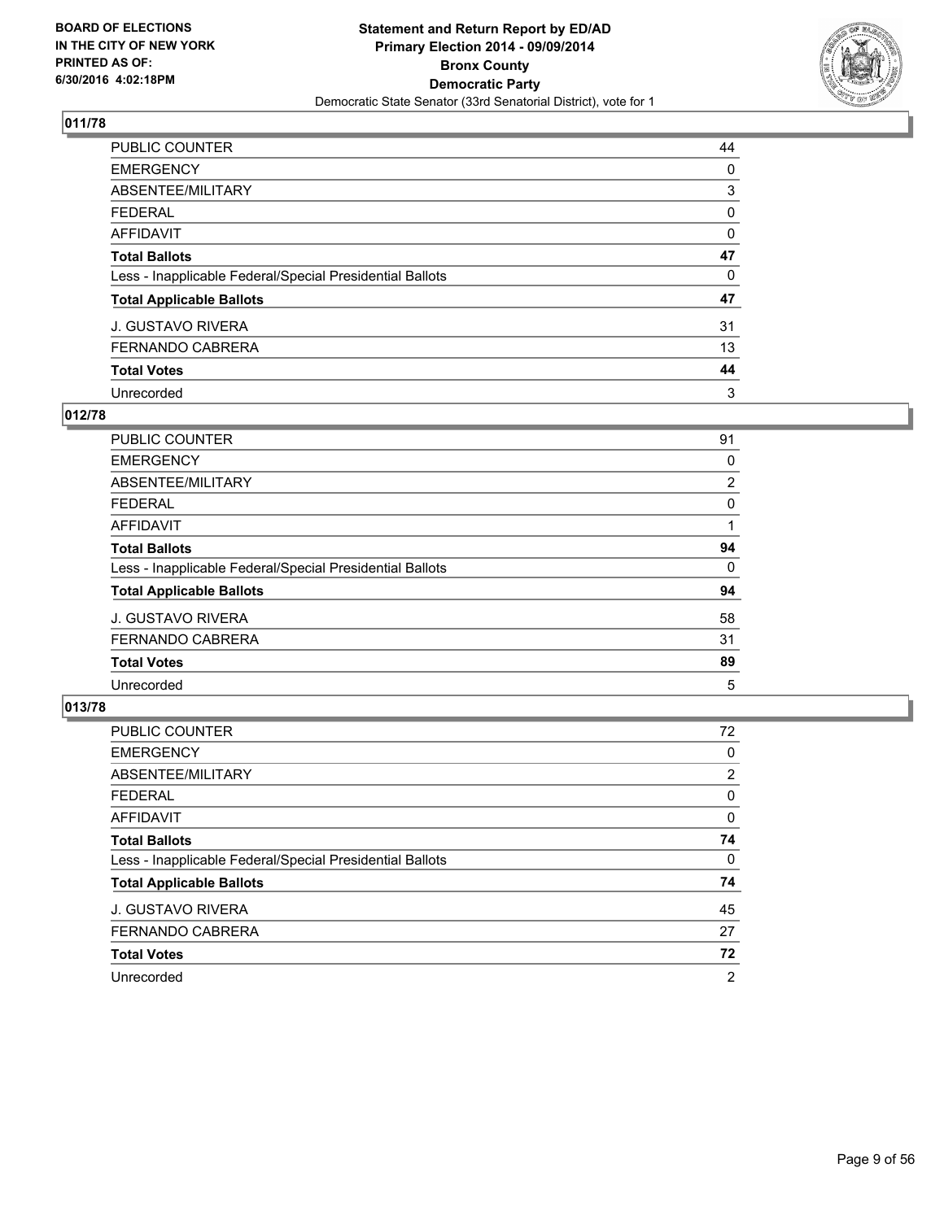## 011/78

| | |
|---|---|
| PUBLIC COUNTER | 44 |
| EMERGENCY | 0 |
| ABSENTEE/MILITARY | 3 |
| FEDERAL | 0 |
| AFFIDAVIT | 0 |
| **Total Ballots** | **47** |
| Less - Inapplicable Federal/Special Presidential Ballots | 0 |
| **Total Applicable Ballots** | **47** |
| J. GUSTAVO RIVERA | 31 |
| FERNANDO CABRERA | 13 |
| **Total Votes** | **44** |
| Unrecorded | 3 |

## 012/78

| | |
|---|---|
| PUBLIC COUNTER | 91 |
| EMERGENCY | 0 |
| ABSENTEE/MILITARY | 2 |
| FEDERAL | 0 |
| AFFIDAVIT | 1 |
| **Total Ballots** | **94** |
| Less - Inapplicable Federal/Special Presidential Ballots | 0 |
| **Total Applicable Ballots** | **94** |
| J. GUSTAVO RIVERA | 58 |
| FERNANDO CABRERA | 31 |
| **Total Votes** | **89** |
| Unrecorded | 5 |

## 013/78

| | |
|---|---|
| PUBLIC COUNTER | 72 |
| EMERGENCY | 0 |
| ABSENTEE/MILITARY | 2 |
| FEDERAL | 0 |
| AFFIDAVIT | 0 |
| **Total Ballots** | **74** |
| Less - Inapplicable Federal/Special Presidential Ballots | 0 |
| **Total Applicable Ballots** | **74** |
| J. GUSTAVO RIVERA | 45 |
| FERNANDO CABRERA | 27 |
| **Total Votes** | **72** |
| Unrecorded | 2 |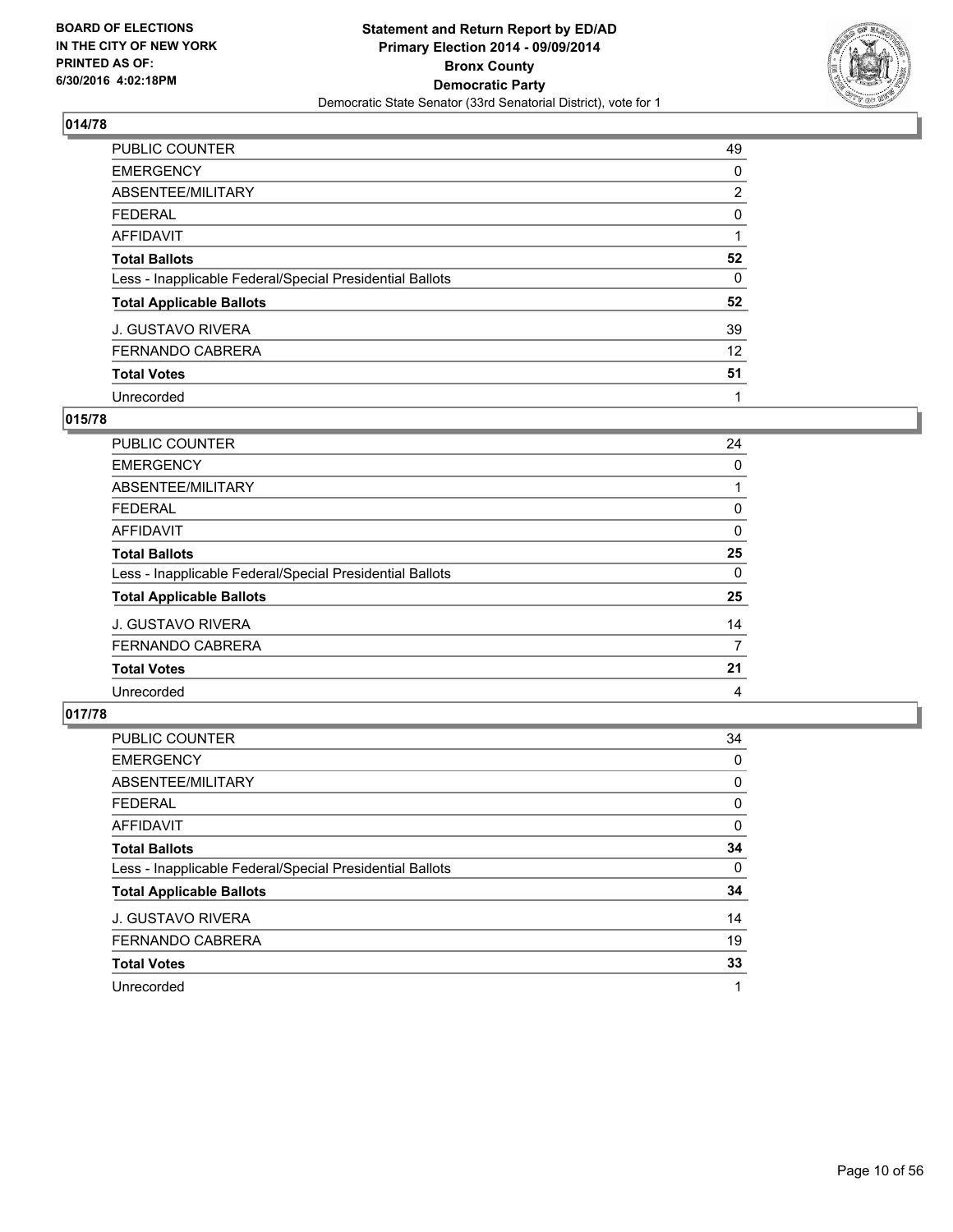BOARD OF ELECTIONS
IN THE CITY OF NEW YORK
PRINTED AS OF:
6/30/2016 4:02:18PM

**Statement and Return Report by ED/AD**
**Primary Election 2014 - 09/09/2014**
**Bronx County**
**Democratic Party**
Democratic State Senator (33rd Senatorial District), vote for 1

## 014/78

| | |
|---|---|
| PUBLIC COUNTER | 49 |
| EMERGENCY | 0 |
| ABSENTEE/MILITARY | 2 |
| FEDERAL | 0 |
| AFFIDAVIT | 1 |
| **Total Ballots** | **52** |
| Less - Inapplicable Federal/Special Presidential Ballots | 0 |
| **Total Applicable Ballots** | **52** |
| J. GUSTAVO RIVERA | 39 |
| FERNANDO CABRERA | 12 |
| **Total Votes** | **51** |
| Unrecorded | 1 |

## 015/78

| | |
|---|---|
| PUBLIC COUNTER | 24 |
| EMERGENCY | 0 |
| ABSENTEE/MILITARY | 1 |
| FEDERAL | 0 |
| AFFIDAVIT | 0 |
| **Total Ballots** | **25** |
| Less - Inapplicable Federal/Special Presidential Ballots | 0 |
| **Total Applicable Ballots** | **25** |
| J. GUSTAVO RIVERA | 14 |
| FERNANDO CABRERA | 7 |
| **Total Votes** | **21** |
| Unrecorded | 4 |

## 017/78

| | |
|---|---|
| PUBLIC COUNTER | 34 |
| EMERGENCY | 0 |
| ABSENTEE/MILITARY | 0 |
| FEDERAL | 0 |
| AFFIDAVIT | 0 |
| **Total Ballots** | **34** |
| Less - Inapplicable Federal/Special Presidential Ballots | 0 |
| **Total Applicable Ballots** | **34** |
| J. GUSTAVO RIVERA | 14 |
| FERNANDO CABRERA | 19 |
| **Total Votes** | **33** |
| Unrecorded | 1 |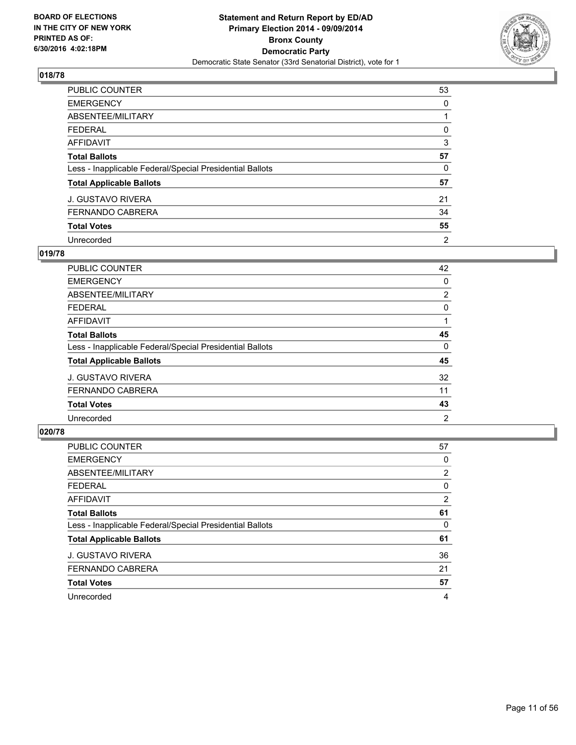**BOARD OF ELECTIONS IN THE CITY OF NEW YORK PRINTED AS OF: 6/30/2016 4:02:18PM**

**Statement and Return Report by ED/AD Primary Election 2014 - 09/09/2014 Bronx County Democratic Party**

Democratic State Senator (33rd Senatorial District), vote for 1

### 018/78

| | |
|---|---|
| PUBLIC COUNTER | 53 |
| EMERGENCY | 0 |
| ABSENTEE/MILITARY | 1 |
| FEDERAL | 0 |
| AFFIDAVIT | 3 |
| **Total Ballots** | **57** |
| Less - Inapplicable Federal/Special Presidential Ballots | 0 |
| **Total Applicable Ballots** | **57** |
| J. GUSTAVO RIVERA | 21 |
| FERNANDO CABRERA | 34 |
| **Total Votes** | **55** |
| Unrecorded | 2 |

### 019/78

| | |
|---|---|
| PUBLIC COUNTER | 42 |
| EMERGENCY | 0 |
| ABSENTEE/MILITARY | 2 |
| FEDERAL | 0 |
| AFFIDAVIT | 1 |
| **Total Ballots** | **45** |
| Less - Inapplicable Federal/Special Presidential Ballots | 0 |
| **Total Applicable Ballots** | **45** |
| J. GUSTAVO RIVERA | 32 |
| FERNANDO CABRERA | 11 |
| **Total Votes** | **43** |
| Unrecorded | 2 |

### 020/78

| | |
|---|---|
| PUBLIC COUNTER | 57 |
| EMERGENCY | 0 |
| ABSENTEE/MILITARY | 2 |
| FEDERAL | 0 |
| AFFIDAVIT | 2 |
| **Total Ballots** | **61** |
| Less - Inapplicable Federal/Special Presidential Ballots | 0 |
| **Total Applicable Ballots** | **61** |
| J. GUSTAVO RIVERA | 36 |
| FERNANDO CABRERA | 21 |
| **Total Votes** | **57** |
| Unrecorded | 4 |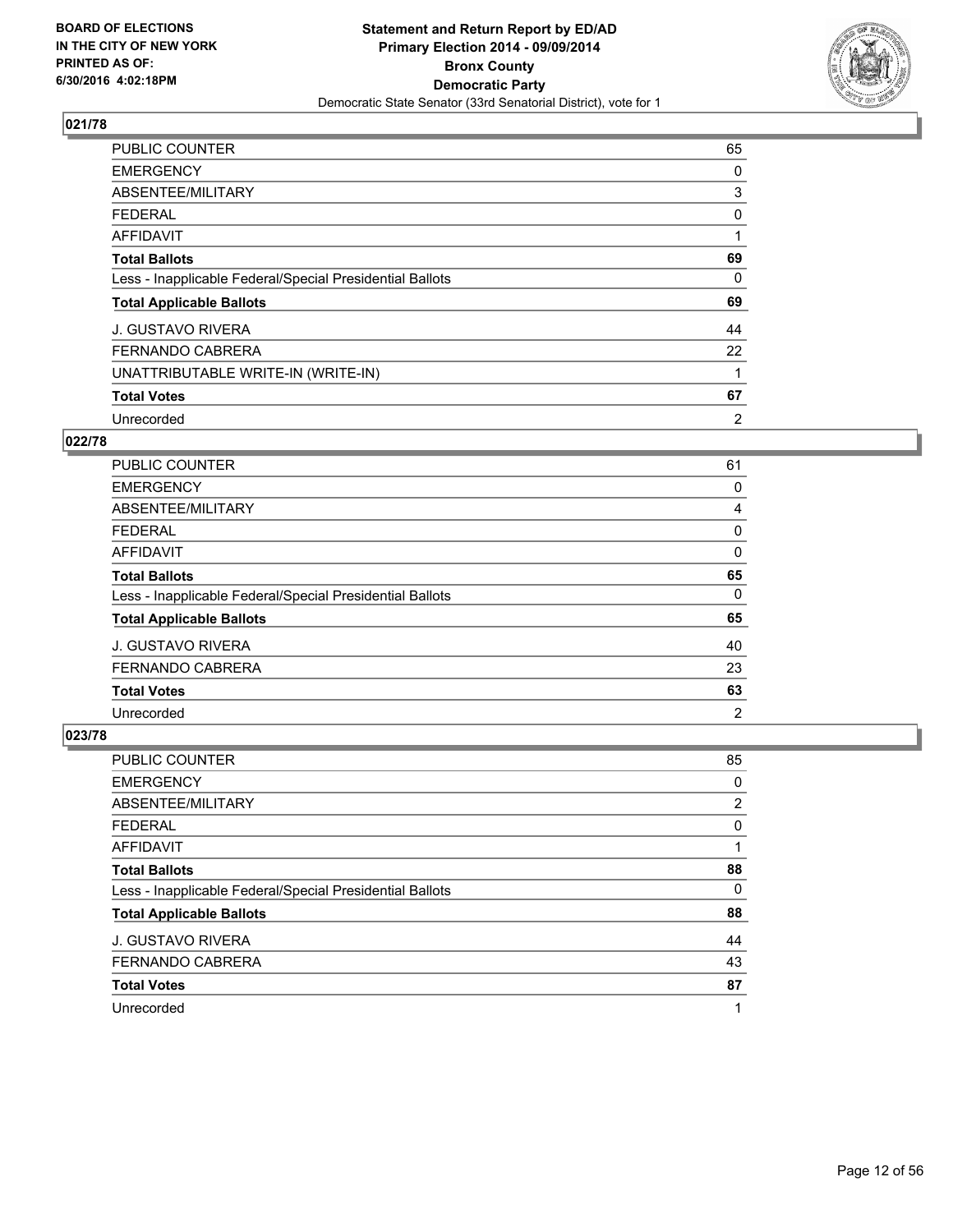## 021/78

| | |
|---|---|
| PUBLIC COUNTER | 65 |
| EMERGENCY | 0 |
| ABSENTEE/MILITARY | 3 |
| FEDERAL | 0 |
| AFFIDAVIT | 1 |
| **Total Ballots** | **69** |
| Less - Inapplicable Federal/Special Presidential Ballots | 0 |
| **Total Applicable Ballots** | **69** |
| J. GUSTAVO RIVERA | 44 |
| FERNANDO CABRERA | 22 |
| UNATTRIBUTABLE WRITE-IN (WRITE-IN) | 1 |
| **Total Votes** | **67** |
| Unrecorded | 2 |

## 022/78

| | |
|---|---|
| PUBLIC COUNTER | 61 |
| EMERGENCY | 0 |
| ABSENTEE/MILITARY | 4 |
| FEDERAL | 0 |
| AFFIDAVIT | 0 |
| **Total Ballots** | **65** |
| Less - Inapplicable Federal/Special Presidential Ballots | 0 |
| **Total Applicable Ballots** | **65** |
| J. GUSTAVO RIVERA | 40 |
| FERNANDO CABRERA | 23 |
| **Total Votes** | **63** |
| Unrecorded | 2 |

## 023/78

| | |
|---|---|
| PUBLIC COUNTER | 85 |
| EMERGENCY | 0 |
| ABSENTEE/MILITARY | 2 |
| FEDERAL | 0 |
| AFFIDAVIT | 1 |
| **Total Ballots** | **88** |
| Less - Inapplicable Federal/Special Presidential Ballots | 0 |
| **Total Applicable Ballots** | **88** |
| J. GUSTAVO RIVERA | 44 |
| FERNANDO CABRERA | 43 |
| **Total Votes** | **87** |
| Unrecorded | 1 |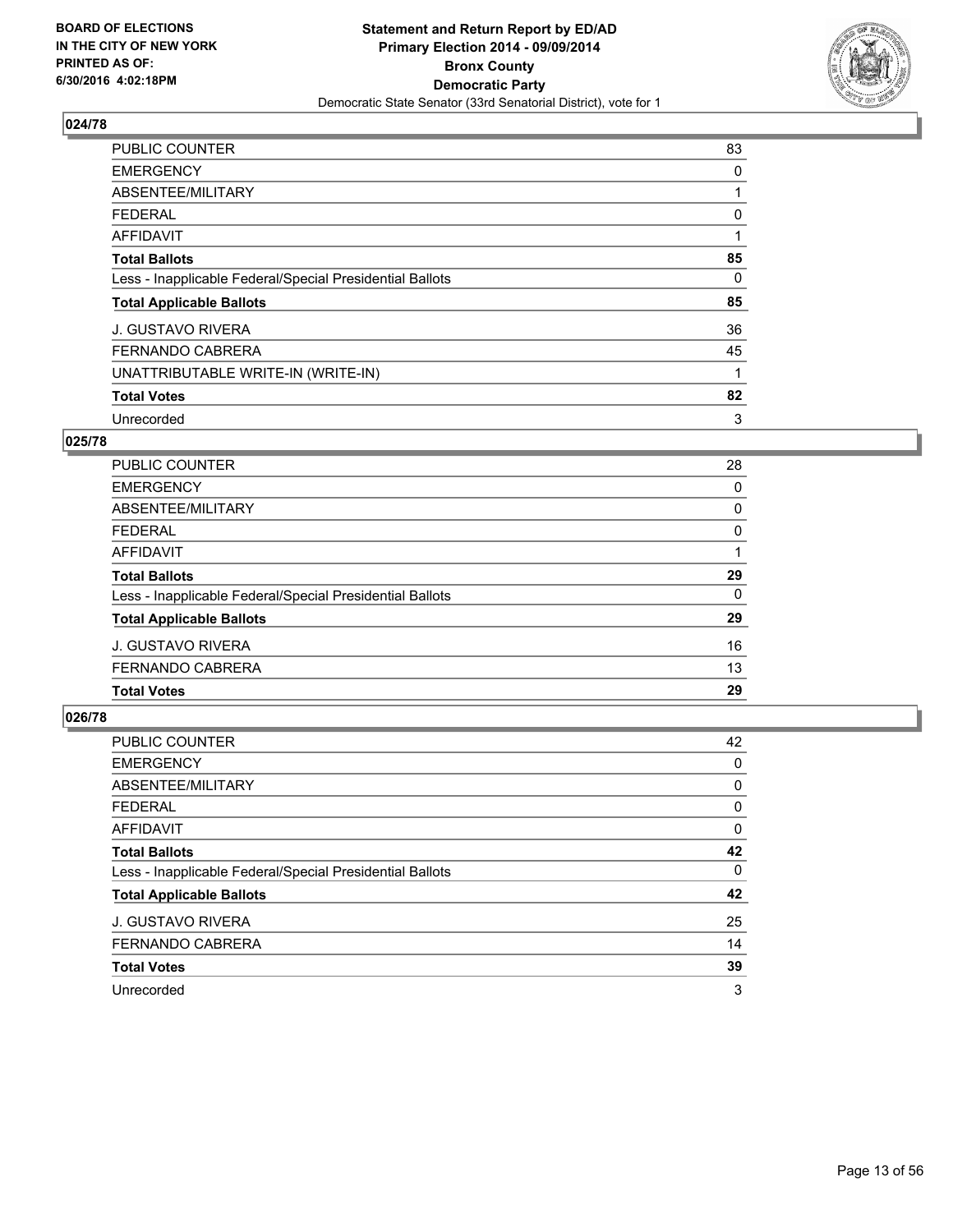**Statement and Return Report by ED/AD**
**Primary Election 2014 - 09/09/2014**
**Bronx County**
**Democratic Party**
Democratic State Senator (33rd Senatorial District), vote for 1

BOARD OF ELECTIONS
IN THE CITY OF NEW YORK
PRINTED AS OF:
6/30/2016 4:02:18PM

### 024/78

| | |
|---|---|
| PUBLIC COUNTER | 83 |
| EMERGENCY | 0 |
| ABSENTEE/MILITARY | 1 |
| FEDERAL | 0 |
| AFFIDAVIT | 1 |
| **Total Ballots** | **85** |
| Less - Inapplicable Federal/Special Presidential Ballots | 0 |
| **Total Applicable Ballots** | **85** |
| J. GUSTAVO RIVERA | 36 |
| FERNANDO CABRERA | 45 |
| UNATTRIBUTABLE WRITE-IN (WRITE-IN) | 1 |
| **Total Votes** | **82** |
| Unrecorded | 3 |

### 025/78

| | |
|---|---|
| PUBLIC COUNTER | 28 |
| EMERGENCY | 0 |
| ABSENTEE/MILITARY | 0 |
| FEDERAL | 0 |
| AFFIDAVIT | 1 |
| **Total Ballots** | **29** |
| Less - Inapplicable Federal/Special Presidential Ballots | 0 |
| **Total Applicable Ballots** | **29** |
| J. GUSTAVO RIVERA | 16 |
| FERNANDO CABRERA | 13 |
| **Total Votes** | **29** |

### 026/78

| | |
|---|---|
| PUBLIC COUNTER | 42 |
| EMERGENCY | 0 |
| ABSENTEE/MILITARY | 0 |
| FEDERAL | 0 |
| AFFIDAVIT | 0 |
| **Total Ballots** | **42** |
| Less - Inapplicable Federal/Special Presidential Ballots | 0 |
| **Total Applicable Ballots** | **42** |
| J. GUSTAVO RIVERA | 25 |
| FERNANDO CABRERA | 14 |
| **Total Votes** | **39** |
| Unrecorded | 3 |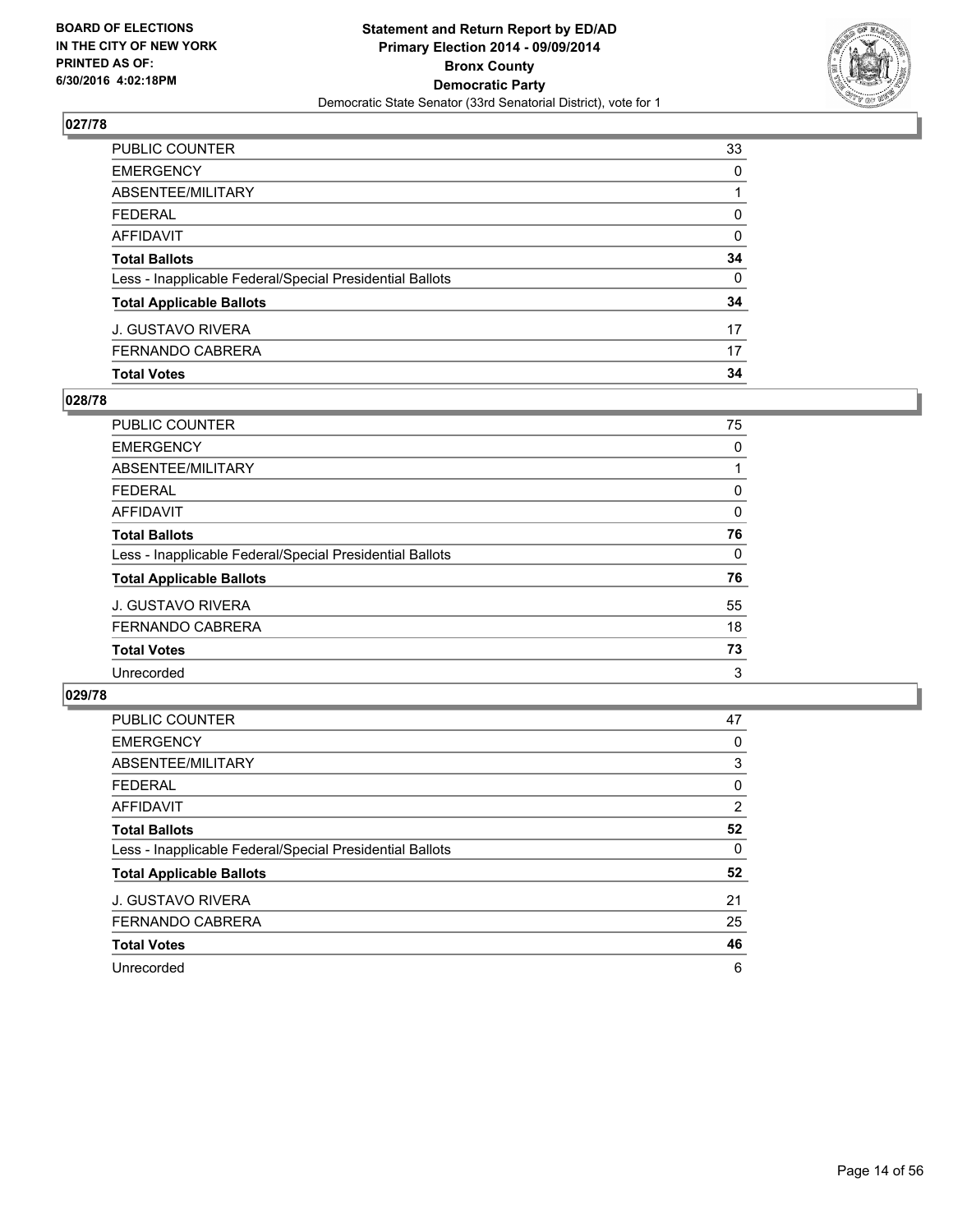**BOARD OF ELECTIONS IN THE CITY OF NEW YORK PRINTED AS OF: 6/30/2016 4:02:18PM**

**Statement and Return Report by ED/AD Primary Election 2014 - 09/09/2014 Bronx County Democratic Party**

Democratic State Senator (33rd Senatorial District), vote for 1

## 027/78

| | |
|---|---|
| PUBLIC COUNTER | 33 |
| EMERGENCY | 0 |
| ABSENTEE/MILITARY | 1 |
| FEDERAL | 0 |
| AFFIDAVIT | 0 |
| **Total Ballots** | **34** |
| Less - Inapplicable Federal/Special Presidential Ballots | 0 |
| **Total Applicable Ballots** | **34** |
| J. GUSTAVO RIVERA | 17 |
| FERNANDO CABRERA | 17 |
| **Total Votes** | **34** |

## 028/78

| | |
|---|---|
| PUBLIC COUNTER | 75 |
| EMERGENCY | 0 |
| ABSENTEE/MILITARY | 1 |
| FEDERAL | 0 |
| AFFIDAVIT | 0 |
| **Total Ballots** | **76** |
| Less - Inapplicable Federal/Special Presidential Ballots | 0 |
| **Total Applicable Ballots** | **76** |
| J. GUSTAVO RIVERA | 55 |
| FERNANDO CABRERA | 18 |
| **Total Votes** | **73** |
| Unrecorded | 3 |

## 029/78

| | |
|---|---|
| PUBLIC COUNTER | 47 |
| EMERGENCY | 0 |
| ABSENTEE/MILITARY | 3 |
| FEDERAL | 0 |
| AFFIDAVIT | 2 |
| **Total Ballots** | **52** |
| Less - Inapplicable Federal/Special Presidential Ballots | 0 |
| **Total Applicable Ballots** | **52** |
| J. GUSTAVO RIVERA | 21 |
| FERNANDO CABRERA | 25 |
| **Total Votes** | **46** |
| Unrecorded | 6 |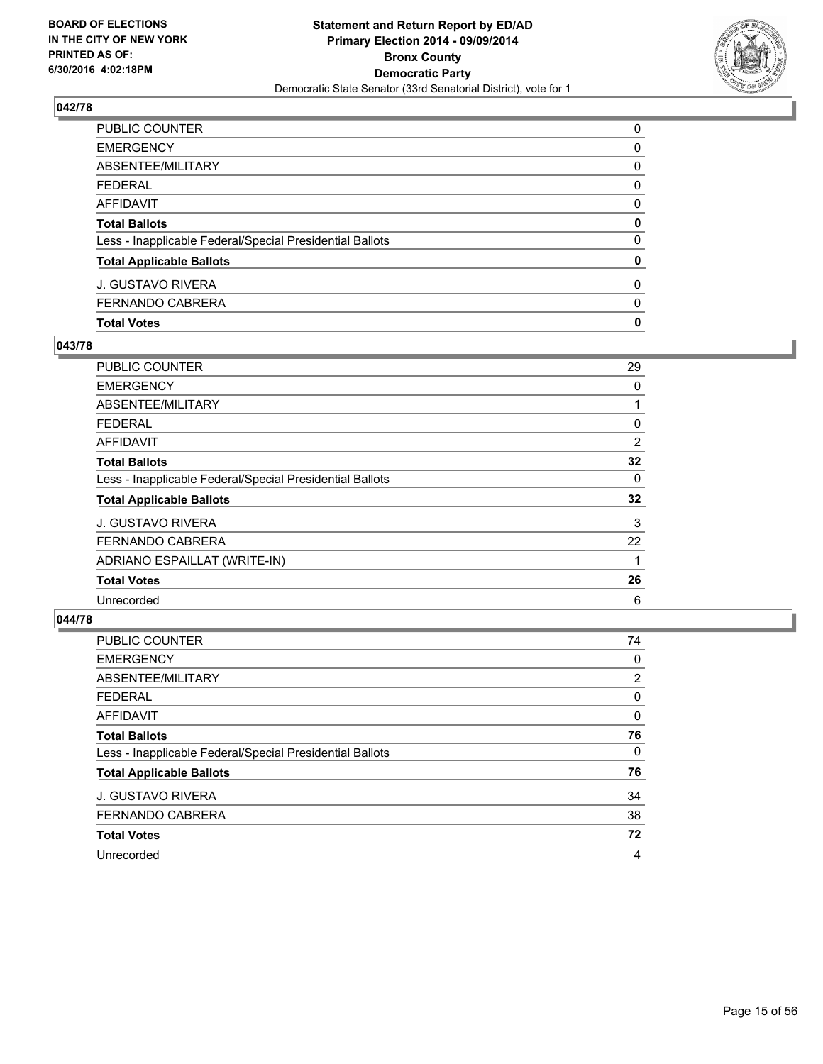**BOARD OF ELECTIONS IN THE CITY OF NEW YORK PRINTED AS OF: 6/30/2016 4:02:18PM**

**Statement and Return Report by ED/AD Primary Election 2014 - 09/09/2014 Bronx County Democratic Party**

Democratic State Senator (33rd Senatorial District), vote for 1

### 042/78

| | |
|---|---|
| PUBLIC COUNTER | 0 |
| EMERGENCY | 0 |
| ABSENTEE/MILITARY | 0 |
| FEDERAL | 0 |
| AFFIDAVIT | 0 |
| **Total Ballots** | **0** |
| Less - Inapplicable Federal/Special Presidential Ballots | 0 |
| **Total Applicable Ballots** | **0** |
| J. GUSTAVO RIVERA | 0 |
| FERNANDO CABRERA | 0 |
| **Total Votes** | **0** |

### 043/78

| | |
|---|---|
| PUBLIC COUNTER | 29 |
| EMERGENCY | 0 |
| ABSENTEE/MILITARY | 1 |
| FEDERAL | 0 |
| AFFIDAVIT | 2 |
| **Total Ballots** | **32** |
| Less - Inapplicable Federal/Special Presidential Ballots | 0 |
| **Total Applicable Ballots** | **32** |
| J. GUSTAVO RIVERA | 3 |
| FERNANDO CABRERA | 22 |
| ADRIANO ESPAILLAT (WRITE-IN) | 1 |
| **Total Votes** | **26** |
| Unrecorded | 6 |

### 044/78

| | |
|---|---|
| PUBLIC COUNTER | 74 |
| EMERGENCY | 0 |
| ABSENTEE/MILITARY | 2 |
| FEDERAL | 0 |
| AFFIDAVIT | 0 |
| **Total Ballots** | **76** |
| Less - Inapplicable Federal/Special Presidential Ballots | 0 |
| **Total Applicable Ballots** | **76** |
| J. GUSTAVO RIVERA | 34 |
| FERNANDO CABRERA | 38 |
| **Total Votes** | **72** |
| Unrecorded | 4 |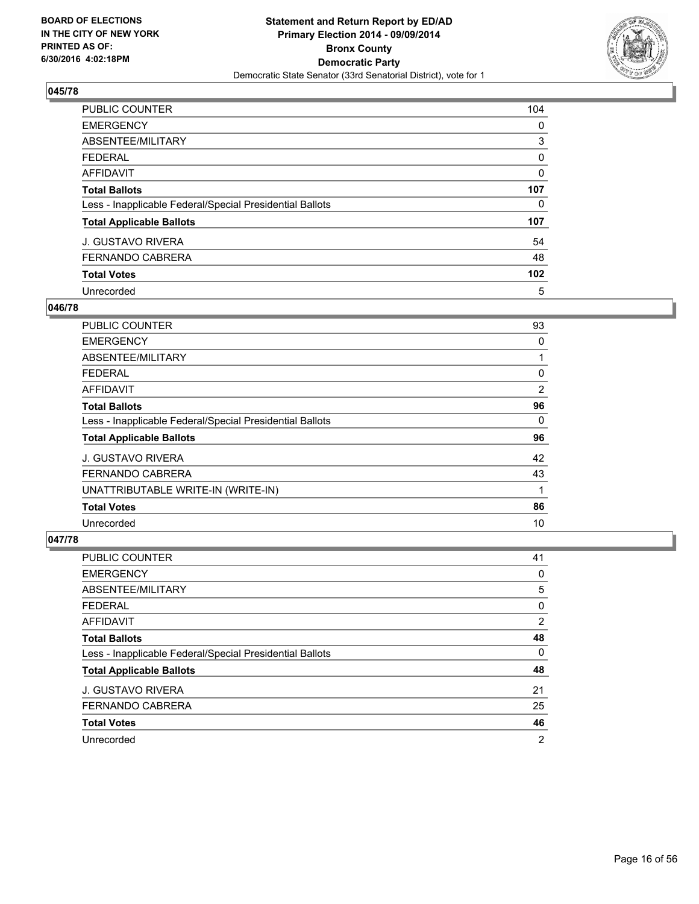BOARD OF ELECTIONS
IN THE CITY OF NEW YORK
PRINTED AS OF:
6/30/2016 4:02:18PM

**Statement and Return Report by ED/AD**
**Primary Election 2014 - 09/09/2014**
**Bronx County**
**Democratic Party**
Democratic State Senator (33rd Senatorial District), vote for 1

### 045/78

| | |
|---|---|
| PUBLIC COUNTER | 104 |
| EMERGENCY | 0 |
| ABSENTEE/MILITARY | 3 |
| FEDERAL | 0 |
| AFFIDAVIT | 0 |
| **Total Ballots** | **107** |
| Less - Inapplicable Federal/Special Presidential Ballots | 0 |
| **Total Applicable Ballots** | **107** |
| J. GUSTAVO RIVERA | 54 |
| FERNANDO CABRERA | 48 |
| **Total Votes** | **102** |
| Unrecorded | 5 |

### 046/78

| | |
|---|---|
| PUBLIC COUNTER | 93 |
| EMERGENCY | 0 |
| ABSENTEE/MILITARY | 1 |
| FEDERAL | 0 |
| AFFIDAVIT | 2 |
| **Total Ballots** | **96** |
| Less - Inapplicable Federal/Special Presidential Ballots | 0 |
| **Total Applicable Ballots** | **96** |
| J. GUSTAVO RIVERA | 42 |
| FERNANDO CABRERA | 43 |
| UNATTRIBUTABLE WRITE-IN (WRITE-IN) | 1 |
| **Total Votes** | **86** |
| Unrecorded | 10 |

### 047/78

| | |
|---|---|
| PUBLIC COUNTER | 41 |
| EMERGENCY | 0 |
| ABSENTEE/MILITARY | 5 |
| FEDERAL | 0 |
| AFFIDAVIT | 2 |
| **Total Ballots** | **48** |
| Less - Inapplicable Federal/Special Presidential Ballots | 0 |
| **Total Applicable Ballots** | **48** |
| J. GUSTAVO RIVERA | 21 |
| FERNANDO CABRERA | 25 |
| **Total Votes** | **46** |
| Unrecorded | 2 |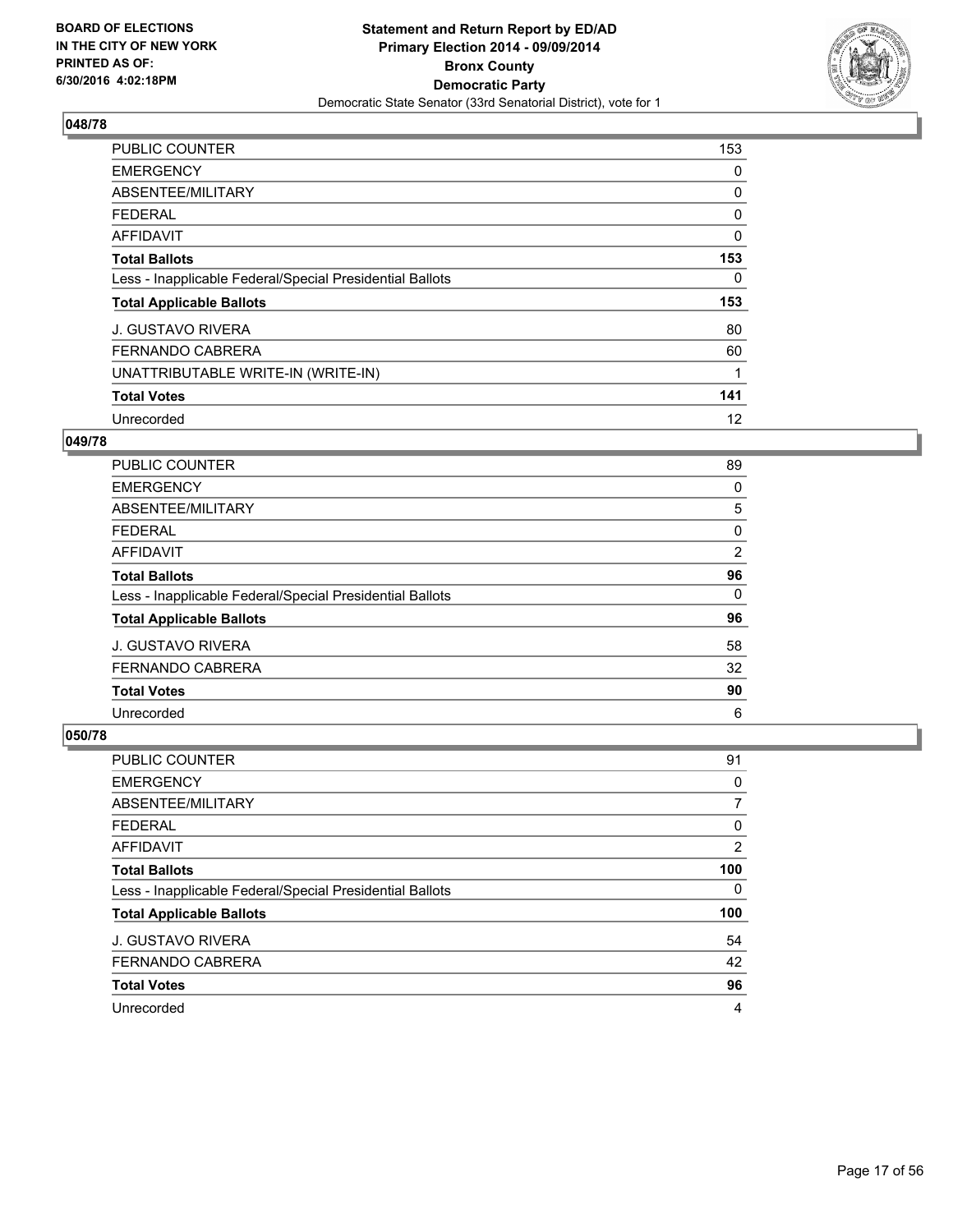BOARD OF ELECTIONS
IN THE CITY OF NEW YORK
PRINTED AS OF:
6/30/2016 4:02:18PM

**Statement and Return Report by ED/AD**
**Primary Election 2014 - 09/09/2014**
**Bronx County**
**Democratic Party**
Democratic State Senator (33rd Senatorial District), vote for 1

### 048/78

| | |
|---|---|
| PUBLIC COUNTER | 153 |
| EMERGENCY | 0 |
| ABSENTEE/MILITARY | 0 |
| FEDERAL | 0 |
| AFFIDAVIT | 0 |
| **Total Ballots** | **153** |
| Less - Inapplicable Federal/Special Presidential Ballots | 0 |
| **Total Applicable Ballots** | **153** |
| J. GUSTAVO RIVERA | 80 |
| FERNANDO CABRERA | 60 |
| UNATTRIBUTABLE WRITE-IN (WRITE-IN) | 1 |
| **Total Votes** | **141** |
| Unrecorded | 12 |

### 049/78

| | |
|---|---|
| PUBLIC COUNTER | 89 |
| EMERGENCY | 0 |
| ABSENTEE/MILITARY | 5 |
| FEDERAL | 0 |
| AFFIDAVIT | 2 |
| **Total Ballots** | **96** |
| Less - Inapplicable Federal/Special Presidential Ballots | 0 |
| **Total Applicable Ballots** | **96** |
| J. GUSTAVO RIVERA | 58 |
| FERNANDO CABRERA | 32 |
| **Total Votes** | **90** |
| Unrecorded | 6 |

### 050/78

| | |
|---|---|
| PUBLIC COUNTER | 91 |
| EMERGENCY | 0 |
| ABSENTEE/MILITARY | 7 |
| FEDERAL | 0 |
| AFFIDAVIT | 2 |
| **Total Ballots** | **100** |
| Less - Inapplicable Federal/Special Presidential Ballots | 0 |
| **Total Applicable Ballots** | **100** |
| J. GUSTAVO RIVERA | 54 |
| FERNANDO CABRERA | 42 |
| **Total Votes** | **96** |
| Unrecorded | 4 |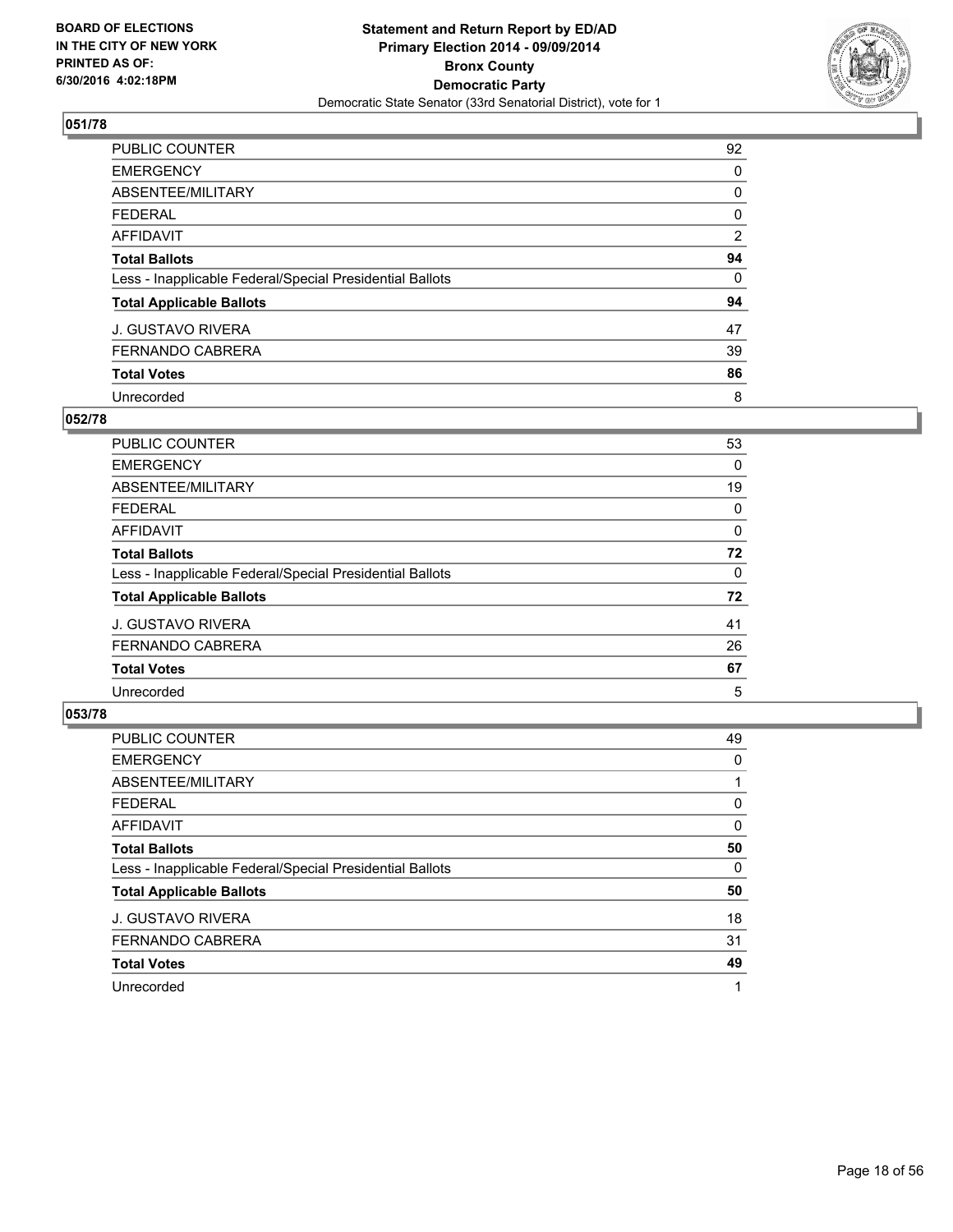**BOARD OF ELECTIONS IN THE CITY OF NEW YORK PRINTED AS OF: 6/30/2016 4:02:18PM**

**Statement and Return Report by ED/AD Primary Election 2014 - 09/09/2014 Bronx County Democratic Party**

Democratic State Senator (33rd Senatorial District), vote for 1

### 051/78

| | |
|---|---|
| PUBLIC COUNTER | 92 |
| EMERGENCY | 0 |
| ABSENTEE/MILITARY | 0 |
| FEDERAL | 0 |
| AFFIDAVIT | 2 |
| **Total Ballots** | **94** |
| Less - Inapplicable Federal/Special Presidential Ballots | 0 |
| **Total Applicable Ballots** | **94** |
| J. GUSTAVO RIVERA | 47 |
| FERNANDO CABRERA | 39 |
| **Total Votes** | **86** |
| Unrecorded | 8 |

### 052/78

| | |
|---|---|
| PUBLIC COUNTER | 53 |
| EMERGENCY | 0 |
| ABSENTEE/MILITARY | 19 |
| FEDERAL | 0 |
| AFFIDAVIT | 0 |
| **Total Ballots** | **72** |
| Less - Inapplicable Federal/Special Presidential Ballots | 0 |
| **Total Applicable Ballots** | **72** |
| J. GUSTAVO RIVERA | 41 |
| FERNANDO CABRERA | 26 |
| **Total Votes** | **67** |
| Unrecorded | 5 |

### 053/78

| | |
|---|---|
| PUBLIC COUNTER | 49 |
| EMERGENCY | 0 |
| ABSENTEE/MILITARY | 1 |
| FEDERAL | 0 |
| AFFIDAVIT | 0 |
| **Total Ballots** | **50** |
| Less - Inapplicable Federal/Special Presidential Ballots | 0 |
| **Total Applicable Ballots** | **50** |
| J. GUSTAVO RIVERA | 18 |
| FERNANDO CABRERA | 31 |
| **Total Votes** | **49** |
| Unrecorded | 1 |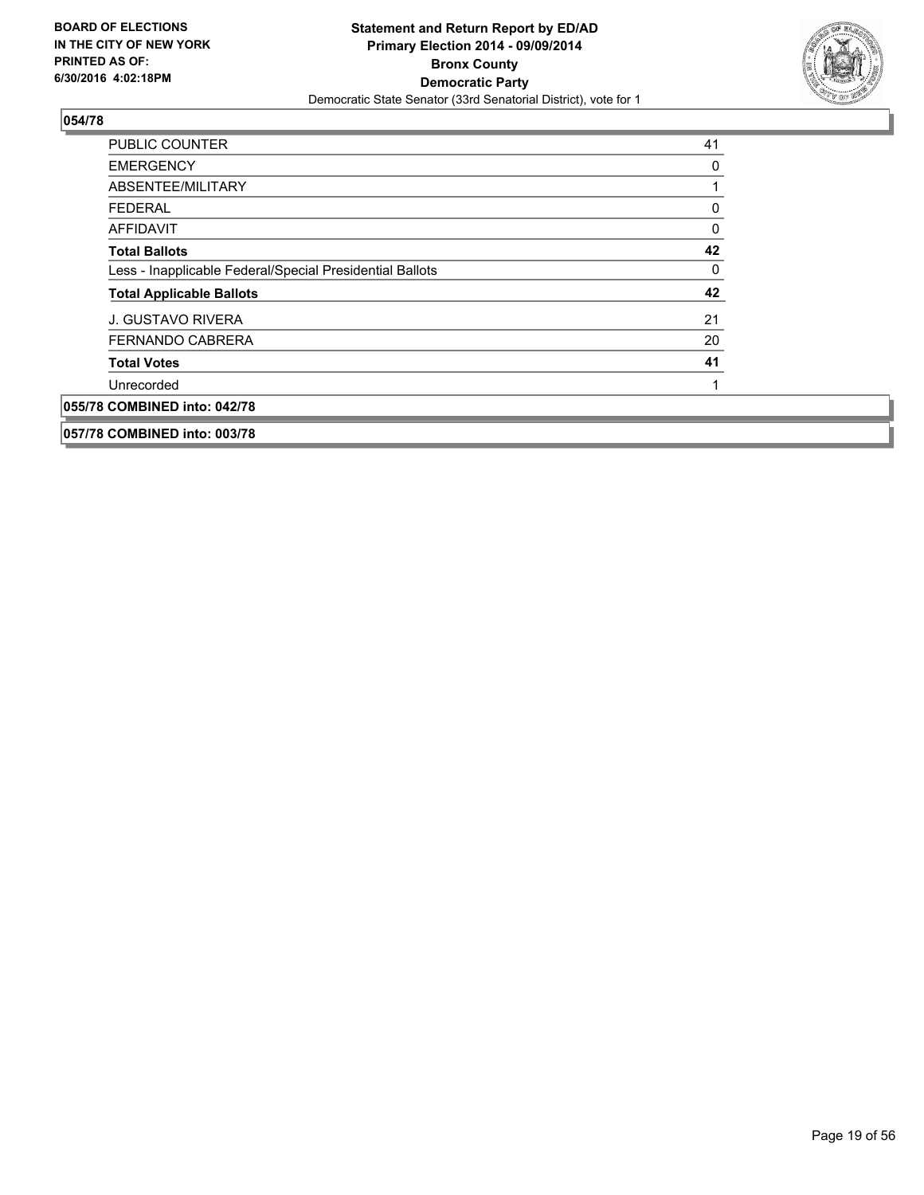**BOARD OF ELECTIONS IN THE CITY OF NEW YORK PRINTED AS OF: 6/30/2016 4:02:18PM**

**Statement and Return Report by ED/AD Primary Election 2014 - 09/09/2014 Bronx County Democratic Party**

Democratic State Senator (33rd Senatorial District), vote for 1

**054/78**

| | |
|---|---|
| PUBLIC COUNTER | 41 |
| EMERGENCY | 0 |
| ABSENTEE/MILITARY | 1 |
| FEDERAL | 0 |
| AFFIDAVIT | 0 |
| **Total Ballots** | **42** |
| Less - Inapplicable Federal/Special Presidential Ballots | 0 |
| **Total Applicable Ballots** | **42** |
| J. GUSTAVO RIVERA | 21 |
| FERNANDO CABRERA | 20 |
| **Total Votes** | **41** |
| Unrecorded | 1 |

**055/78 COMBINED into: 042/78**

**057/78 COMBINED into: 003/78**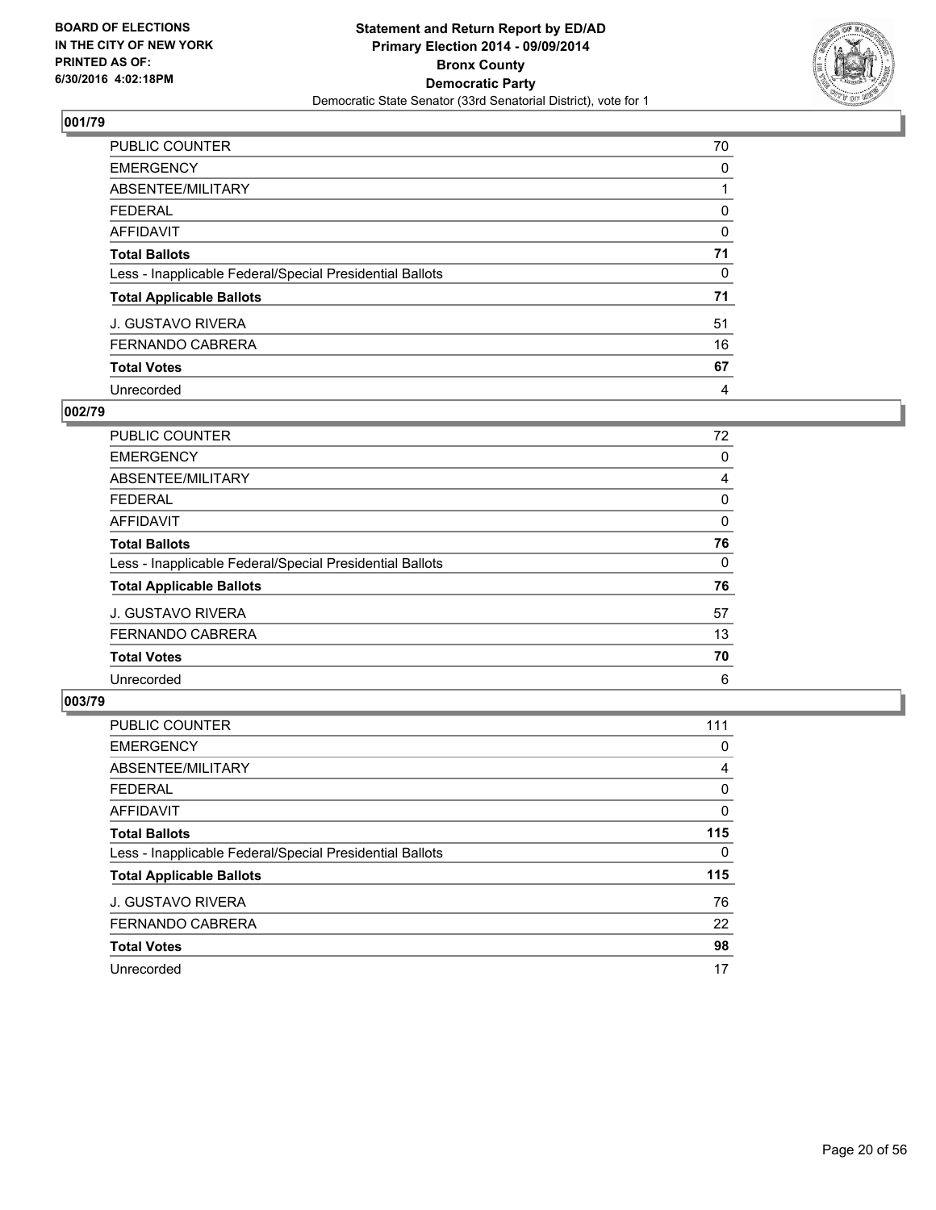BOARD OF ELECTIONS
IN THE CITY OF NEW YORK
PRINTED AS OF:
6/30/2016 4:02:18PM

**Statement and Return Report by ED/AD**
**Primary Election 2014 - 09/09/2014**
**Bronx County**
**Democratic Party**
Democratic State Senator (33rd Senatorial District), vote for 1

### 001/79

| | |
|---|---|
| PUBLIC COUNTER | 70 |
| EMERGENCY | 0 |
| ABSENTEE/MILITARY | 1 |
| FEDERAL | 0 |
| AFFIDAVIT | 0 |
| **Total Ballots** | **71** |
| Less - Inapplicable Federal/Special Presidential Ballots | 0 |
| **Total Applicable Ballots** | **71** |
| J. GUSTAVO RIVERA | 51 |
| FERNANDO CABRERA | 16 |
| **Total Votes** | **67** |
| Unrecorded | 4 |

### 002/79

| | |
|---|---|
| PUBLIC COUNTER | 72 |
| EMERGENCY | 0 |
| ABSENTEE/MILITARY | 4 |
| FEDERAL | 0 |
| AFFIDAVIT | 0 |
| **Total Ballots** | **76** |
| Less - Inapplicable Federal/Special Presidential Ballots | 0 |
| **Total Applicable Ballots** | **76** |
| J. GUSTAVO RIVERA | 57 |
| FERNANDO CABRERA | 13 |
| **Total Votes** | **70** |
| Unrecorded | 6 |

### 003/79

| | |
|---|---|
| PUBLIC COUNTER | 111 |
| EMERGENCY | 0 |
| ABSENTEE/MILITARY | 4 |
| FEDERAL | 0 |
| AFFIDAVIT | 0 |
| **Total Ballots** | **115** |
| Less - Inapplicable Federal/Special Presidential Ballots | 0 |
| **Total Applicable Ballots** | **115** |
| J. GUSTAVO RIVERA | 76 |
| FERNANDO CABRERA | 22 |
| **Total Votes** | **98** |
| Unrecorded | 17 |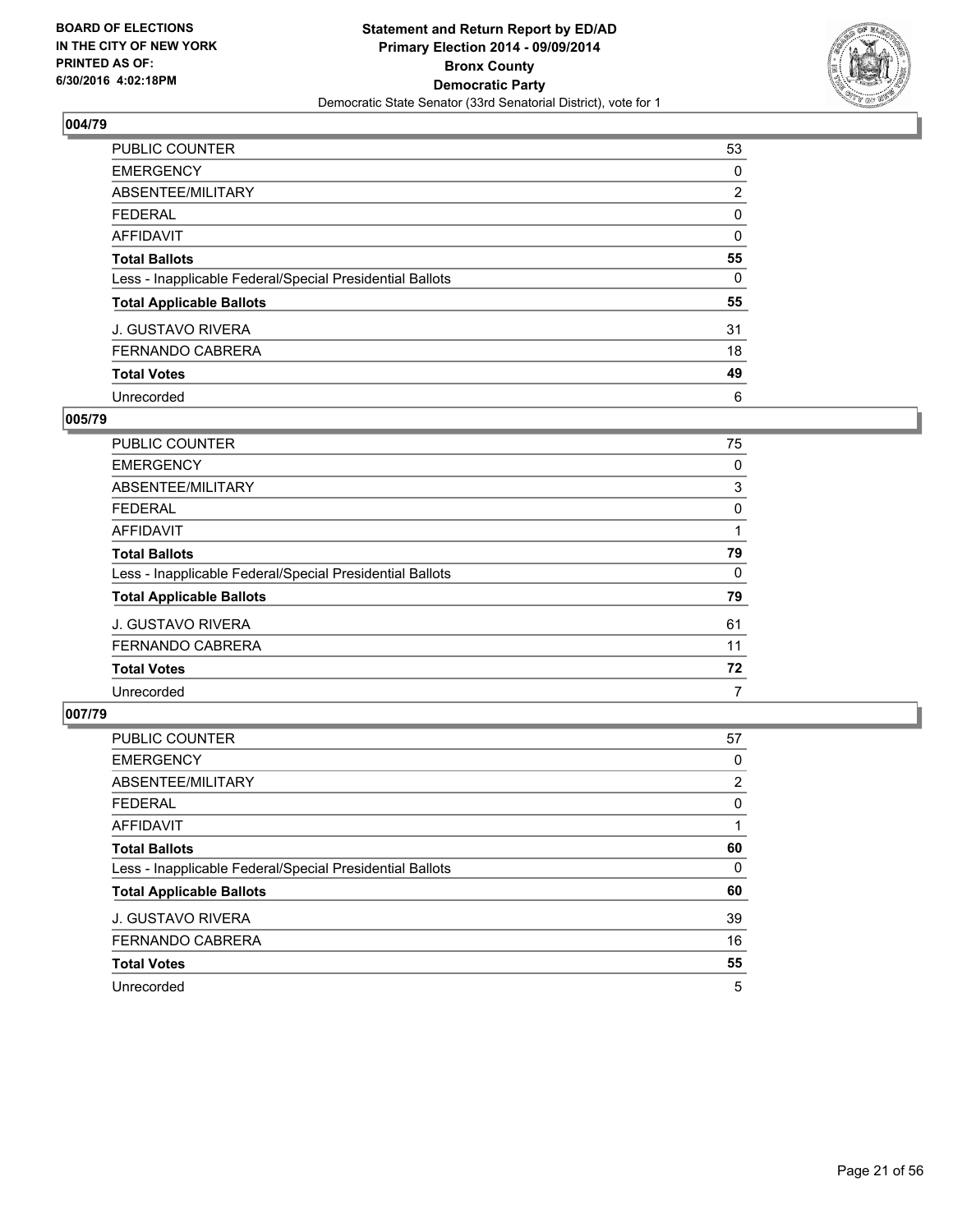BOARD OF ELECTIONS
IN THE CITY OF NEW YORK
PRINTED AS OF:
6/30/2016 4:02:18PM

**Statement and Return Report by ED/AD**
**Primary Election 2014 - 09/09/2014**
**Bronx County**
**Democratic Party**
Democratic State Senator (33rd Senatorial District), vote for 1

### 004/79

| | |
|---|---|
| PUBLIC COUNTER | 53 |
| EMERGENCY | 0 |
| ABSENTEE/MILITARY | 2 |
| FEDERAL | 0 |
| AFFIDAVIT | 0 |
| **Total Ballots** | **55** |
| Less - Inapplicable Federal/Special Presidential Ballots | 0 |
| **Total Applicable Ballots** | **55** |
| J. GUSTAVO RIVERA | 31 |
| FERNANDO CABRERA | 18 |
| **Total Votes** | **49** |
| Unrecorded | 6 |

### 005/79

| | |
|---|---|
| PUBLIC COUNTER | 75 |
| EMERGENCY | 0 |
| ABSENTEE/MILITARY | 3 |
| FEDERAL | 0 |
| AFFIDAVIT | 1 |
| **Total Ballots** | **79** |
| Less - Inapplicable Federal/Special Presidential Ballots | 0 |
| **Total Applicable Ballots** | **79** |
| J. GUSTAVO RIVERA | 61 |
| FERNANDO CABRERA | 11 |
| **Total Votes** | **72** |
| Unrecorded | 7 |

### 007/79

| | |
|---|---|
| PUBLIC COUNTER | 57 |
| EMERGENCY | 0 |
| ABSENTEE/MILITARY | 2 |
| FEDERAL | 0 |
| AFFIDAVIT | 1 |
| **Total Ballots** | **60** |
| Less - Inapplicable Federal/Special Presidential Ballots | 0 |
| **Total Applicable Ballots** | **60** |
| J. GUSTAVO RIVERA | 39 |
| FERNANDO CABRERA | 16 |
| **Total Votes** | **55** |
| Unrecorded | 5 |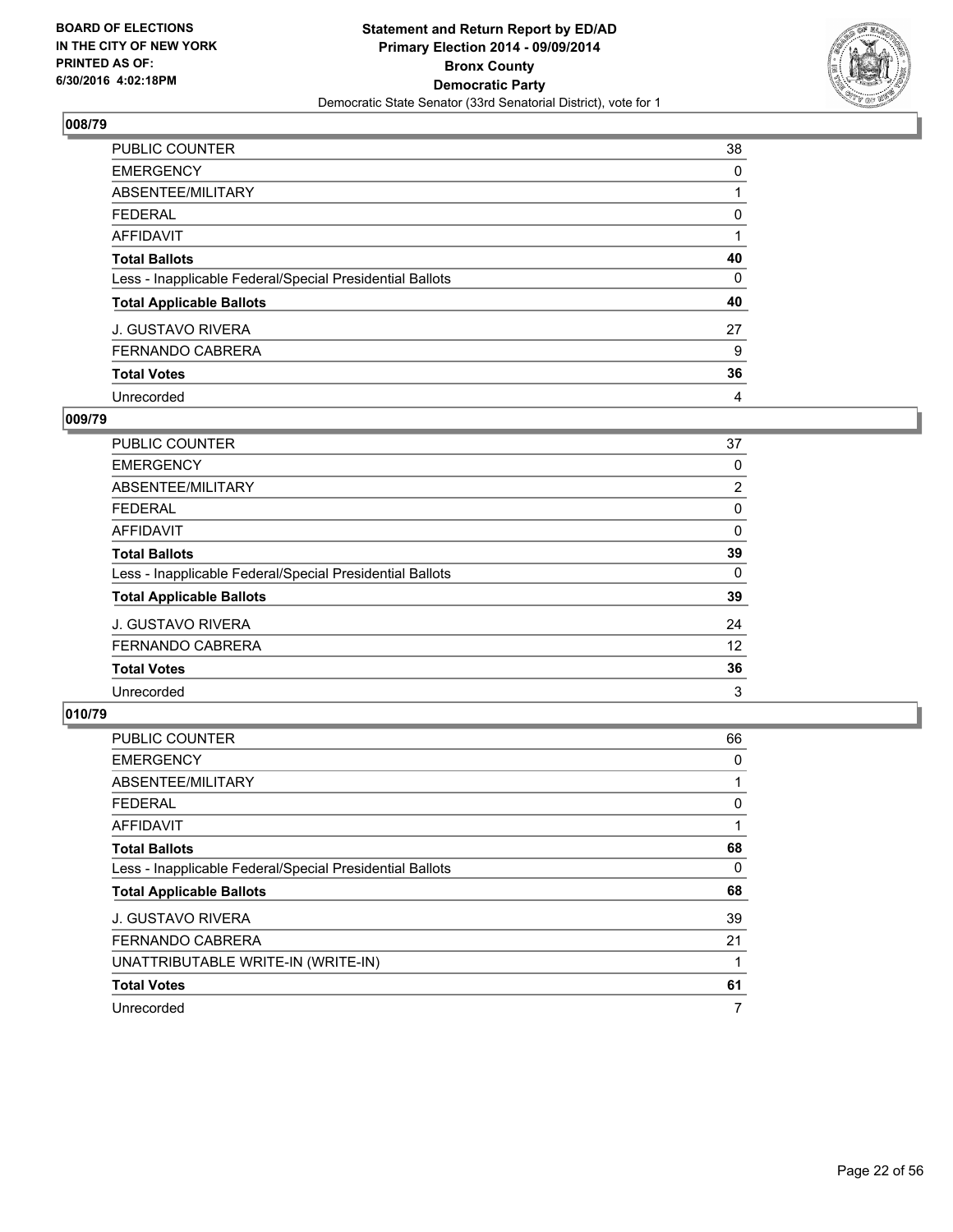## 008/79

| | |
|---|---|
| PUBLIC COUNTER | 38 |
| EMERGENCY | 0 |
| ABSENTEE/MILITARY | 1 |
| FEDERAL | 0 |
| AFFIDAVIT | 1 |
| **Total Ballots** | **40** |
| Less - Inapplicable Federal/Special Presidential Ballots | 0 |
| **Total Applicable Ballots** | **40** |
| J. GUSTAVO RIVERA | 27 |
| FERNANDO CABRERA | 9 |
| **Total Votes** | **36** |
| Unrecorded | 4 |

## 009/79

| | |
|---|---|
| PUBLIC COUNTER | 37 |
| EMERGENCY | 0 |
| ABSENTEE/MILITARY | 2 |
| FEDERAL | 0 |
| AFFIDAVIT | 0 |
| **Total Ballots** | **39** |
| Less - Inapplicable Federal/Special Presidential Ballots | 0 |
| **Total Applicable Ballots** | **39** |
| J. GUSTAVO RIVERA | 24 |
| FERNANDO CABRERA | 12 |
| **Total Votes** | **36** |
| Unrecorded | 3 |

## 010/79

| | |
|---|---|
| PUBLIC COUNTER | 66 |
| EMERGENCY | 0 |
| ABSENTEE/MILITARY | 1 |
| FEDERAL | 0 |
| AFFIDAVIT | 1 |
| **Total Ballots** | **68** |
| Less - Inapplicable Federal/Special Presidential Ballots | 0 |
| **Total Applicable Ballots** | **68** |
| J. GUSTAVO RIVERA | 39 |
| FERNANDO CABRERA | 21 |
| UNATTRIBUTABLE WRITE-IN (WRITE-IN) | 1 |
| **Total Votes** | **61** |
| Unrecorded | 7 |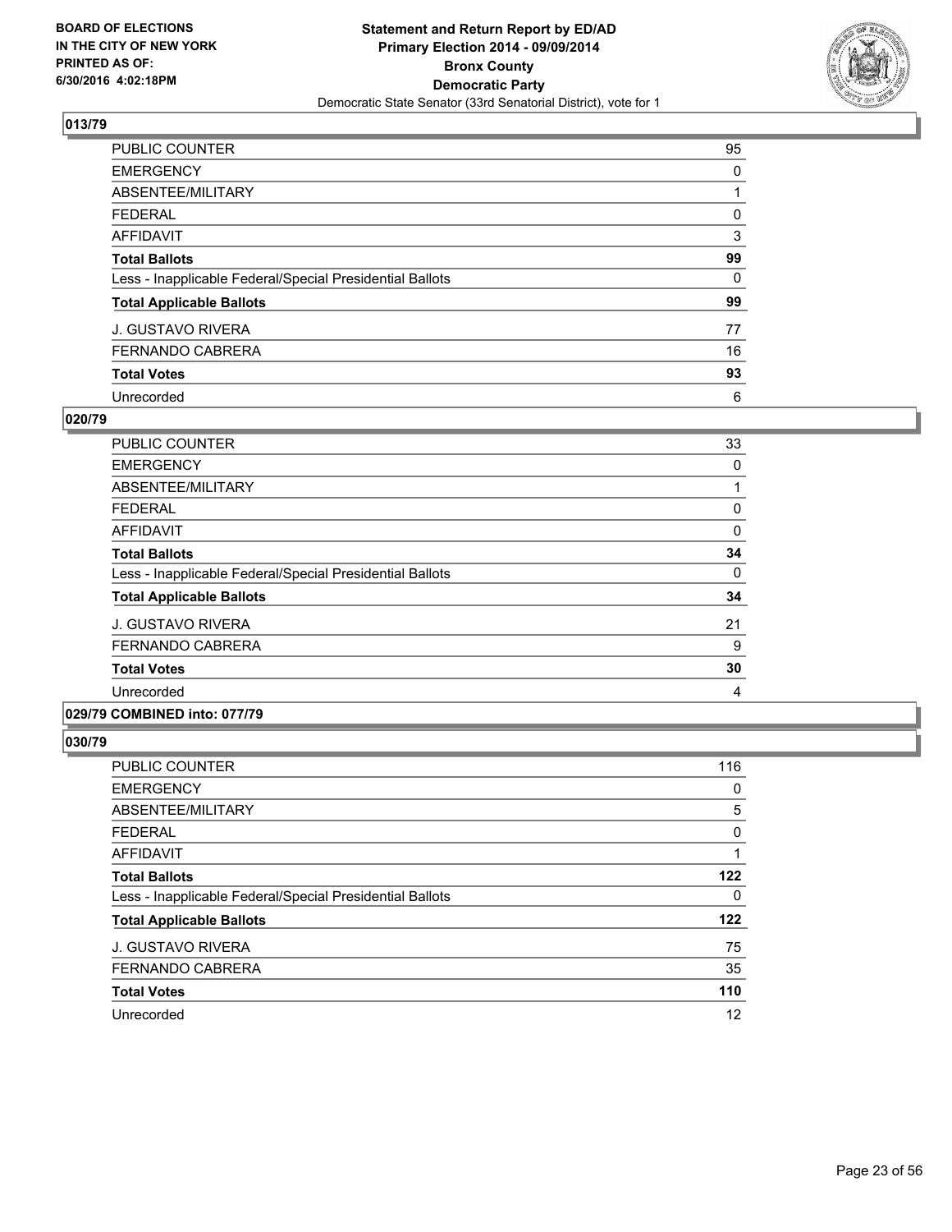BOARD OF ELECTIONS
IN THE CITY OF NEW YORK
PRINTED AS OF:
6/30/2016 4:02:18PM

**Statement and Return Report by ED/AD**
**Primary Election 2014 - 09/09/2014**
**Bronx County**
**Democratic Party**
Democratic State Senator (33rd Senatorial District), vote for 1

### 013/79

| | |
|---|---|
| PUBLIC COUNTER | 95 |
| EMERGENCY | 0 |
| ABSENTEE/MILITARY | 1 |
| FEDERAL | 0 |
| AFFIDAVIT | 3 |
| **Total Ballots** | **99** |
| Less - Inapplicable Federal/Special Presidential Ballots | 0 |
| **Total Applicable Ballots** | **99** |
| J. GUSTAVO RIVERA | 77 |
| FERNANDO CABRERA | 16 |
| **Total Votes** | **93** |
| Unrecorded | 6 |

### 020/79

| | |
|---|---|
| PUBLIC COUNTER | 33 |
| EMERGENCY | 0 |
| ABSENTEE/MILITARY | 1 |
| FEDERAL | 0 |
| AFFIDAVIT | 0 |
| **Total Ballots** | **34** |
| Less - Inapplicable Federal/Special Presidential Ballots | 0 |
| **Total Applicable Ballots** | **34** |
| J. GUSTAVO RIVERA | 21 |
| FERNANDO CABRERA | 9 |
| **Total Votes** | **30** |
| Unrecorded | 4 |

### 029/79 COMBINED into: 077/79

### 030/79

| | |
|---|---|
| PUBLIC COUNTER | 116 |
| EMERGENCY | 0 |
| ABSENTEE/MILITARY | 5 |
| FEDERAL | 0 |
| AFFIDAVIT | 1 |
| **Total Ballots** | **122** |
| Less - Inapplicable Federal/Special Presidential Ballots | 0 |
| **Total Applicable Ballots** | **122** |
| J. GUSTAVO RIVERA | 75 |
| FERNANDO CABRERA | 35 |
| **Total Votes** | **110** |
| Unrecorded | 12 |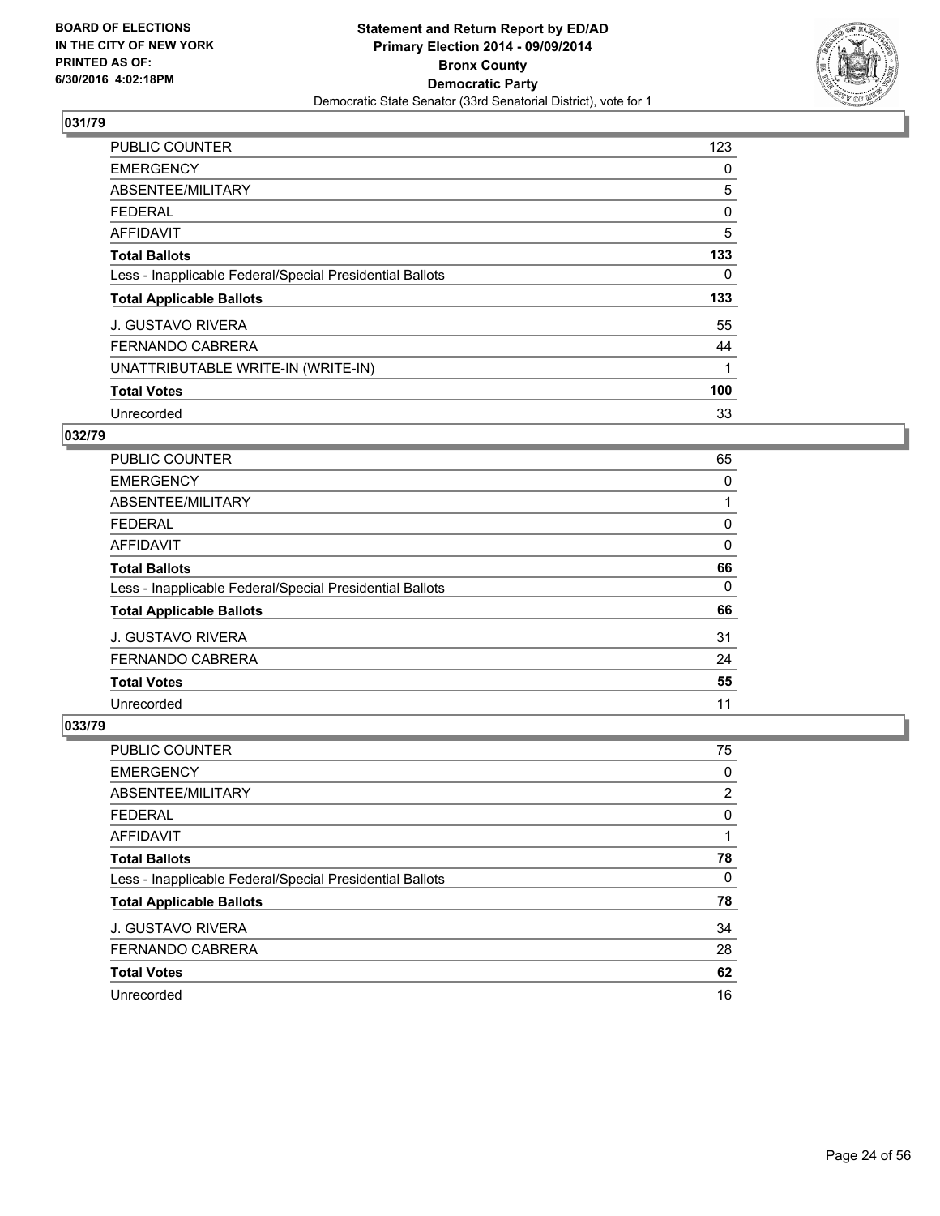BOARD OF ELECTIONS
IN THE CITY OF NEW YORK
PRINTED AS OF:
6/30/2016 4:02:18PM

**Statement and Return Report by ED/AD**
**Primary Election 2014 - 09/09/2014**
**Bronx County**
**Democratic Party**
Democratic State Senator (33rd Senatorial District), vote for 1

## 031/79

| | |
|---|---|
| PUBLIC COUNTER | 123 |
| EMERGENCY | 0 |
| ABSENTEE/MILITARY | 5 |
| FEDERAL | 0 |
| AFFIDAVIT | 5 |
| **Total Ballots** | **133** |
| Less - Inapplicable Federal/Special Presidential Ballots | 0 |
| **Total Applicable Ballots** | **133** |
| J. GUSTAVO RIVERA | 55 |
| FERNANDO CABRERA | 44 |
| UNATTRIBUTABLE WRITE-IN (WRITE-IN) | 1 |
| **Total Votes** | **100** |
| Unrecorded | 33 |

## 032/79

| | |
|---|---|
| PUBLIC COUNTER | 65 |
| EMERGENCY | 0 |
| ABSENTEE/MILITARY | 1 |
| FEDERAL | 0 |
| AFFIDAVIT | 0 |
| **Total Ballots** | **66** |
| Less - Inapplicable Federal/Special Presidential Ballots | 0 |
| **Total Applicable Ballots** | **66** |
| J. GUSTAVO RIVERA | 31 |
| FERNANDO CABRERA | 24 |
| **Total Votes** | **55** |
| Unrecorded | 11 |

## 033/79

| | |
|---|---|
| PUBLIC COUNTER | 75 |
| EMERGENCY | 0 |
| ABSENTEE/MILITARY | 2 |
| FEDERAL | 0 |
| AFFIDAVIT | 1 |
| **Total Ballots** | **78** |
| Less - Inapplicable Federal/Special Presidential Ballots | 0 |
| **Total Applicable Ballots** | **78** |
| J. GUSTAVO RIVERA | 34 |
| FERNANDO CABRERA | 28 |
| **Total Votes** | **62** |
| Unrecorded | 16 |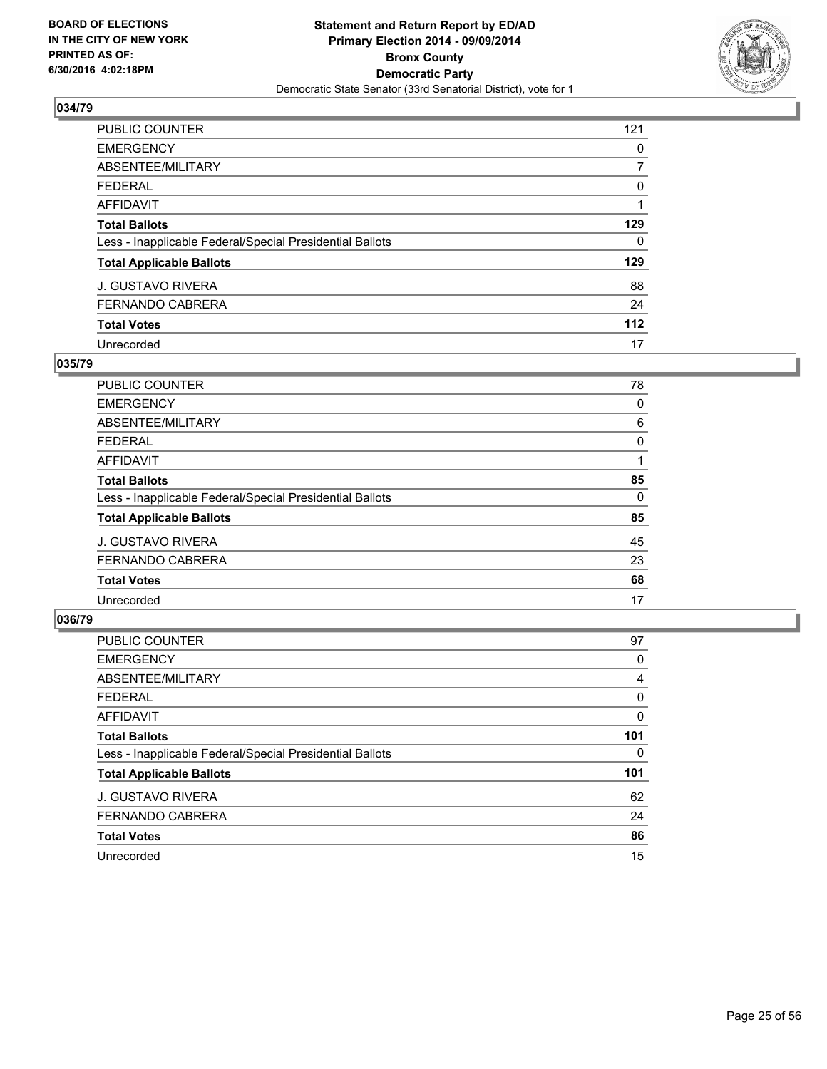**BOARD OF ELECTIONS IN THE CITY OF NEW YORK PRINTED AS OF: 6/30/2016 4:02:18PM**

**Statement and Return Report by ED/AD Primary Election 2014 - 09/09/2014 Bronx County Democratic Party**
Democratic State Senator (33rd Senatorial District), vote for 1

## 034/79

| | |
|---|---|
| PUBLIC COUNTER | 121 |
| EMERGENCY | 0 |
| ABSENTEE/MILITARY | 7 |
| FEDERAL | 0 |
| AFFIDAVIT | 1 |
| **Total Ballots** | **129** |
| Less - Inapplicable Federal/Special Presidential Ballots | 0 |
| **Total Applicable Ballots** | **129** |
| J. GUSTAVO RIVERA | 88 |
| FERNANDO CABRERA | 24 |
| **Total Votes** | **112** |
| Unrecorded | 17 |

## 035/79

| | |
|---|---|
| PUBLIC COUNTER | 78 |
| EMERGENCY | 0 |
| ABSENTEE/MILITARY | 6 |
| FEDERAL | 0 |
| AFFIDAVIT | 1 |
| **Total Ballots** | **85** |
| Less - Inapplicable Federal/Special Presidential Ballots | 0 |
| **Total Applicable Ballots** | **85** |
| J. GUSTAVO RIVERA | 45 |
| FERNANDO CABRERA | 23 |
| **Total Votes** | **68** |
| Unrecorded | 17 |

## 036/79

| | |
|---|---|
| PUBLIC COUNTER | 97 |
| EMERGENCY | 0 |
| ABSENTEE/MILITARY | 4 |
| FEDERAL | 0 |
| AFFIDAVIT | 0 |
| **Total Ballots** | **101** |
| Less - Inapplicable Federal/Special Presidential Ballots | 0 |
| **Total Applicable Ballots** | **101** |
| J. GUSTAVO RIVERA | 62 |
| FERNANDO CABRERA | 24 |
| **Total Votes** | **86** |
| Unrecorded | 15 |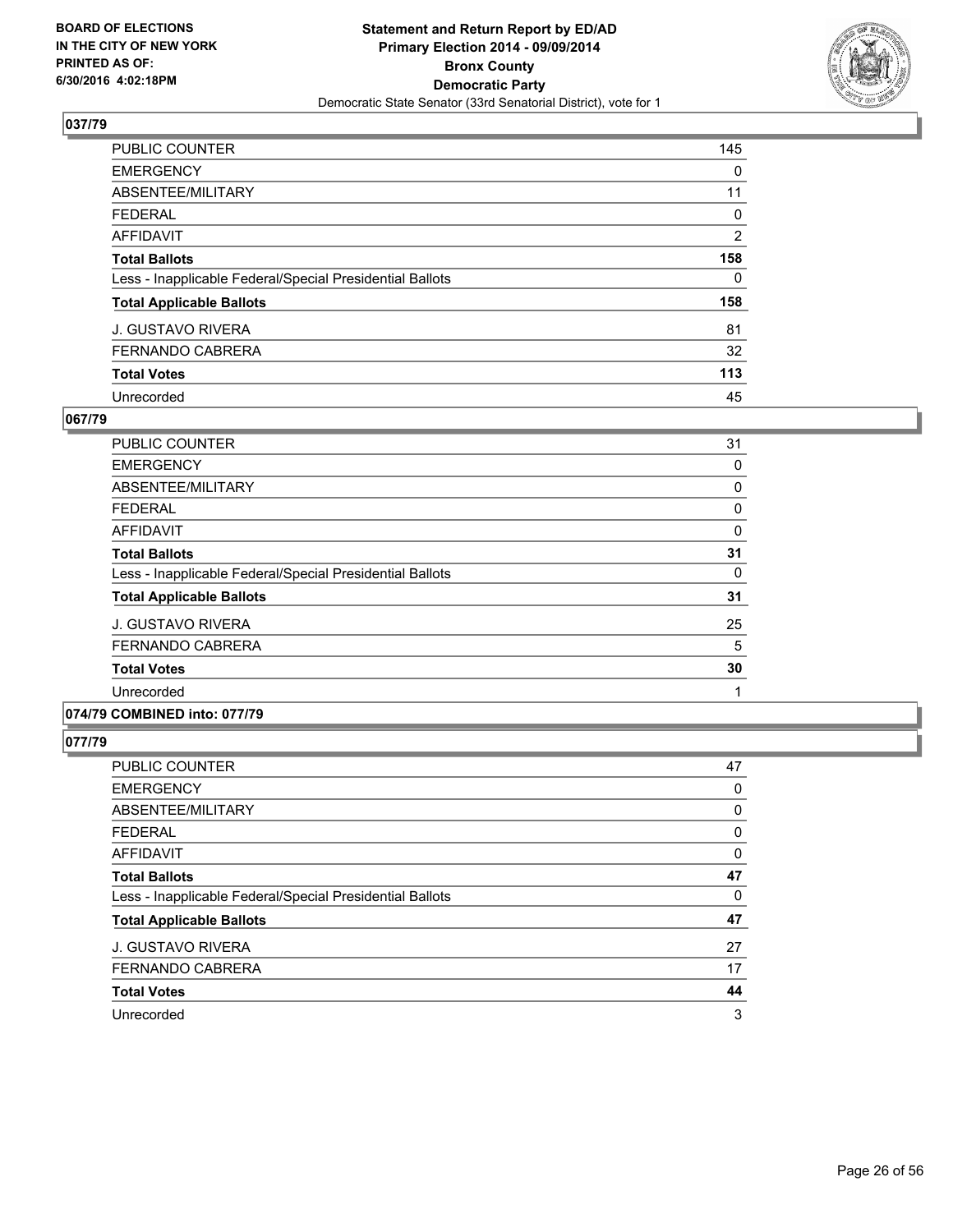**BOARD OF ELECTIONS IN THE CITY OF NEW YORK PRINTED AS OF: 6/30/2016 4:02:18PM**

**Statement and Return Report by ED/AD Primary Election 2014 - 09/09/2014 Bronx County Democratic Party**

Democratic State Senator (33rd Senatorial District), vote for 1

### 037/79

| | |
|---|---|
| PUBLIC COUNTER | 145 |
| EMERGENCY | 0 |
| ABSENTEE/MILITARY | 11 |
| FEDERAL | 0 |
| AFFIDAVIT | 2 |
| **Total Ballots** | **158** |
| Less - Inapplicable Federal/Special Presidential Ballots | 0 |
| **Total Applicable Ballots** | **158** |
| J. GUSTAVO RIVERA | 81 |
| FERNANDO CABRERA | 32 |
| **Total Votes** | **113** |
| Unrecorded | 45 |

### 067/79

| | |
|---|---|
| PUBLIC COUNTER | 31 |
| EMERGENCY | 0 |
| ABSENTEE/MILITARY | 0 |
| FEDERAL | 0 |
| AFFIDAVIT | 0 |
| **Total Ballots** | **31** |
| Less - Inapplicable Federal/Special Presidential Ballots | 0 |
| **Total Applicable Ballots** | **31** |
| J. GUSTAVO RIVERA | 25 |
| FERNANDO CABRERA | 5 |
| **Total Votes** | **30** |
| Unrecorded | 1 |

### 074/79 COMBINED into: 077/79

### 077/79

| | |
|---|---|
| PUBLIC COUNTER | 47 |
| EMERGENCY | 0 |
| ABSENTEE/MILITARY | 0 |
| FEDERAL | 0 |
| AFFIDAVIT | 0 |
| **Total Ballots** | **47** |
| Less - Inapplicable Federal/Special Presidential Ballots | 0 |
| **Total Applicable Ballots** | **47** |
| J. GUSTAVO RIVERA | 27 |
| FERNANDO CABRERA | 17 |
| **Total Votes** | **44** |
| Unrecorded | 3 |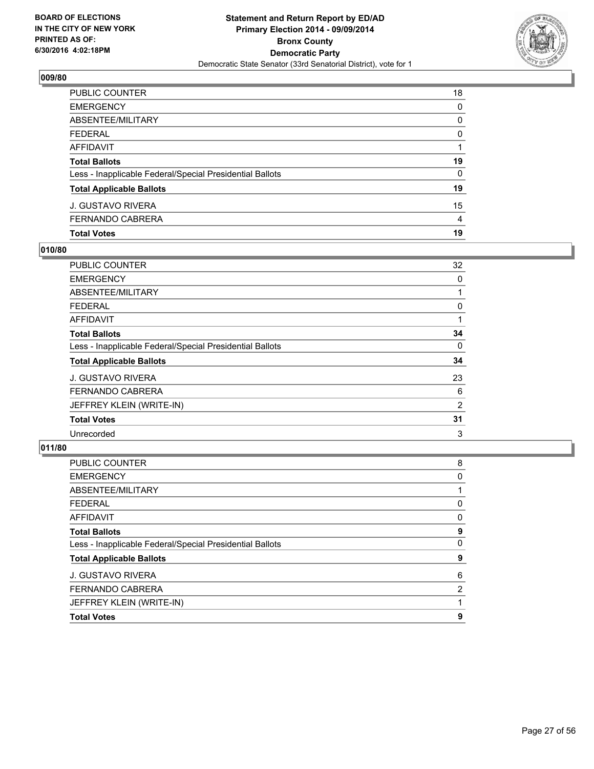BOARD OF ELECTIONS
IN THE CITY OF NEW YORK
PRINTED AS OF:
6/30/2016 4:02:18PM

**Statement and Return Report by ED/AD**
**Primary Election 2014 - 09/09/2014**
**Bronx County**
**Democratic Party**
Democratic State Senator (33rd Senatorial District), vote for 1

## 009/80

| | |
|---|---|
| PUBLIC COUNTER | 18 |
| EMERGENCY | 0 |
| ABSENTEE/MILITARY | 0 |
| FEDERAL | 0 |
| AFFIDAVIT | 1 |
| **Total Ballots** | **19** |
| Less - Inapplicable Federal/Special Presidential Ballots | 0 |
| **Total Applicable Ballots** | **19** |
| J. GUSTAVO RIVERA | 15 |
| FERNANDO CABRERA | 4 |
| **Total Votes** | **19** |

## 010/80

| | |
|---|---|
| PUBLIC COUNTER | 32 |
| EMERGENCY | 0 |
| ABSENTEE/MILITARY | 1 |
| FEDERAL | 0 |
| AFFIDAVIT | 1 |
| **Total Ballots** | **34** |
| Less - Inapplicable Federal/Special Presidential Ballots | 0 |
| **Total Applicable Ballots** | **34** |
| J. GUSTAVO RIVERA | 23 |
| FERNANDO CABRERA | 6 |
| JEFFREY KLEIN (WRITE-IN) | 2 |
| **Total Votes** | **31** |
| Unrecorded | 3 |

## 011/80

| | |
|---|---|
| PUBLIC COUNTER | 8 |
| EMERGENCY | 0 |
| ABSENTEE/MILITARY | 1 |
| FEDERAL | 0 |
| AFFIDAVIT | 0 |
| **Total Ballots** | **9** |
| Less - Inapplicable Federal/Special Presidential Ballots | 0 |
| **Total Applicable Ballots** | **9** |
| J. GUSTAVO RIVERA | 6 |
| FERNANDO CABRERA | 2 |
| JEFFREY KLEIN (WRITE-IN) | 1 |
| **Total Votes** | **9** |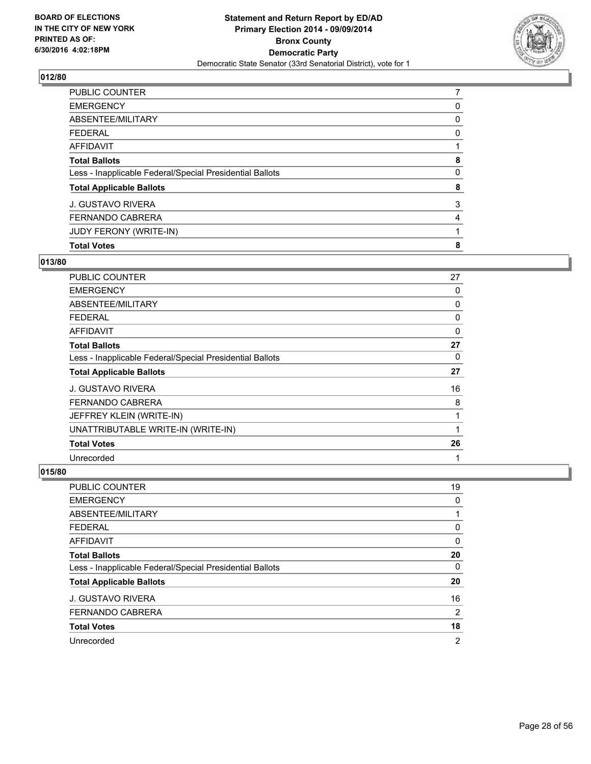**BOARD OF ELECTIONS IN THE CITY OF NEW YORK PRINTED AS OF: 6/30/2016 4:02:18PM**

**Statement and Return Report by ED/AD Primary Election 2014 - 09/09/2014 Bronx County Democratic Party**

Democratic State Senator (33rd Senatorial District), vote for 1

## 012/80

| | |
|---|---|
| PUBLIC COUNTER | 7 |
| EMERGENCY | 0 |
| ABSENTEE/MILITARY | 0 |
| FEDERAL | 0 |
| AFFIDAVIT | 1 |
| **Total Ballots** | **8** |
| Less - Inapplicable Federal/Special Presidential Ballots | 0 |
| **Total Applicable Ballots** | **8** |
| J. GUSTAVO RIVERA | 3 |
| FERNANDO CABRERA | 4 |
| JUDY FERONY (WRITE-IN) | 1 |
| **Total Votes** | **8** |

## 013/80

| | |
|---|---|
| PUBLIC COUNTER | 27 |
| EMERGENCY | 0 |
| ABSENTEE/MILITARY | 0 |
| FEDERAL | 0 |
| AFFIDAVIT | 0 |
| **Total Ballots** | **27** |
| Less - Inapplicable Federal/Special Presidential Ballots | 0 |
| **Total Applicable Ballots** | **27** |
| J. GUSTAVO RIVERA | 16 |
| FERNANDO CABRERA | 8 |
| JEFFREY KLEIN (WRITE-IN) | 1 |
| UNATTRIBUTABLE WRITE-IN (WRITE-IN) | 1 |
| **Total Votes** | **26** |
| Unrecorded | 1 |

## 015/80

| | |
|---|---|
| PUBLIC COUNTER | 19 |
| EMERGENCY | 0 |
| ABSENTEE/MILITARY | 1 |
| FEDERAL | 0 |
| AFFIDAVIT | 0 |
| **Total Ballots** | **20** |
| Less - Inapplicable Federal/Special Presidential Ballots | 0 |
| **Total Applicable Ballots** | **20** |
| J. GUSTAVO RIVERA | 16 |
| FERNANDO CABRERA | 2 |
| **Total Votes** | **18** |
| Unrecorded | 2 |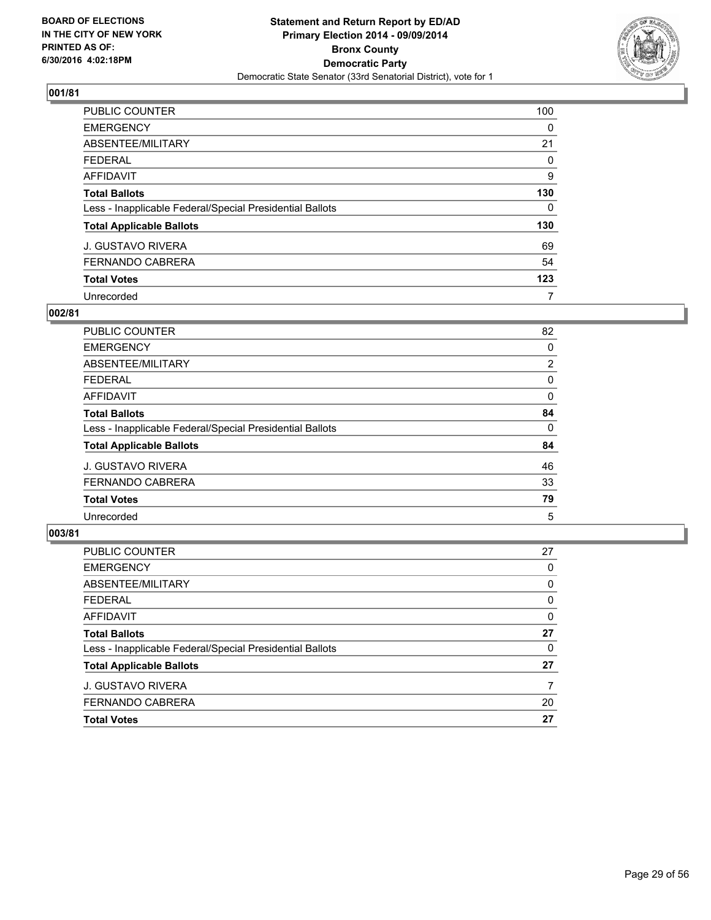**BOARD OF ELECTIONS IN THE CITY OF NEW YORK PRINTED AS OF: 6/30/2016 4:02:18PM**

**Statement and Return Report by ED/AD Primary Election 2014 - 09/09/2014 Bronx County Democratic Party**

Democratic State Senator (33rd Senatorial District), vote for 1

## 001/81

| | |
|---|---|
| PUBLIC COUNTER | 100 |
| EMERGENCY | 0 |
| ABSENTEE/MILITARY | 21 |
| FEDERAL | 0 |
| AFFIDAVIT | 9 |
| **Total Ballots** | **130** |
| Less - Inapplicable Federal/Special Presidential Ballots | 0 |
| **Total Applicable Ballots** | **130** |
| J. GUSTAVO RIVERA | 69 |
| FERNANDO CABRERA | 54 |
| **Total Votes** | **123** |
| Unrecorded | 7 |

## 002/81

| | |
|---|---|
| PUBLIC COUNTER | 82 |
| EMERGENCY | 0 |
| ABSENTEE/MILITARY | 2 |
| FEDERAL | 0 |
| AFFIDAVIT | 0 |
| **Total Ballots** | **84** |
| Less - Inapplicable Federal/Special Presidential Ballots | 0 |
| **Total Applicable Ballots** | **84** |
| J. GUSTAVO RIVERA | 46 |
| FERNANDO CABRERA | 33 |
| **Total Votes** | **79** |
| Unrecorded | 5 |

## 003/81

| | |
|---|---|
| PUBLIC COUNTER | 27 |
| EMERGENCY | 0 |
| ABSENTEE/MILITARY | 0 |
| FEDERAL | 0 |
| AFFIDAVIT | 0 |
| **Total Ballots** | **27** |
| Less - Inapplicable Federal/Special Presidential Ballots | 0 |
| **Total Applicable Ballots** | **27** |
| J. GUSTAVO RIVERA | 7 |
| FERNANDO CABRERA | 20 |
| **Total Votes** | **27** |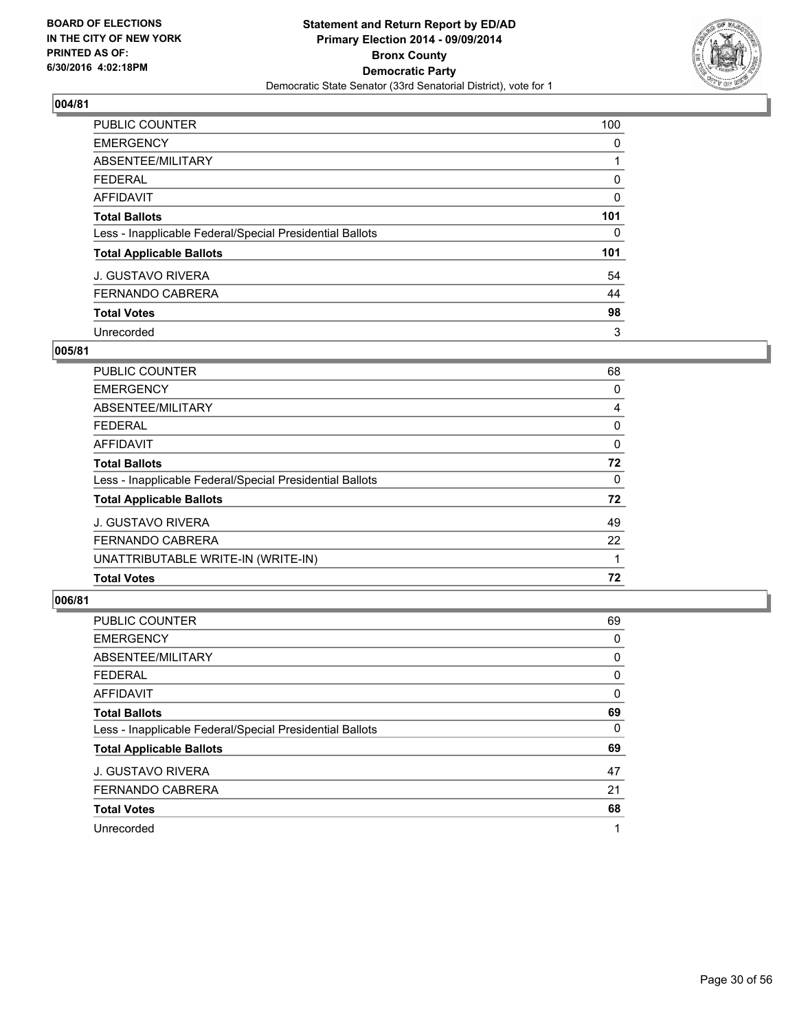BOARD OF ELECTIONS
IN THE CITY OF NEW YORK
PRINTED AS OF:
6/30/2016 4:02:18PM

**Statement and Return Report by ED/AD**
**Primary Election 2014 - 09/09/2014**
**Bronx County**
**Democratic Party**
Democratic State Senator (33rd Senatorial District), vote for 1

## 004/81

| | |
|---|---|
| PUBLIC COUNTER | 100 |
| EMERGENCY | 0 |
| ABSENTEE/MILITARY | 1 |
| FEDERAL | 0 |
| AFFIDAVIT | 0 |
| **Total Ballots** | **101** |
| Less - Inapplicable Federal/Special Presidential Ballots | 0 |
| **Total Applicable Ballots** | **101** |
| J. GUSTAVO RIVERA | 54 |
| FERNANDO CABRERA | 44 |
| **Total Votes** | **98** |
| Unrecorded | 3 |

## 005/81

| | |
|---|---|
| PUBLIC COUNTER | 68 |
| EMERGENCY | 0 |
| ABSENTEE/MILITARY | 4 |
| FEDERAL | 0 |
| AFFIDAVIT | 0 |
| **Total Ballots** | **72** |
| Less - Inapplicable Federal/Special Presidential Ballots | 0 |
| **Total Applicable Ballots** | **72** |
| J. GUSTAVO RIVERA | 49 |
| FERNANDO CABRERA | 22 |
| UNATTRIBUTABLE WRITE-IN (WRITE-IN) | 1 |
| **Total Votes** | **72** |

## 006/81

| | |
|---|---|
| PUBLIC COUNTER | 69 |
| EMERGENCY | 0 |
| ABSENTEE/MILITARY | 0 |
| FEDERAL | 0 |
| AFFIDAVIT | 0 |
| **Total Ballots** | **69** |
| Less - Inapplicable Federal/Special Presidential Ballots | 0 |
| **Total Applicable Ballots** | **69** |
| J. GUSTAVO RIVERA | 47 |
| FERNANDO CABRERA | 21 |
| **Total Votes** | **68** |
| Unrecorded | 1 |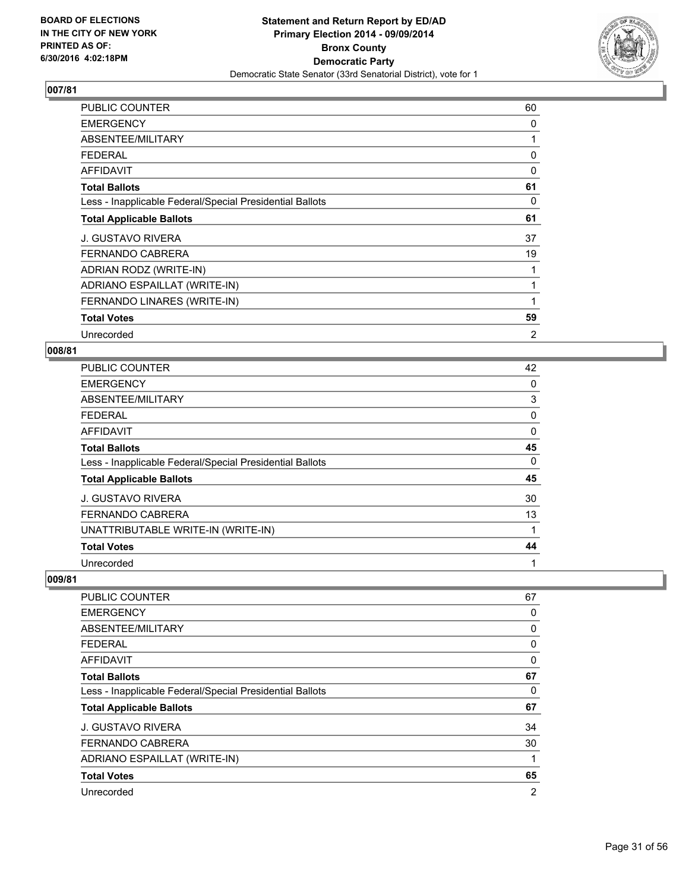## 007/81

| | |
|---|---|
| PUBLIC COUNTER | 60 |
| EMERGENCY | 0 |
| ABSENTEE/MILITARY | 1 |
| FEDERAL | 0 |
| AFFIDAVIT | 0 |
| **Total Ballots** | **61** |
| Less - Inapplicable Federal/Special Presidential Ballots | 0 |
| **Total Applicable Ballots** | **61** |
| J. GUSTAVO RIVERA | 37 |
| FERNANDO CABRERA | 19 |
| ADRIAN RODZ (WRITE-IN) | 1 |
| ADRIANO ESPAILLAT (WRITE-IN) | 1 |
| FERNANDO LINARES (WRITE-IN) | 1 |
| **Total Votes** | **59** |
| Unrecorded | 2 |

## 008/81

| | |
|---|---|
| PUBLIC COUNTER | 42 |
| EMERGENCY | 0 |
| ABSENTEE/MILITARY | 3 |
| FEDERAL | 0 |
| AFFIDAVIT | 0 |
| **Total Ballots** | **45** |
| Less - Inapplicable Federal/Special Presidential Ballots | 0 |
| **Total Applicable Ballots** | **45** |
| J. GUSTAVO RIVERA | 30 |
| FERNANDO CABRERA | 13 |
| UNATTRIBUTABLE WRITE-IN (WRITE-IN) | 1 |
| **Total Votes** | **44** |
| Unrecorded | 1 |

## 009/81

| | |
|---|---|
| PUBLIC COUNTER | 67 |
| EMERGENCY | 0 |
| ABSENTEE/MILITARY | 0 |
| FEDERAL | 0 |
| AFFIDAVIT | 0 |
| **Total Ballots** | **67** |
| Less - Inapplicable Federal/Special Presidential Ballots | 0 |
| **Total Applicable Ballots** | **67** |
| J. GUSTAVO RIVERA | 34 |
| FERNANDO CABRERA | 30 |
| ADRIANO ESPAILLAT (WRITE-IN) | 1 |
| **Total Votes** | **65** |
| Unrecorded | 2 |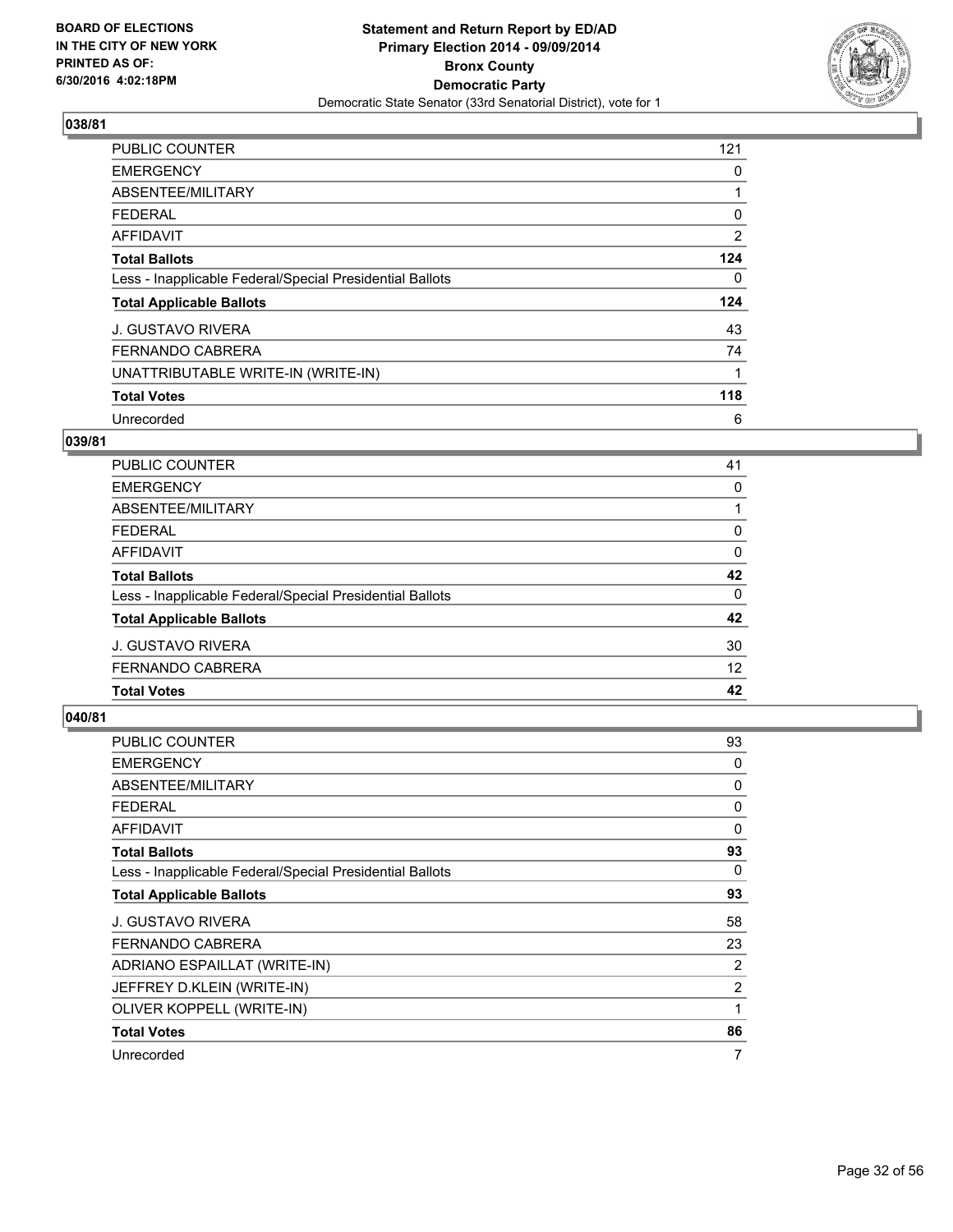## 038/81

| | |
|---|---|
| PUBLIC COUNTER | 121 |
| EMERGENCY | 0 |
| ABSENTEE/MILITARY | 1 |
| FEDERAL | 0 |
| AFFIDAVIT | 2 |
| **Total Ballots** | **124** |
| Less - Inapplicable Federal/Special Presidential Ballots | 0 |
| **Total Applicable Ballots** | **124** |
| J. GUSTAVO RIVERA | 43 |
| FERNANDO CABRERA | 74 |
| UNATTRIBUTABLE WRITE-IN (WRITE-IN) | 1 |
| **Total Votes** | **118** |
| Unrecorded | 6 |

## 039/81

| | |
|---|---|
| PUBLIC COUNTER | 41 |
| EMERGENCY | 0 |
| ABSENTEE/MILITARY | 1 |
| FEDERAL | 0 |
| AFFIDAVIT | 0 |
| **Total Ballots** | **42** |
| Less - Inapplicable Federal/Special Presidential Ballots | 0 |
| **Total Applicable Ballots** | **42** |
| J. GUSTAVO RIVERA | 30 |
| FERNANDO CABRERA | 12 |
| **Total Votes** | **42** |

## 040/81

| | |
|---|---|
| PUBLIC COUNTER | 93 |
| EMERGENCY | 0 |
| ABSENTEE/MILITARY | 0 |
| FEDERAL | 0 |
| AFFIDAVIT | 0 |
| **Total Ballots** | **93** |
| Less - Inapplicable Federal/Special Presidential Ballots | 0 |
| **Total Applicable Ballots** | **93** |
| J. GUSTAVO RIVERA | 58 |
| FERNANDO CABRERA | 23 |
| ADRIANO ESPAILLAT (WRITE-IN) | 2 |
| JEFFREY D.KLEIN (WRITE-IN) | 2 |
| OLIVER KOPPELL (WRITE-IN) | 1 |
| **Total Votes** | **86** |
| Unrecorded | 7 |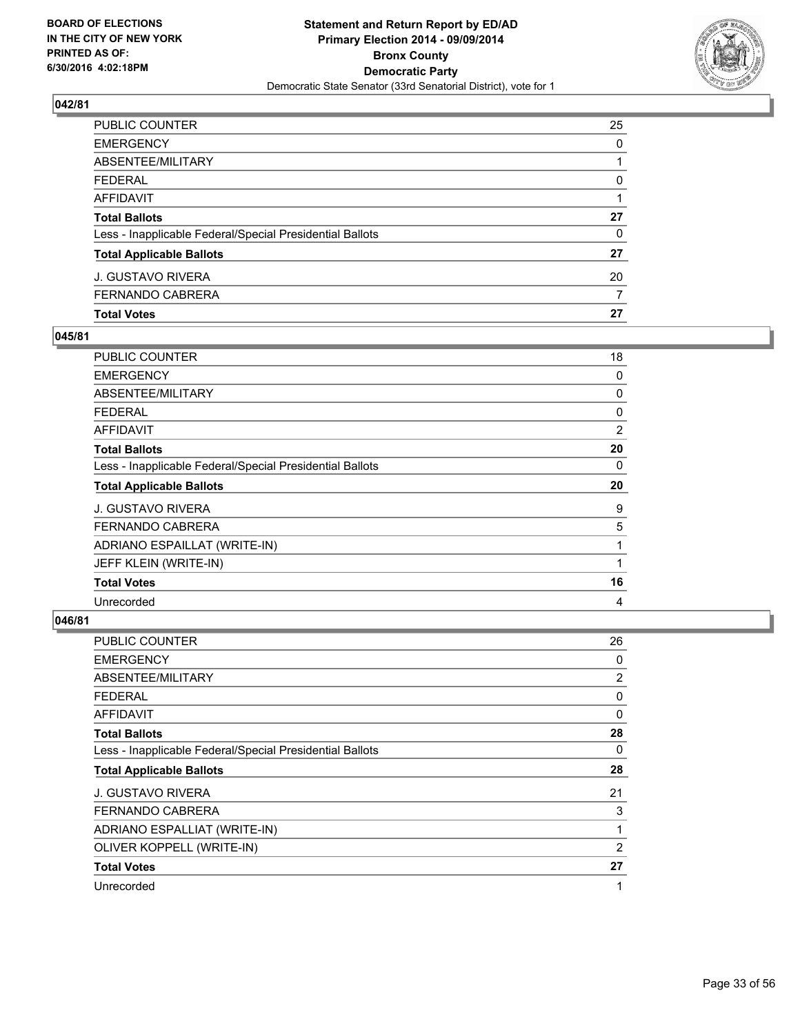**BOARD OF ELECTIONS IN THE CITY OF NEW YORK PRINTED AS OF: 6/30/2016 4:02:18PM**

**Statement and Return Report by ED/AD Primary Election 2014 - 09/09/2014 Bronx County Democratic Party**
Democratic State Senator (33rd Senatorial District), vote for 1

### 042/81

| | |
|---|---|
| PUBLIC COUNTER | 25 |
| EMERGENCY | 0 |
| ABSENTEE/MILITARY | 1 |
| FEDERAL | 0 |
| AFFIDAVIT | 1 |
| **Total Ballots** | **27** |
| Less - Inapplicable Federal/Special Presidential Ballots | 0 |
| **Total Applicable Ballots** | **27** |
| J. GUSTAVO RIVERA | 20 |
| FERNANDO CABRERA | 7 |
| **Total Votes** | **27** |

### 045/81

| | |
|---|---|
| PUBLIC COUNTER | 18 |
| EMERGENCY | 0 |
| ABSENTEE/MILITARY | 0 |
| FEDERAL | 0 |
| AFFIDAVIT | 2 |
| **Total Ballots** | **20** |
| Less - Inapplicable Federal/Special Presidential Ballots | 0 |
| **Total Applicable Ballots** | **20** |
| J. GUSTAVO RIVERA | 9 |
| FERNANDO CABRERA | 5 |
| ADRIANO ESPAILLAT (WRITE-IN) | 1 |
| JEFF KLEIN (WRITE-IN) | 1 |
| **Total Votes** | **16** |
| Unrecorded | 4 |

### 046/81

| | |
|---|---|
| PUBLIC COUNTER | 26 |
| EMERGENCY | 0 |
| ABSENTEE/MILITARY | 2 |
| FEDERAL | 0 |
| AFFIDAVIT | 0 |
| **Total Ballots** | **28** |
| Less - Inapplicable Federal/Special Presidential Ballots | 0 |
| **Total Applicable Ballots** | **28** |
| J. GUSTAVO RIVERA | 21 |
| FERNANDO CABRERA | 3 |
| ADRIANO ESPALLIAT (WRITE-IN) | 1 |
| OLIVER KOPPELL (WRITE-IN) | 2 |
| **Total Votes** | **27** |
| Unrecorded | 1 |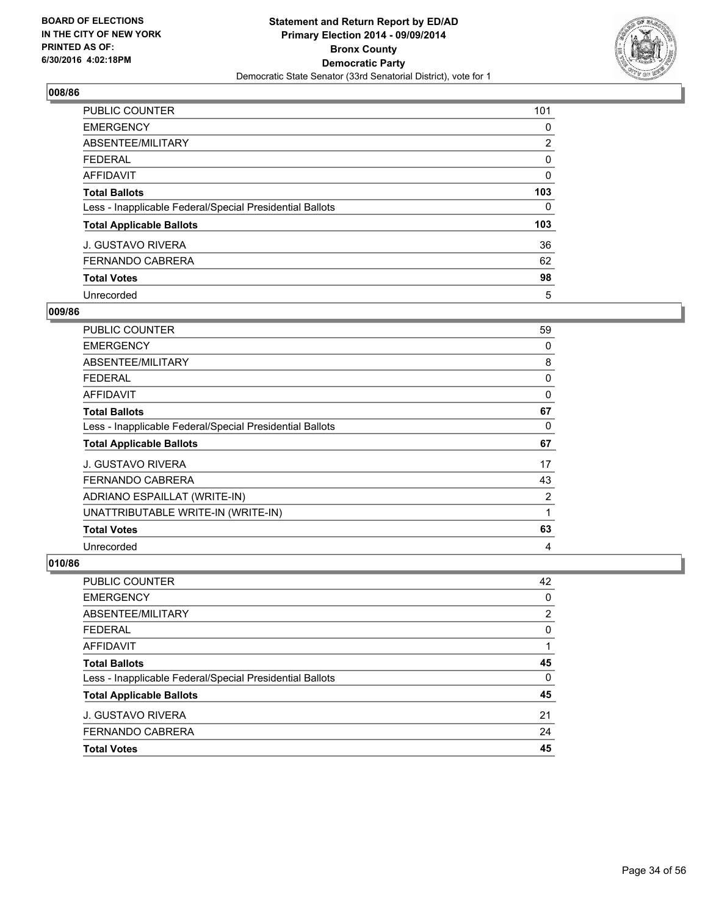BOARD OF ELECTIONS
IN THE CITY OF NEW YORK
PRINTED AS OF:
6/30/2016 4:02:18PM

**Statement and Return Report by ED/AD**
**Primary Election 2014 - 09/09/2014**
**Bronx County**
**Democratic Party**
Democratic State Senator (33rd Senatorial District), vote for 1

## 008/86

| | |
|---|---|
| PUBLIC COUNTER | 101 |
| EMERGENCY | 0 |
| ABSENTEE/MILITARY | 2 |
| FEDERAL | 0 |
| AFFIDAVIT | 0 |
| **Total Ballots** | **103** |
| Less - Inapplicable Federal/Special Presidential Ballots | 0 |
| **Total Applicable Ballots** | **103** |
| J. GUSTAVO RIVERA | 36 |
| FERNANDO CABRERA | 62 |
| **Total Votes** | **98** |
| Unrecorded | 5 |

## 009/86

| | |
|---|---|
| PUBLIC COUNTER | 59 |
| EMERGENCY | 0 |
| ABSENTEE/MILITARY | 8 |
| FEDERAL | 0 |
| AFFIDAVIT | 0 |
| **Total Ballots** | **67** |
| Less - Inapplicable Federal/Special Presidential Ballots | 0 |
| **Total Applicable Ballots** | **67** |
| J. GUSTAVO RIVERA | 17 |
| FERNANDO CABRERA | 43 |
| ADRIANO ESPAILLAT (WRITE-IN) | 2 |
| UNATTRIBUTABLE WRITE-IN (WRITE-IN) | 1 |
| **Total Votes** | **63** |
| Unrecorded | 4 |

## 010/86

| | |
|---|---|
| PUBLIC COUNTER | 42 |
| EMERGENCY | 0 |
| ABSENTEE/MILITARY | 2 |
| FEDERAL | 0 |
| AFFIDAVIT | 1 |
| **Total Ballots** | **45** |
| Less - Inapplicable Federal/Special Presidential Ballots | 0 |
| **Total Applicable Ballots** | **45** |
| J. GUSTAVO RIVERA | 21 |
| FERNANDO CABRERA | 24 |
| **Total Votes** | **45** |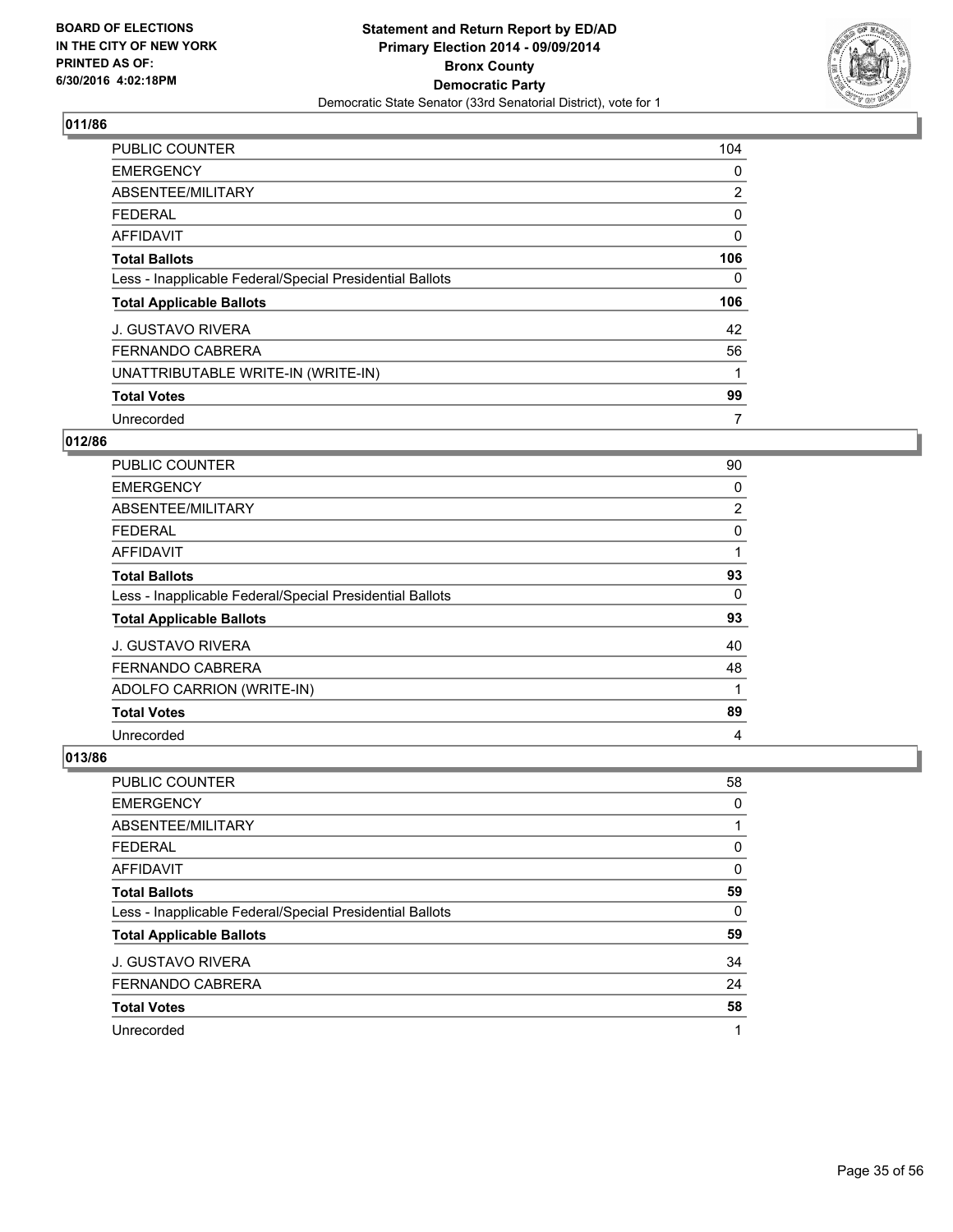BOARD OF ELECTIONS
IN THE CITY OF NEW YORK
PRINTED AS OF:
6/30/2016 4:02:18PM

**Statement and Return Report by ED/AD**
**Primary Election 2014 - 09/09/2014**
**Bronx County**
**Democratic Party**
Democratic State Senator (33rd Senatorial District), vote for 1

## 011/86

| | |
|---|---|
| PUBLIC COUNTER | 104 |
| EMERGENCY | 0 |
| ABSENTEE/MILITARY | 2 |
| FEDERAL | 0 |
| AFFIDAVIT | 0 |
| **Total Ballots** | **106** |
| Less - Inapplicable Federal/Special Presidential Ballots | 0 |
| **Total Applicable Ballots** | **106** |
| J. GUSTAVO RIVERA | 42 |
| FERNANDO CABRERA | 56 |
| UNATTRIBUTABLE WRITE-IN (WRITE-IN) | 1 |
| **Total Votes** | **99** |
| Unrecorded | 7 |

## 012/86

| | |
|---|---|
| PUBLIC COUNTER | 90 |
| EMERGENCY | 0 |
| ABSENTEE/MILITARY | 2 |
| FEDERAL | 0 |
| AFFIDAVIT | 1 |
| **Total Ballots** | **93** |
| Less - Inapplicable Federal/Special Presidential Ballots | 0 |
| **Total Applicable Ballots** | **93** |
| J. GUSTAVO RIVERA | 40 |
| FERNANDO CABRERA | 48 |
| ADOLFO CARRION (WRITE-IN) | 1 |
| **Total Votes** | **89** |
| Unrecorded | 4 |

## 013/86

| | |
|---|---|
| PUBLIC COUNTER | 58 |
| EMERGENCY | 0 |
| ABSENTEE/MILITARY | 1 |
| FEDERAL | 0 |
| AFFIDAVIT | 0 |
| **Total Ballots** | **59** |
| Less - Inapplicable Federal/Special Presidential Ballots | 0 |
| **Total Applicable Ballots** | **59** |
| J. GUSTAVO RIVERA | 34 |
| FERNANDO CABRERA | 24 |
| **Total Votes** | **58** |
| Unrecorded | 1 |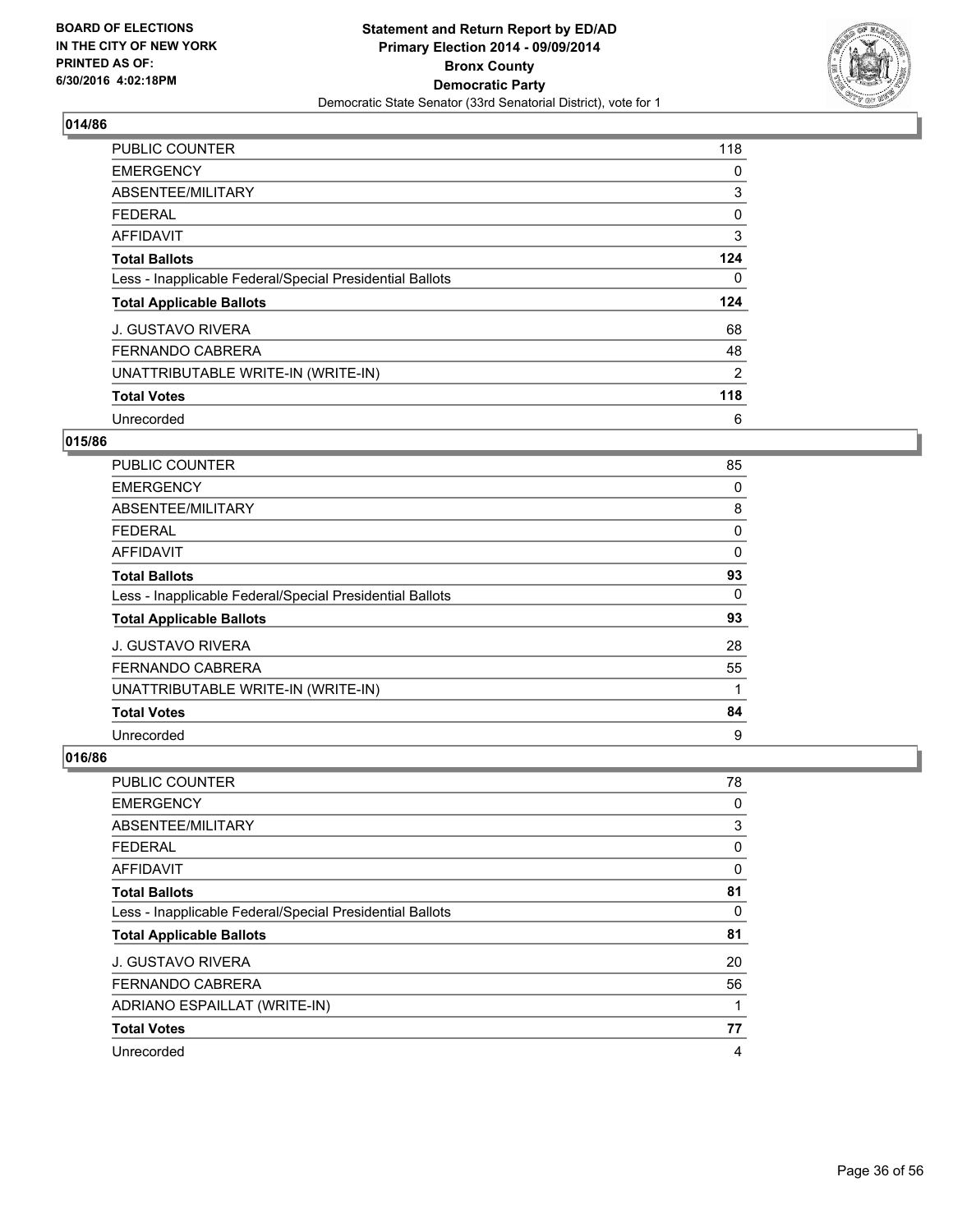**BOARD OF ELECTIONS IN THE CITY OF NEW YORK PRINTED AS OF: 6/30/2016 4:02:18PM**

**Statement and Return Report by ED/AD**
**Primary Election 2014 - 09/09/2014**
**Bronx County**
**Democratic Party**
Democratic State Senator (33rd Senatorial District), vote for 1

### 014/86

| | |
|---|---|
| PUBLIC COUNTER | 118 |
| EMERGENCY | 0 |
| ABSENTEE/MILITARY | 3 |
| FEDERAL | 0 |
| AFFIDAVIT | 3 |
| **Total Ballots** | **124** |
| Less - Inapplicable Federal/Special Presidential Ballots | 0 |
| **Total Applicable Ballots** | **124** |
| J. GUSTAVO RIVERA | 68 |
| FERNANDO CABRERA | 48 |
| UNATTRIBUTABLE WRITE-IN (WRITE-IN) | 2 |
| **Total Votes** | **118** |
| Unrecorded | 6 |

### 015/86

| | |
|---|---|
| PUBLIC COUNTER | 85 |
| EMERGENCY | 0 |
| ABSENTEE/MILITARY | 8 |
| FEDERAL | 0 |
| AFFIDAVIT | 0 |
| **Total Ballots** | **93** |
| Less - Inapplicable Federal/Special Presidential Ballots | 0 |
| **Total Applicable Ballots** | **93** |
| J. GUSTAVO RIVERA | 28 |
| FERNANDO CABRERA | 55 |
| UNATTRIBUTABLE WRITE-IN (WRITE-IN) | 1 |
| **Total Votes** | **84** |
| Unrecorded | 9 |

### 016/86

| | |
|---|---|
| PUBLIC COUNTER | 78 |
| EMERGENCY | 0 |
| ABSENTEE/MILITARY | 3 |
| FEDERAL | 0 |
| AFFIDAVIT | 0 |
| **Total Ballots** | **81** |
| Less - Inapplicable Federal/Special Presidential Ballots | 0 |
| **Total Applicable Ballots** | **81** |
| J. GUSTAVO RIVERA | 20 |
| FERNANDO CABRERA | 56 |
| ADRIANO ESPAILLAT (WRITE-IN) | 1 |
| **Total Votes** | **77** |
| Unrecorded | 4 |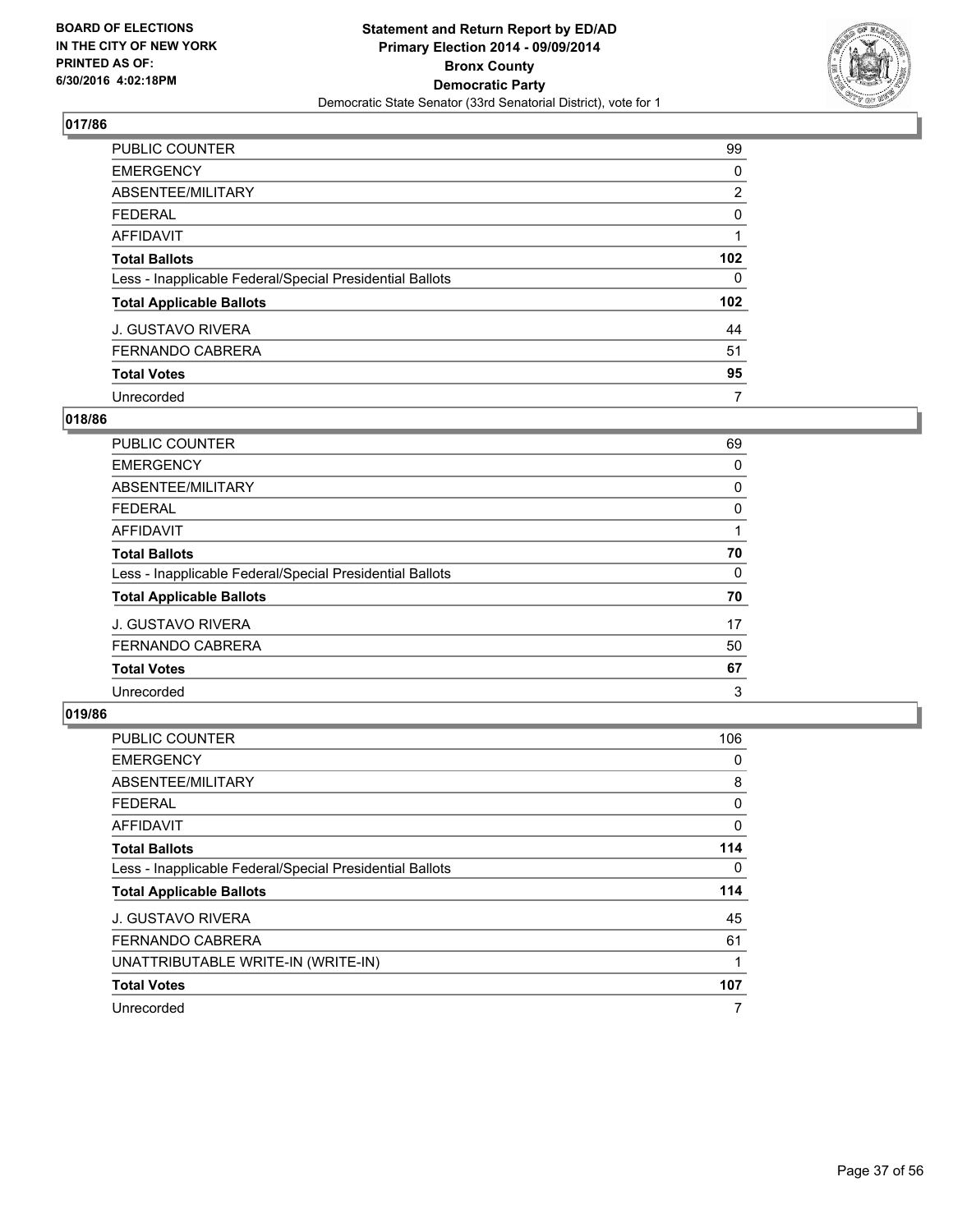BOARD OF ELECTIONS IN THE CITY OF NEW YORK PRINTED AS OF: 6/30/2016 4:02:18PM

**Statement and Return Report by ED/AD**
**Primary Election 2014 - 09/09/2014**
**Bronx County**
**Democratic Party**
Democratic State Senator (33rd Senatorial District), vote for 1

### 017/86

| | |
|---|---|
| PUBLIC COUNTER | 99 |
| EMERGENCY | 0 |
| ABSENTEE/MILITARY | 2 |
| FEDERAL | 0 |
| AFFIDAVIT | 1 |
| **Total Ballots** | **102** |
| Less - Inapplicable Federal/Special Presidential Ballots | 0 |
| **Total Applicable Ballots** | **102** |
| J. GUSTAVO RIVERA | 44 |
| FERNANDO CABRERA | 51 |
| **Total Votes** | **95** |
| Unrecorded | 7 |

### 018/86

| | |
|---|---|
| PUBLIC COUNTER | 69 |
| EMERGENCY | 0 |
| ABSENTEE/MILITARY | 0 |
| FEDERAL | 0 |
| AFFIDAVIT | 1 |
| **Total Ballots** | **70** |
| Less - Inapplicable Federal/Special Presidential Ballots | 0 |
| **Total Applicable Ballots** | **70** |
| J. GUSTAVO RIVERA | 17 |
| FERNANDO CABRERA | 50 |
| **Total Votes** | **67** |
| Unrecorded | 3 |

### 019/86

| | |
|---|---|
| PUBLIC COUNTER | 106 |
| EMERGENCY | 0 |
| ABSENTEE/MILITARY | 8 |
| FEDERAL | 0 |
| AFFIDAVIT | 0 |
| **Total Ballots** | **114** |
| Less - Inapplicable Federal/Special Presidential Ballots | 0 |
| **Total Applicable Ballots** | **114** |
| J. GUSTAVO RIVERA | 45 |
| FERNANDO CABRERA | 61 |
| UNATTRIBUTABLE WRITE-IN (WRITE-IN) | 1 |
| **Total Votes** | **107** |
| Unrecorded | 7 |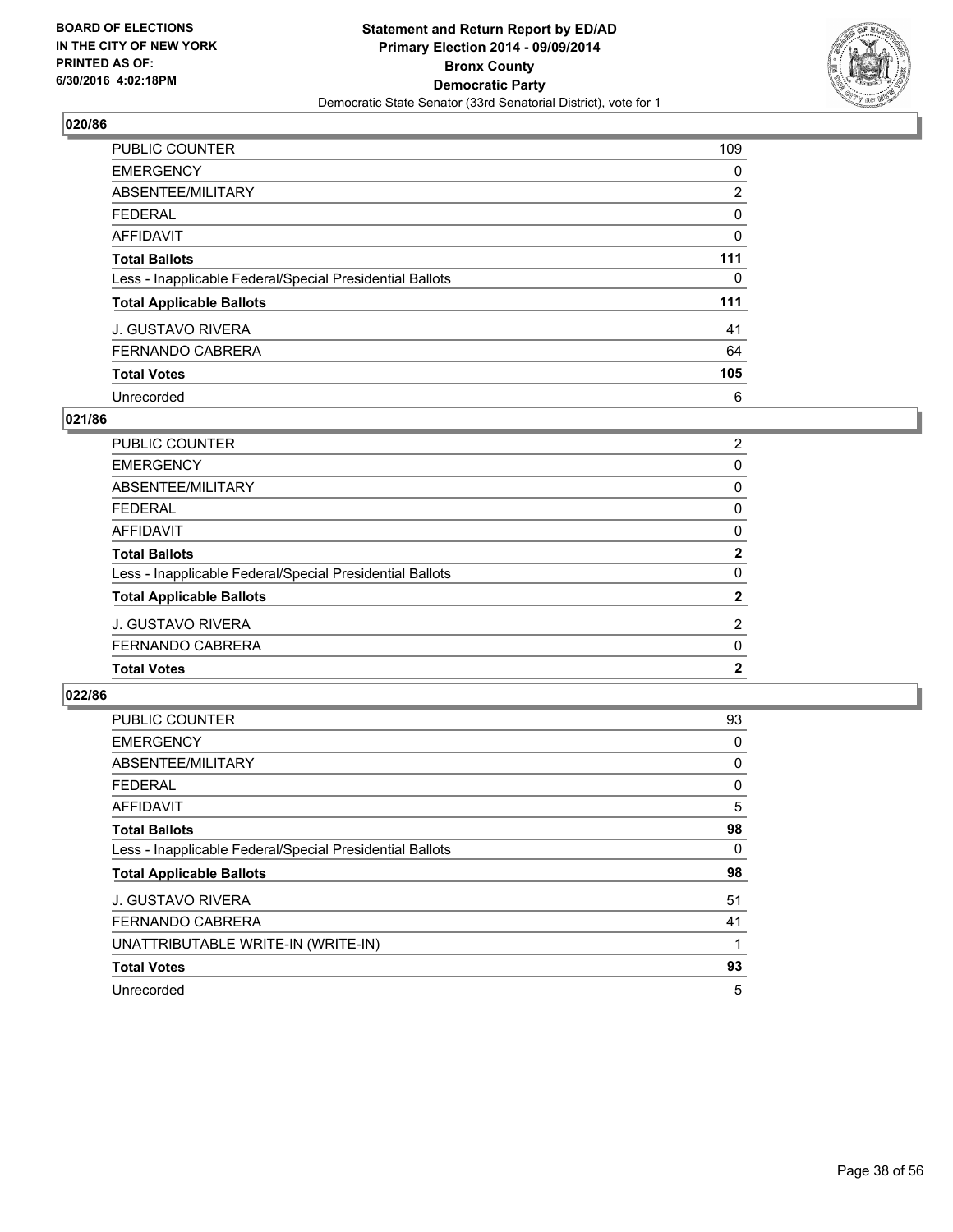**BOARD OF ELECTIONS IN THE CITY OF NEW YORK PRINTED AS OF: 6/30/2016 4:02:18PM**

**Statement and Return Report by ED/AD**
**Primary Election 2014 - 09/09/2014**
**Bronx County**
**Democratic Party**
Democratic State Senator (33rd Senatorial District), vote for 1

### 020/86

| | |
|---|---|
| PUBLIC COUNTER | 109 |
| EMERGENCY | 0 |
| ABSENTEE/MILITARY | 2 |
| FEDERAL | 0 |
| AFFIDAVIT | 0 |
| **Total Ballots** | **111** |
| Less - Inapplicable Federal/Special Presidential Ballots | 0 |
| **Total Applicable Ballots** | **111** |
| J. GUSTAVO RIVERA | 41 |
| FERNANDO CABRERA | 64 |
| **Total Votes** | **105** |
| Unrecorded | 6 |

### 021/86

| | |
|---|---|
| PUBLIC COUNTER | 2 |
| EMERGENCY | 0 |
| ABSENTEE/MILITARY | 0 |
| FEDERAL | 0 |
| AFFIDAVIT | 0 |
| **Total Ballots** | **2** |
| Less - Inapplicable Federal/Special Presidential Ballots | 0 |
| **Total Applicable Ballots** | **2** |
| J. GUSTAVO RIVERA | 2 |
| FERNANDO CABRERA | 0 |
| **Total Votes** | **2** |

### 022/86

| | |
|---|---|
| PUBLIC COUNTER | 93 |
| EMERGENCY | 0 |
| ABSENTEE/MILITARY | 0 |
| FEDERAL | 0 |
| AFFIDAVIT | 5 |
| **Total Ballots** | **98** |
| Less - Inapplicable Federal/Special Presidential Ballots | 0 |
| **Total Applicable Ballots** | **98** |
| J. GUSTAVO RIVERA | 51 |
| FERNANDO CABRERA | 41 |
| UNATTRIBUTABLE WRITE-IN (WRITE-IN) | 1 |
| **Total Votes** | **93** |
| Unrecorded | 5 |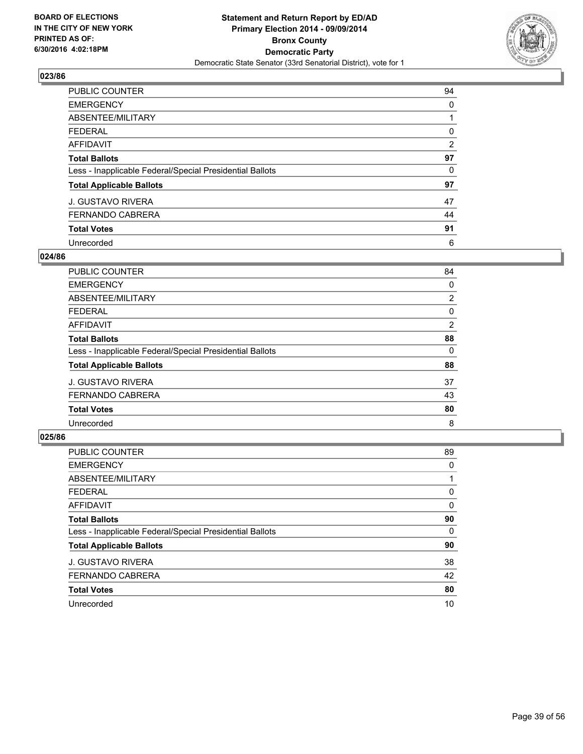**BOARD OF ELECTIONS IN THE CITY OF NEW YORK PRINTED AS OF: 6/30/2016 4:02:18PM**

**Statement and Return Report by ED/AD**
**Primary Election 2014 - 09/09/2014**
**Bronx County**
**Democratic Party**
Democratic State Senator (33rd Senatorial District), vote for 1

## 023/86

| | |
|---|---|
| PUBLIC COUNTER | 94 |
| EMERGENCY | 0 |
| ABSENTEE/MILITARY | 1 |
| FEDERAL | 0 |
| AFFIDAVIT | 2 |
| **Total Ballots** | **97** |
| Less - Inapplicable Federal/Special Presidential Ballots | 0 |
| **Total Applicable Ballots** | **97** |
| J. GUSTAVO RIVERA | 47 |
| FERNANDO CABRERA | 44 |
| **Total Votes** | **91** |
| Unrecorded | 6 |

## 024/86

| | |
|---|---|
| PUBLIC COUNTER | 84 |
| EMERGENCY | 0 |
| ABSENTEE/MILITARY | 2 |
| FEDERAL | 0 |
| AFFIDAVIT | 2 |
| **Total Ballots** | **88** |
| Less - Inapplicable Federal/Special Presidential Ballots | 0 |
| **Total Applicable Ballots** | **88** |
| J. GUSTAVO RIVERA | 37 |
| FERNANDO CABRERA | 43 |
| **Total Votes** | **80** |
| Unrecorded | 8 |

## 025/86

| | |
|---|---|
| PUBLIC COUNTER | 89 |
| EMERGENCY | 0 |
| ABSENTEE/MILITARY | 1 |
| FEDERAL | 0 |
| AFFIDAVIT | 0 |
| **Total Ballots** | **90** |
| Less - Inapplicable Federal/Special Presidential Ballots | 0 |
| **Total Applicable Ballots** | **90** |
| J. GUSTAVO RIVERA | 38 |
| FERNANDO CABRERA | 42 |
| **Total Votes** | **80** |
| Unrecorded | 10 |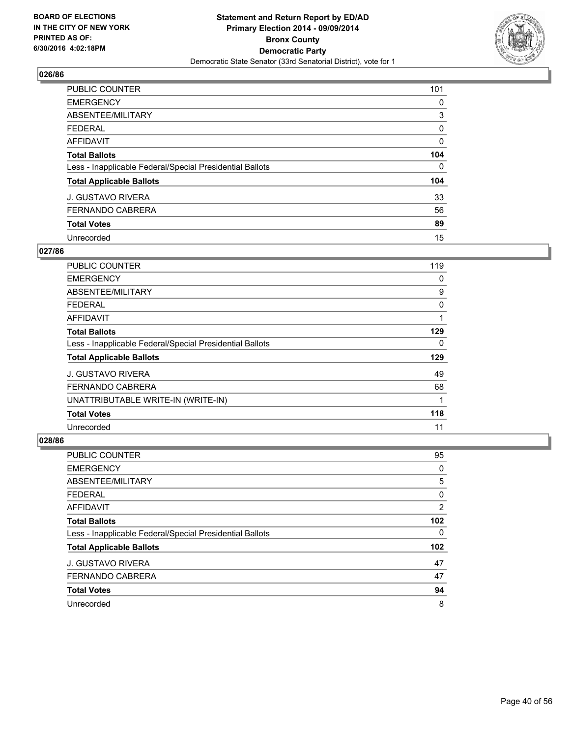**BOARD OF ELECTIONS IN THE CITY OF NEW YORK PRINTED AS OF: 6/30/2016 4:02:18PM**

**Statement and Return Report by ED/AD Primary Election 2014 - 09/09/2014 Bronx County Democratic Party**
Democratic State Senator (33rd Senatorial District), vote for 1

## 026/86

| | |
|---|---|
| PUBLIC COUNTER | 101 |
| EMERGENCY | 0 |
| ABSENTEE/MILITARY | 3 |
| FEDERAL | 0 |
| AFFIDAVIT | 0 |
| **Total Ballots** | **104** |
| Less - Inapplicable Federal/Special Presidential Ballots | 0 |
| **Total Applicable Ballots** | **104** |
| J. GUSTAVO RIVERA | 33 |
| FERNANDO CABRERA | 56 |
| **Total Votes** | **89** |
| Unrecorded | 15 |

## 027/86

| | |
|---|---|
| PUBLIC COUNTER | 119 |
| EMERGENCY | 0 |
| ABSENTEE/MILITARY | 9 |
| FEDERAL | 0 |
| AFFIDAVIT | 1 |
| **Total Ballots** | **129** |
| Less - Inapplicable Federal/Special Presidential Ballots | 0 |
| **Total Applicable Ballots** | **129** |
| J. GUSTAVO RIVERA | 49 |
| FERNANDO CABRERA | 68 |
| UNATTRIBUTABLE WRITE-IN (WRITE-IN) | 1 |
| **Total Votes** | **118** |
| Unrecorded | 11 |

## 028/86

| | |
|---|---|
| PUBLIC COUNTER | 95 |
| EMERGENCY | 0 |
| ABSENTEE/MILITARY | 5 |
| FEDERAL | 0 |
| AFFIDAVIT | 2 |
| **Total Ballots** | **102** |
| Less - Inapplicable Federal/Special Presidential Ballots | 0 |
| **Total Applicable Ballots** | **102** |
| J. GUSTAVO RIVERA | 47 |
| FERNANDO CABRERA | 47 |
| **Total Votes** | **94** |
| Unrecorded | 8 |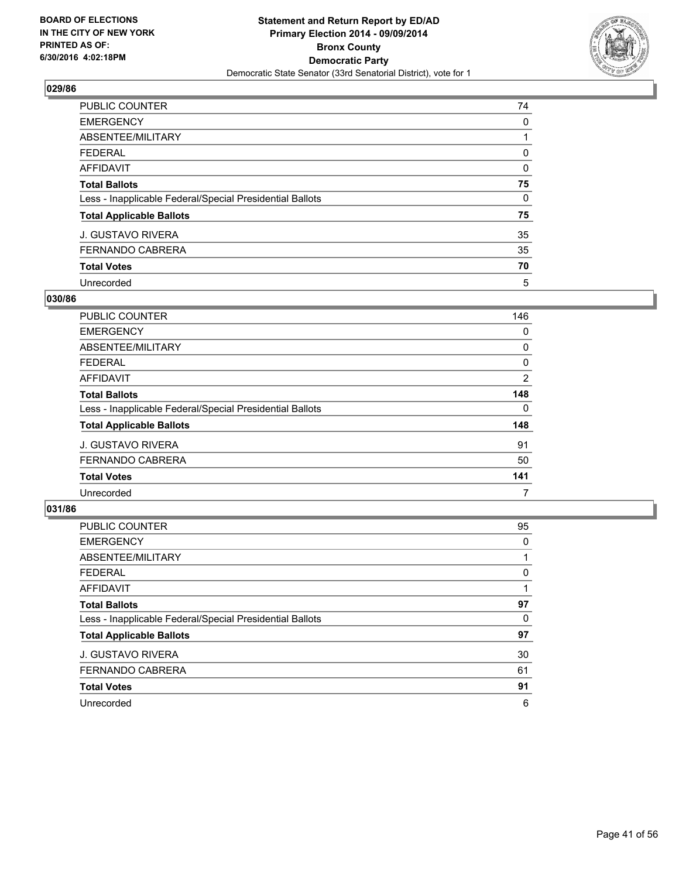BOARD OF ELECTIONS
IN THE CITY OF NEW YORK
PRINTED AS OF:
6/30/2016 4:02:18PM

**Statement and Return Report by ED/AD**
**Primary Election 2014 - 09/09/2014**
**Bronx County**
**Democratic Party**
Democratic State Senator (33rd Senatorial District), vote for 1

### 029/86

| | |
|---|---|
| PUBLIC COUNTER | 74 |
| EMERGENCY | 0 |
| ABSENTEE/MILITARY | 1 |
| FEDERAL | 0 |
| AFFIDAVIT | 0 |
| **Total Ballots** | **75** |
| Less - Inapplicable Federal/Special Presidential Ballots | 0 |
| **Total Applicable Ballots** | **75** |
| J. GUSTAVO RIVERA | 35 |
| FERNANDO CABRERA | 35 |
| **Total Votes** | **70** |
| Unrecorded | 5 |

### 030/86

| | |
|---|---|
| PUBLIC COUNTER | 146 |
| EMERGENCY | 0 |
| ABSENTEE/MILITARY | 0 |
| FEDERAL | 0 |
| AFFIDAVIT | 2 |
| **Total Ballots** | **148** |
| Less - Inapplicable Federal/Special Presidential Ballots | 0 |
| **Total Applicable Ballots** | **148** |
| J. GUSTAVO RIVERA | 91 |
| FERNANDO CABRERA | 50 |
| **Total Votes** | **141** |
| Unrecorded | 7 |

### 031/86

| | |
|---|---|
| PUBLIC COUNTER | 95 |
| EMERGENCY | 0 |
| ABSENTEE/MILITARY | 1 |
| FEDERAL | 0 |
| AFFIDAVIT | 1 |
| **Total Ballots** | **97** |
| Less - Inapplicable Federal/Special Presidential Ballots | 0 |
| **Total Applicable Ballots** | **97** |
| J. GUSTAVO RIVERA | 30 |
| FERNANDO CABRERA | 61 |
| **Total Votes** | **91** |
| Unrecorded | 6 |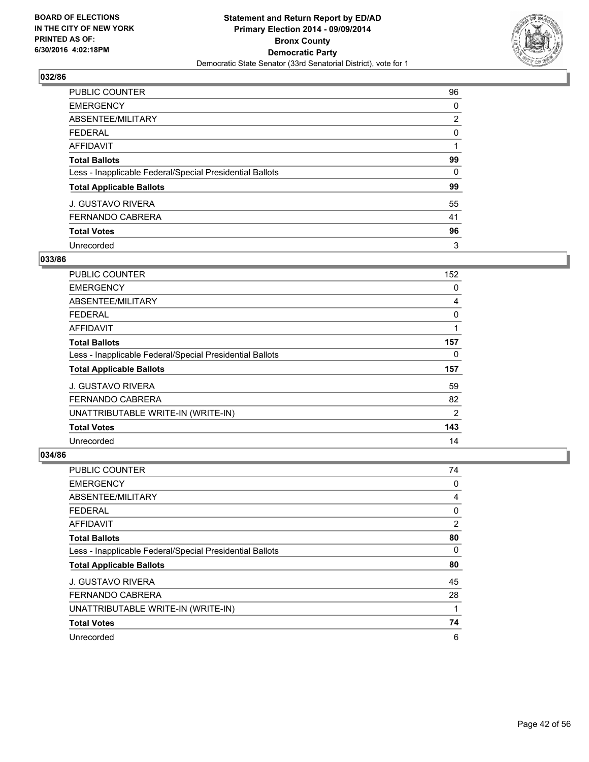BOARD OF ELECTIONS
IN THE CITY OF NEW YORK
PRINTED AS OF:
6/30/2016 4:02:18PM

**Statement and Return Report by ED/AD**
**Primary Election 2014 - 09/09/2014**
**Bronx County**
**Democratic Party**
Democratic State Senator (33rd Senatorial District), vote for 1

## 032/86

| | |
|---|---|
| PUBLIC COUNTER | 96 |
| EMERGENCY | 0 |
| ABSENTEE/MILITARY | 2 |
| FEDERAL | 0 |
| AFFIDAVIT | 1 |
| **Total Ballots** | **99** |
| Less - Inapplicable Federal/Special Presidential Ballots | 0 |
| **Total Applicable Ballots** | **99** |
| J. GUSTAVO RIVERA | 55 |
| FERNANDO CABRERA | 41 |
| **Total Votes** | **96** |
| Unrecorded | 3 |

## 033/86

| | |
|---|---|
| PUBLIC COUNTER | 152 |
| EMERGENCY | 0 |
| ABSENTEE/MILITARY | 4 |
| FEDERAL | 0 |
| AFFIDAVIT | 1 |
| **Total Ballots** | **157** |
| Less - Inapplicable Federal/Special Presidential Ballots | 0 |
| **Total Applicable Ballots** | **157** |
| J. GUSTAVO RIVERA | 59 |
| FERNANDO CABRERA | 82 |
| UNATTRIBUTABLE WRITE-IN (WRITE-IN) | 2 |
| **Total Votes** | **143** |
| Unrecorded | 14 |

## 034/86

| | |
|---|---|
| PUBLIC COUNTER | 74 |
| EMERGENCY | 0 |
| ABSENTEE/MILITARY | 4 |
| FEDERAL | 0 |
| AFFIDAVIT | 2 |
| **Total Ballots** | **80** |
| Less - Inapplicable Federal/Special Presidential Ballots | 0 |
| **Total Applicable Ballots** | **80** |
| J. GUSTAVO RIVERA | 45 |
| FERNANDO CABRERA | 28 |
| UNATTRIBUTABLE WRITE-IN (WRITE-IN) | 1 |
| **Total Votes** | **74** |
| Unrecorded | 6 |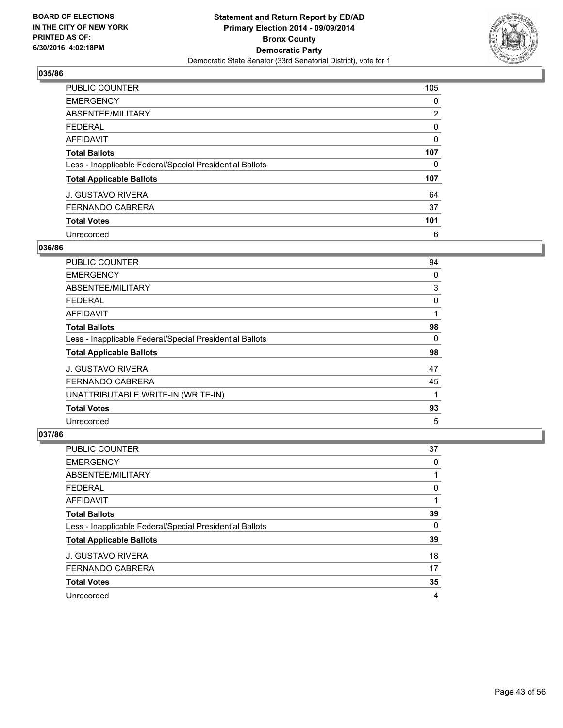BOARD OF ELECTIONS
IN THE CITY OF NEW YORK
PRINTED AS OF:
6/30/2016 4:02:18PM

**Statement and Return Report by ED/AD**
**Primary Election 2014 - 09/09/2014**
**Bronx County**
**Democratic Party**
Democratic State Senator (33rd Senatorial District), vote for 1

### 035/86

| | |
|---|---|
| PUBLIC COUNTER | 105 |
| EMERGENCY | 0 |
| ABSENTEE/MILITARY | 2 |
| FEDERAL | 0 |
| AFFIDAVIT | 0 |
| **Total Ballots** | **107** |
| Less - Inapplicable Federal/Special Presidential Ballots | 0 |
| **Total Applicable Ballots** | **107** |
| J. GUSTAVO RIVERA | 64 |
| FERNANDO CABRERA | 37 |
| **Total Votes** | **101** |
| Unrecorded | 6 |

### 036/86

| | |
|---|---|
| PUBLIC COUNTER | 94 |
| EMERGENCY | 0 |
| ABSENTEE/MILITARY | 3 |
| FEDERAL | 0 |
| AFFIDAVIT | 1 |
| **Total Ballots** | **98** |
| Less - Inapplicable Federal/Special Presidential Ballots | 0 |
| **Total Applicable Ballots** | **98** |
| J. GUSTAVO RIVERA | 47 |
| FERNANDO CABRERA | 45 |
| UNATTRIBUTABLE WRITE-IN (WRITE-IN) | 1 |
| **Total Votes** | **93** |
| Unrecorded | 5 |

### 037/86

| | |
|---|---|
| PUBLIC COUNTER | 37 |
| EMERGENCY | 0 |
| ABSENTEE/MILITARY | 1 |
| FEDERAL | 0 |
| AFFIDAVIT | 1 |
| **Total Ballots** | **39** |
| Less - Inapplicable Federal/Special Presidential Ballots | 0 |
| **Total Applicable Ballots** | **39** |
| J. GUSTAVO RIVERA | 18 |
| FERNANDO CABRERA | 17 |
| **Total Votes** | **35** |
| Unrecorded | 4 |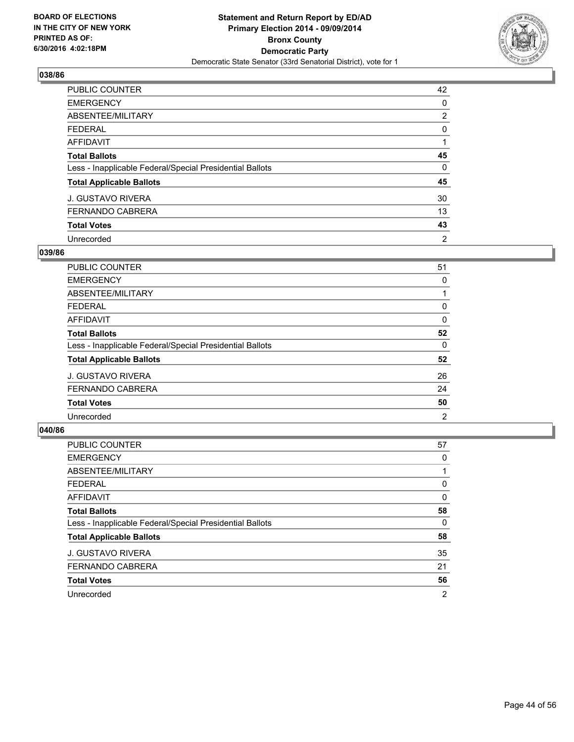BOARD OF ELECTIONS
IN THE CITY OF NEW YORK
PRINTED AS OF:
6/30/2016 4:02:18PM

**Statement and Return Report by ED/AD**
**Primary Election 2014 - 09/09/2014**
**Bronx County**
**Democratic Party**
Democratic State Senator (33rd Senatorial District), vote for 1

## 038/86

| | |
|---|---|
| PUBLIC COUNTER | 42 |
| EMERGENCY | 0 |
| ABSENTEE/MILITARY | 2 |
| FEDERAL | 0 |
| AFFIDAVIT | 1 |
| **Total Ballots** | **45** |
| Less - Inapplicable Federal/Special Presidential Ballots | 0 |
| **Total Applicable Ballots** | **45** |
| J. GUSTAVO RIVERA | 30 |
| FERNANDO CABRERA | 13 |
| **Total Votes** | **43** |
| Unrecorded | 2 |

## 039/86

| | |
|---|---|
| PUBLIC COUNTER | 51 |
| EMERGENCY | 0 |
| ABSENTEE/MILITARY | 1 |
| FEDERAL | 0 |
| AFFIDAVIT | 0 |
| **Total Ballots** | **52** |
| Less - Inapplicable Federal/Special Presidential Ballots | 0 |
| **Total Applicable Ballots** | **52** |
| J. GUSTAVO RIVERA | 26 |
| FERNANDO CABRERA | 24 |
| **Total Votes** | **50** |
| Unrecorded | 2 |

## 040/86

| | |
|---|---|
| PUBLIC COUNTER | 57 |
| EMERGENCY | 0 |
| ABSENTEE/MILITARY | 1 |
| FEDERAL | 0 |
| AFFIDAVIT | 0 |
| **Total Ballots** | **58** |
| Less - Inapplicable Federal/Special Presidential Ballots | 0 |
| **Total Applicable Ballots** | **58** |
| J. GUSTAVO RIVERA | 35 |
| FERNANDO CABRERA | 21 |
| **Total Votes** | **56** |
| Unrecorded | 2 |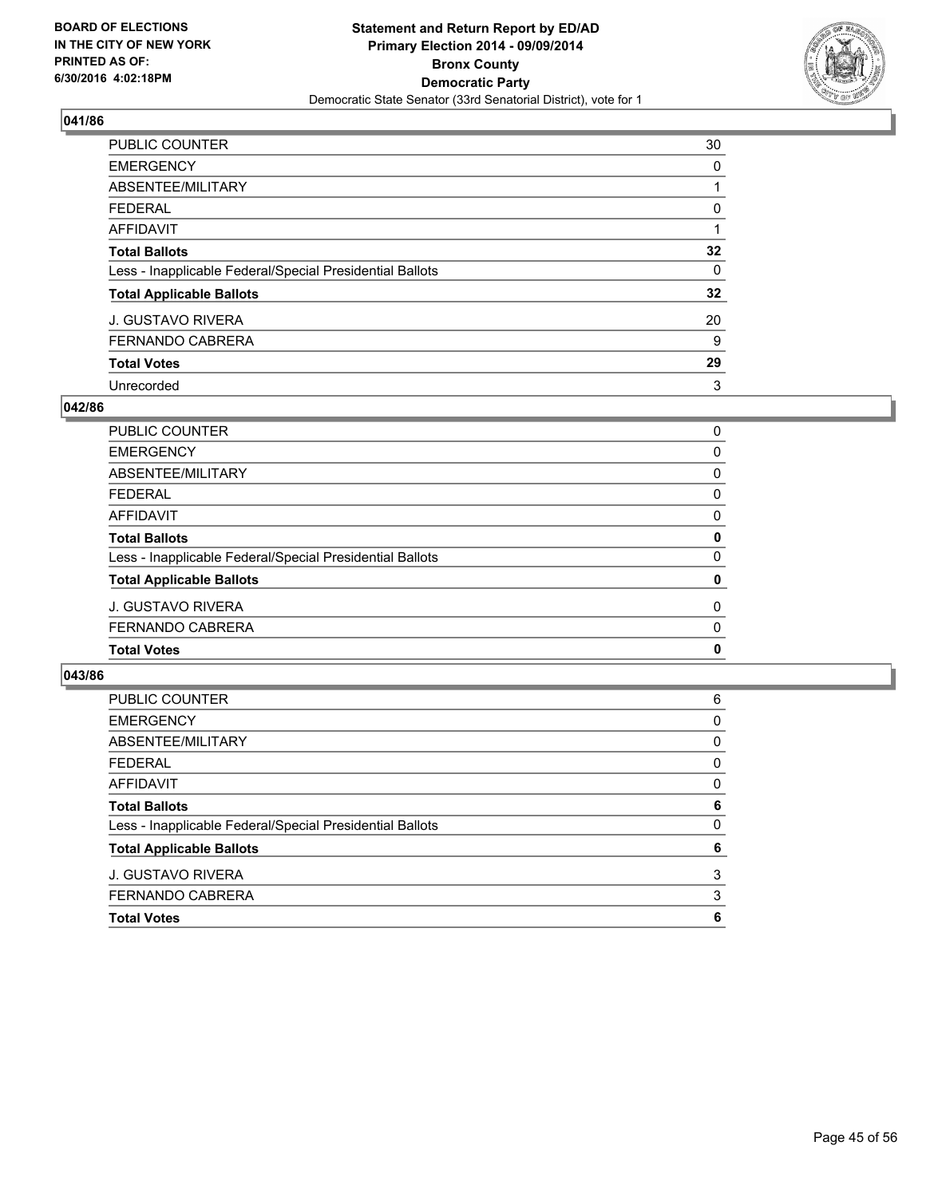BOARD OF ELECTIONS
IN THE CITY OF NEW YORK
PRINTED AS OF:
6/30/2016 4:02:18PM

**Statement and Return Report by ED/AD**
**Primary Election 2014 - 09/09/2014**
**Bronx County**
**Democratic Party**
Democratic State Senator (33rd Senatorial District), vote for 1

### 041/86

| | |
|---|---|
| PUBLIC COUNTER | 30 |
| EMERGENCY | 0 |
| ABSENTEE/MILITARY | 1 |
| FEDERAL | 0 |
| AFFIDAVIT | 1 |
| **Total Ballots** | **32** |
| Less - Inapplicable Federal/Special Presidential Ballots | 0 |
| **Total Applicable Ballots** | **32** |
| J. GUSTAVO RIVERA | 20 |
| FERNANDO CABRERA | 9 |
| **Total Votes** | **29** |
| Unrecorded | 3 |

### 042/86

| | |
|---|---|
| PUBLIC COUNTER | 0 |
| EMERGENCY | 0 |
| ABSENTEE/MILITARY | 0 |
| FEDERAL | 0 |
| AFFIDAVIT | 0 |
| **Total Ballots** | **0** |
| Less - Inapplicable Federal/Special Presidential Ballots | 0 |
| **Total Applicable Ballots** | **0** |
| J. GUSTAVO RIVERA | 0 |
| FERNANDO CABRERA | 0 |
| **Total Votes** | **0** |

### 043/86

| | |
|---|---|
| PUBLIC COUNTER | 6 |
| EMERGENCY | 0 |
| ABSENTEE/MILITARY | 0 |
| FEDERAL | 0 |
| AFFIDAVIT | 0 |
| **Total Ballots** | **6** |
| Less - Inapplicable Federal/Special Presidential Ballots | 0 |
| **Total Applicable Ballots** | **6** |
| J. GUSTAVO RIVERA | 3 |
| FERNANDO CABRERA | 3 |
| **Total Votes** | **6** |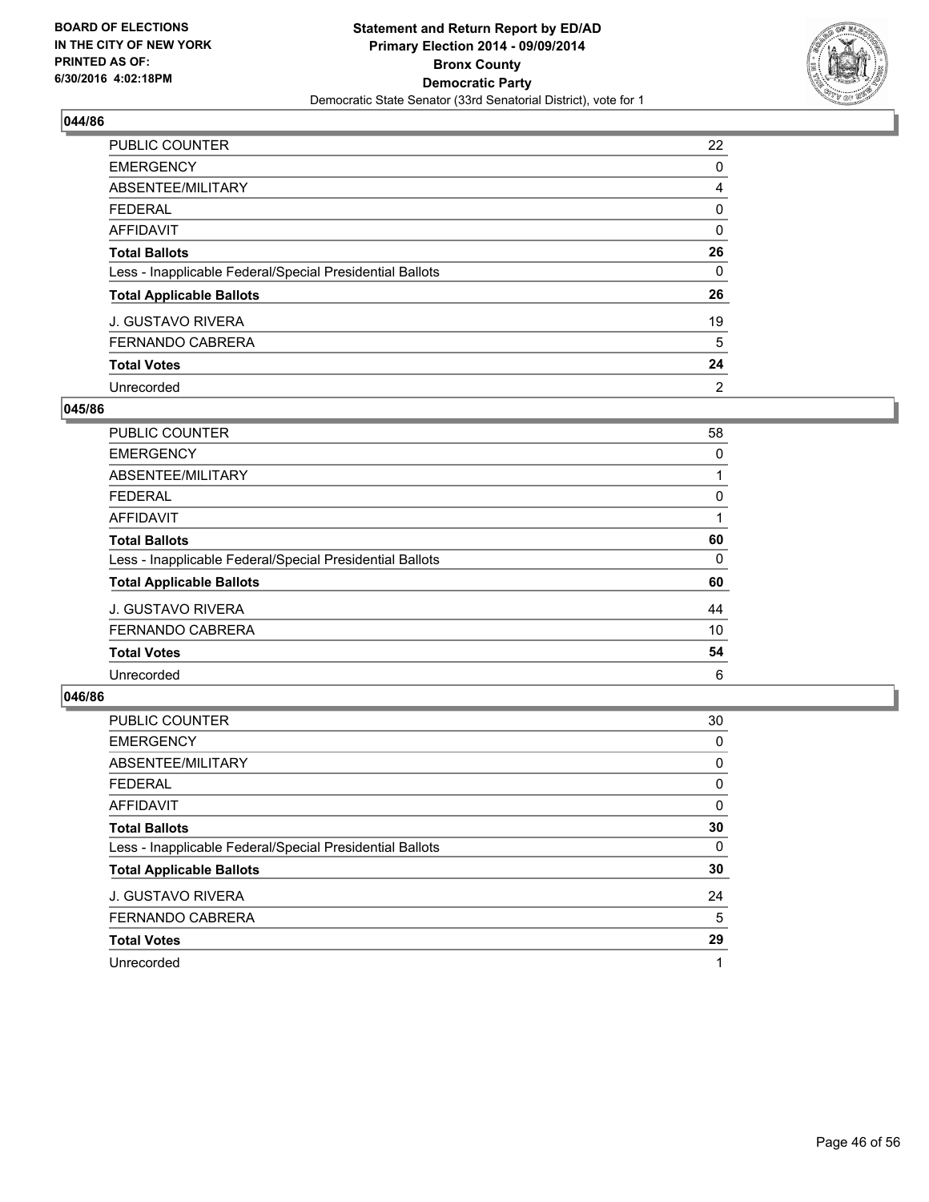**BOARD OF ELECTIONS IN THE CITY OF NEW YORK PRINTED AS OF: 6/30/2016 4:02:18PM**

**Statement and Return Report by ED/AD Primary Election 2014 - 09/09/2014 Bronx County Democratic Party**

Democratic State Senator (33rd Senatorial District), vote for 1

### 044/86

| | |
|---|---|
| PUBLIC COUNTER | 22 |
| EMERGENCY | 0 |
| ABSENTEE/MILITARY | 4 |
| FEDERAL | 0 |
| AFFIDAVIT | 0 |
| **Total Ballots** | **26** |
| Less - Inapplicable Federal/Special Presidential Ballots | 0 |
| **Total Applicable Ballots** | **26** |
| J. GUSTAVO RIVERA | 19 |
| FERNANDO CABRERA | 5 |
| **Total Votes** | **24** |
| Unrecorded | 2 |

### 045/86

| | |
|---|---|
| PUBLIC COUNTER | 58 |
| EMERGENCY | 0 |
| ABSENTEE/MILITARY | 1 |
| FEDERAL | 0 |
| AFFIDAVIT | 1 |
| **Total Ballots** | **60** |
| Less - Inapplicable Federal/Special Presidential Ballots | 0 |
| **Total Applicable Ballots** | **60** |
| J. GUSTAVO RIVERA | 44 |
| FERNANDO CABRERA | 10 |
| **Total Votes** | **54** |
| Unrecorded | 6 |

### 046/86

| | |
|---|---|
| PUBLIC COUNTER | 30 |
| EMERGENCY | 0 |
| ABSENTEE/MILITARY | 0 |
| FEDERAL | 0 |
| AFFIDAVIT | 0 |
| **Total Ballots** | **30** |
| Less - Inapplicable Federal/Special Presidential Ballots | 0 |
| **Total Applicable Ballots** | **30** |
| J. GUSTAVO RIVERA | 24 |
| FERNANDO CABRERA | 5 |
| **Total Votes** | **29** |
| Unrecorded | 1 |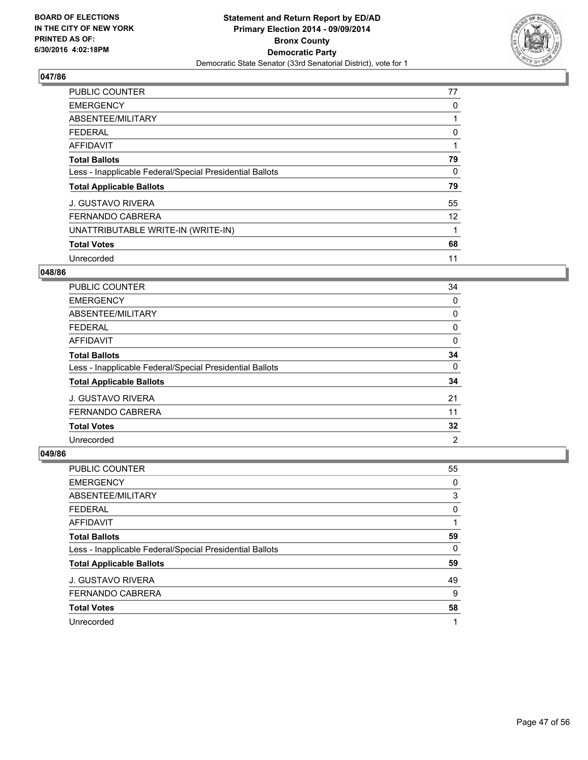BOARD OF ELECTIONS
IN THE CITY OF NEW YORK
PRINTED AS OF:
6/30/2016 4:02:18PM

**Statement and Return Report by ED/AD**
**Primary Election 2014 - 09/09/2014**
**Bronx County**
**Democratic Party**
Democratic State Senator (33rd Senatorial District), vote for 1

### 047/86

| | |
|---|---|
| PUBLIC COUNTER | 77 |
| EMERGENCY | 0 |
| ABSENTEE/MILITARY | 1 |
| FEDERAL | 0 |
| AFFIDAVIT | 1 |
| **Total Ballots** | **79** |
| Less - Inapplicable Federal/Special Presidential Ballots | 0 |
| **Total Applicable Ballots** | **79** |
| J. GUSTAVO RIVERA | 55 |
| FERNANDO CABRERA | 12 |
| UNATTRIBUTABLE WRITE-IN (WRITE-IN) | 1 |
| **Total Votes** | **68** |
| Unrecorded | 11 |

### 048/86

| | |
|---|---|
| PUBLIC COUNTER | 34 |
| EMERGENCY | 0 |
| ABSENTEE/MILITARY | 0 |
| FEDERAL | 0 |
| AFFIDAVIT | 0 |
| **Total Ballots** | **34** |
| Less - Inapplicable Federal/Special Presidential Ballots | 0 |
| **Total Applicable Ballots** | **34** |
| J. GUSTAVO RIVERA | 21 |
| FERNANDO CABRERA | 11 |
| **Total Votes** | **32** |
| Unrecorded | 2 |

### 049/86

| | |
|---|---|
| PUBLIC COUNTER | 55 |
| EMERGENCY | 0 |
| ABSENTEE/MILITARY | 3 |
| FEDERAL | 0 |
| AFFIDAVIT | 1 |
| **Total Ballots** | **59** |
| Less - Inapplicable Federal/Special Presidential Ballots | 0 |
| **Total Applicable Ballots** | **59** |
| J. GUSTAVO RIVERA | 49 |
| FERNANDO CABRERA | 9 |
| **Total Votes** | **58** |
| Unrecorded | 1 |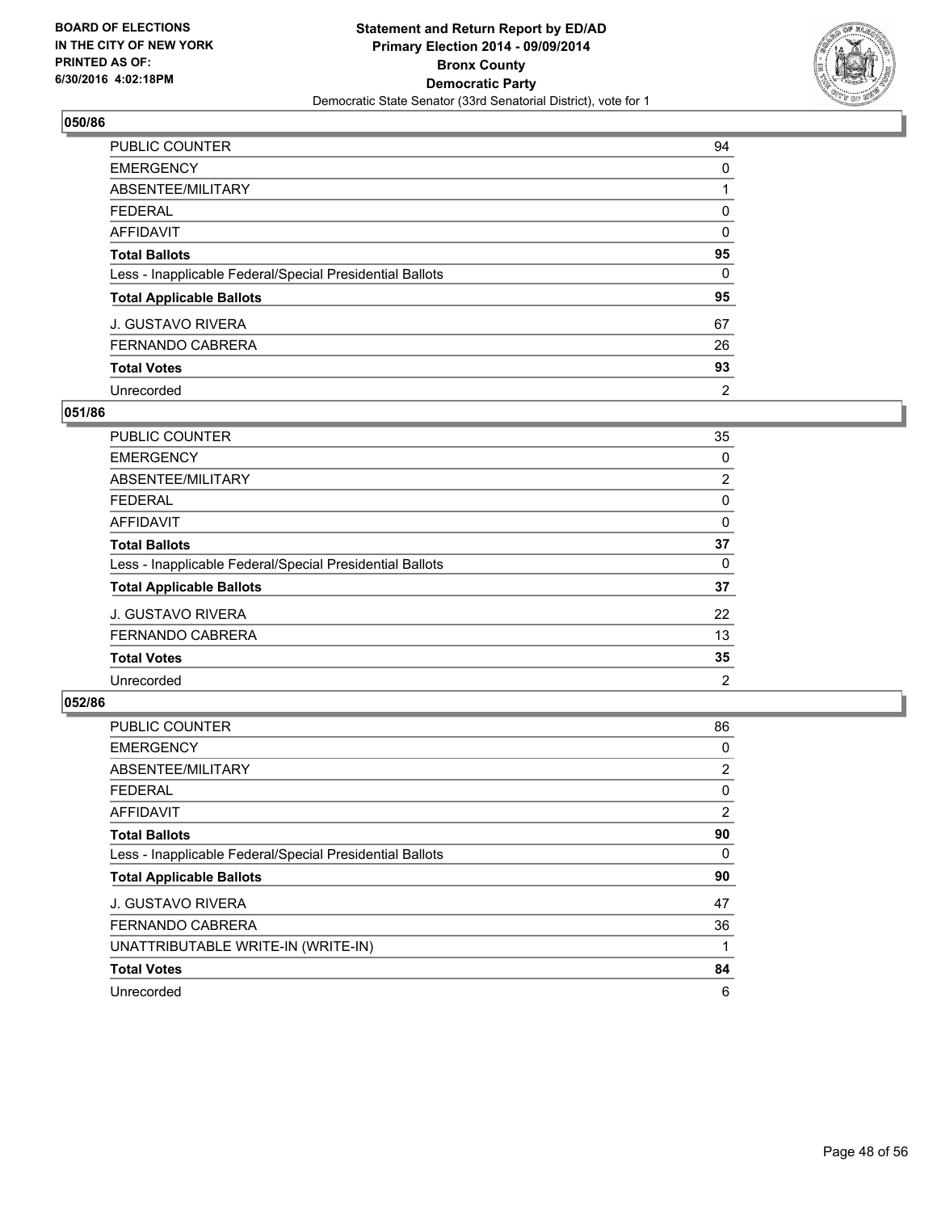**BOARD OF ELECTIONS IN THE CITY OF NEW YORK PRINTED AS OF: 6/30/2016 4:02:18PM**

**Statement and Return Report by ED/AD**
**Primary Election 2014 - 09/09/2014**
**Bronx County**
**Democratic Party**
Democratic State Senator (33rd Senatorial District), vote for 1

### 050/86

| | |
|---|---|
| PUBLIC COUNTER | 94 |
| EMERGENCY | 0 |
| ABSENTEE/MILITARY | 1 |
| FEDERAL | 0 |
| AFFIDAVIT | 0 |
| **Total Ballots** | **95** |
| Less - Inapplicable Federal/Special Presidential Ballots | 0 |
| **Total Applicable Ballots** | **95** |
| J. GUSTAVO RIVERA | 67 |
| FERNANDO CABRERA | 26 |
| **Total Votes** | **93** |
| Unrecorded | 2 |

### 051/86

| | |
|---|---|
| PUBLIC COUNTER | 35 |
| EMERGENCY | 0 |
| ABSENTEE/MILITARY | 2 |
| FEDERAL | 0 |
| AFFIDAVIT | 0 |
| **Total Ballots** | **37** |
| Less - Inapplicable Federal/Special Presidential Ballots | 0 |
| **Total Applicable Ballots** | **37** |
| J. GUSTAVO RIVERA | 22 |
| FERNANDO CABRERA | 13 |
| **Total Votes** | **35** |
| Unrecorded | 2 |

### 052/86

| | |
|---|---|
| PUBLIC COUNTER | 86 |
| EMERGENCY | 0 |
| ABSENTEE/MILITARY | 2 |
| FEDERAL | 0 |
| AFFIDAVIT | 2 |
| **Total Ballots** | **90** |
| Less - Inapplicable Federal/Special Presidential Ballots | 0 |
| **Total Applicable Ballots** | **90** |
| J. GUSTAVO RIVERA | 47 |
| FERNANDO CABRERA | 36 |
| UNATTRIBUTABLE WRITE-IN (WRITE-IN) | 1 |
| **Total Votes** | **84** |
| Unrecorded | 6 |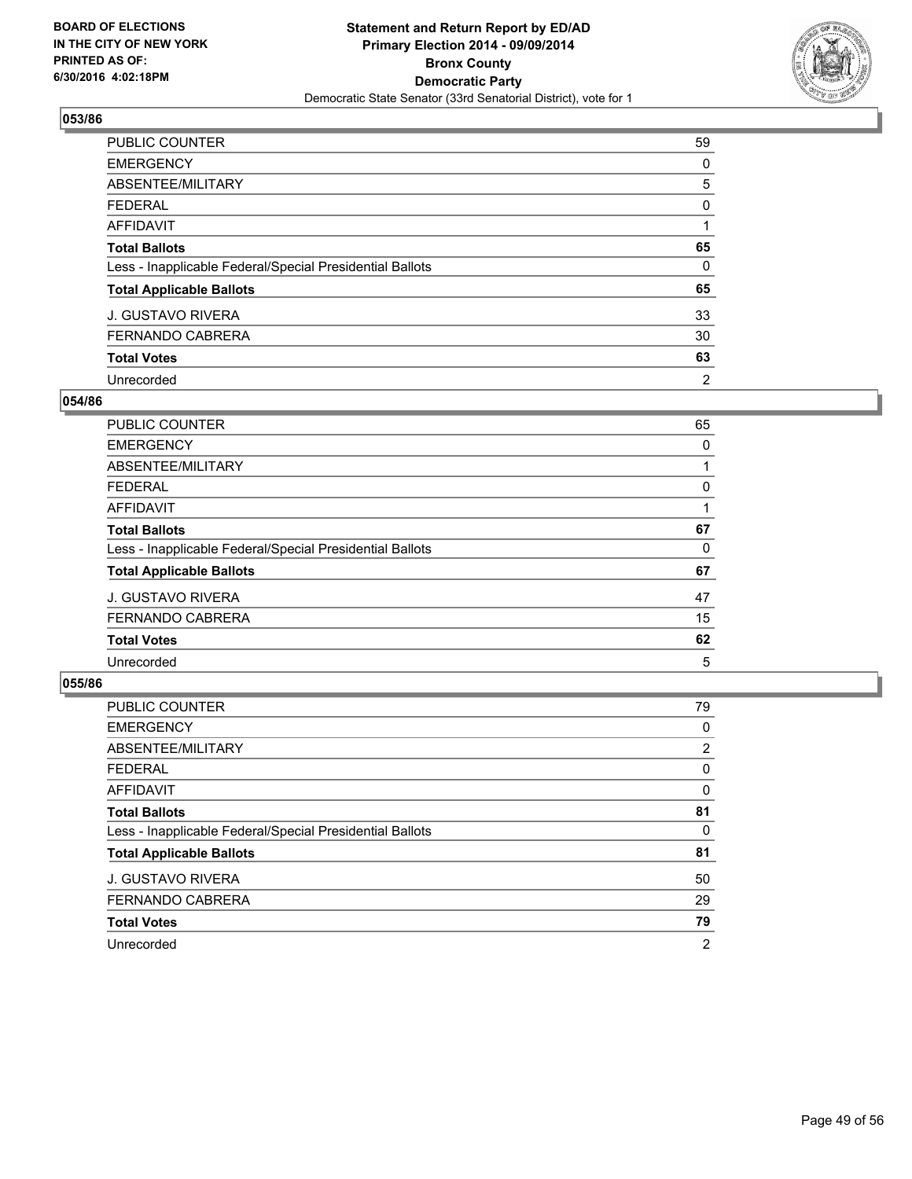BOARD OF ELECTIONS
IN THE CITY OF NEW YORK
PRINTED AS OF:
6/30/2016 4:02:18PM

**Statement and Return Report by ED/AD**
**Primary Election 2014 - 09/09/2014**
**Bronx County**
**Democratic Party**
Democratic State Senator (33rd Senatorial District), vote for 1

### 053/86

| | |
|---|---|
| PUBLIC COUNTER | 59 |
| EMERGENCY | 0 |
| ABSENTEE/MILITARY | 5 |
| FEDERAL | 0 |
| AFFIDAVIT | 1 |
| **Total Ballots** | **65** |
| Less - Inapplicable Federal/Special Presidential Ballots | 0 |
| **Total Applicable Ballots** | **65** |
| J. GUSTAVO RIVERA | 33 |
| FERNANDO CABRERA | 30 |
| **Total Votes** | **63** |
| Unrecorded | 2 |

### 054/86

| | |
|---|---|
| PUBLIC COUNTER | 65 |
| EMERGENCY | 0 |
| ABSENTEE/MILITARY | 1 |
| FEDERAL | 0 |
| AFFIDAVIT | 1 |
| **Total Ballots** | **67** |
| Less - Inapplicable Federal/Special Presidential Ballots | 0 |
| **Total Applicable Ballots** | **67** |
| J. GUSTAVO RIVERA | 47 |
| FERNANDO CABRERA | 15 |
| **Total Votes** | **62** |
| Unrecorded | 5 |

### 055/86

| | |
|---|---|
| PUBLIC COUNTER | 79 |
| EMERGENCY | 0 |
| ABSENTEE/MILITARY | 2 |
| FEDERAL | 0 |
| AFFIDAVIT | 0 |
| **Total Ballots** | **81** |
| Less - Inapplicable Federal/Special Presidential Ballots | 0 |
| **Total Applicable Ballots** | **81** |
| J. GUSTAVO RIVERA | 50 |
| FERNANDO CABRERA | 29 |
| **Total Votes** | **79** |
| Unrecorded | 2 |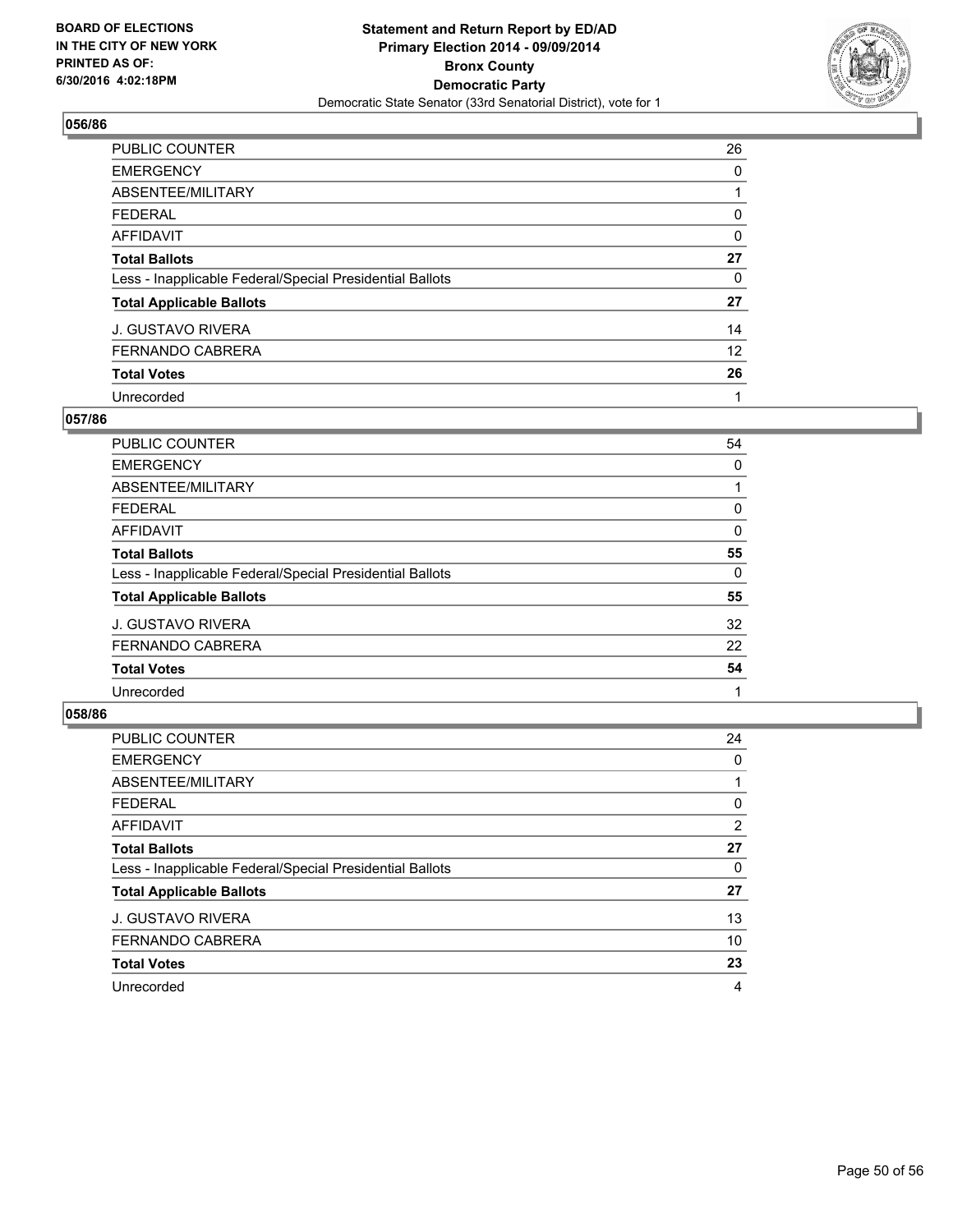BOARD OF ELECTIONS
IN THE CITY OF NEW YORK
PRINTED AS OF:
6/30/2016 4:02:18PM

**Statement and Return Report by ED/AD**
**Primary Election 2014 - 09/09/2014**
**Bronx County**
**Democratic Party**
Democratic State Senator (33rd Senatorial District), vote for 1

### 056/86

| | |
|---|---|
| PUBLIC COUNTER | 26 |
| EMERGENCY | 0 |
| ABSENTEE/MILITARY | 1 |
| FEDERAL | 0 |
| AFFIDAVIT | 0 |
| **Total Ballots** | **27** |
| Less - Inapplicable Federal/Special Presidential Ballots | 0 |
| **Total Applicable Ballots** | **27** |
| J. GUSTAVO RIVERA | 14 |
| FERNANDO CABRERA | 12 |
| **Total Votes** | **26** |
| Unrecorded | 1 |

### 057/86

| | |
|---|---|
| PUBLIC COUNTER | 54 |
| EMERGENCY | 0 |
| ABSENTEE/MILITARY | 1 |
| FEDERAL | 0 |
| AFFIDAVIT | 0 |
| **Total Ballots** | **55** |
| Less - Inapplicable Federal/Special Presidential Ballots | 0 |
| **Total Applicable Ballots** | **55** |
| J. GUSTAVO RIVERA | 32 |
| FERNANDO CABRERA | 22 |
| **Total Votes** | **54** |
| Unrecorded | 1 |

### 058/86

| | |
|---|---|
| PUBLIC COUNTER | 24 |
| EMERGENCY | 0 |
| ABSENTEE/MILITARY | 1 |
| FEDERAL | 0 |
| AFFIDAVIT | 2 |
| **Total Ballots** | **27** |
| Less - Inapplicable Federal/Special Presidential Ballots | 0 |
| **Total Applicable Ballots** | **27** |
| J. GUSTAVO RIVERA | 13 |
| FERNANDO CABRERA | 10 |
| **Total Votes** | **23** |
| Unrecorded | 4 |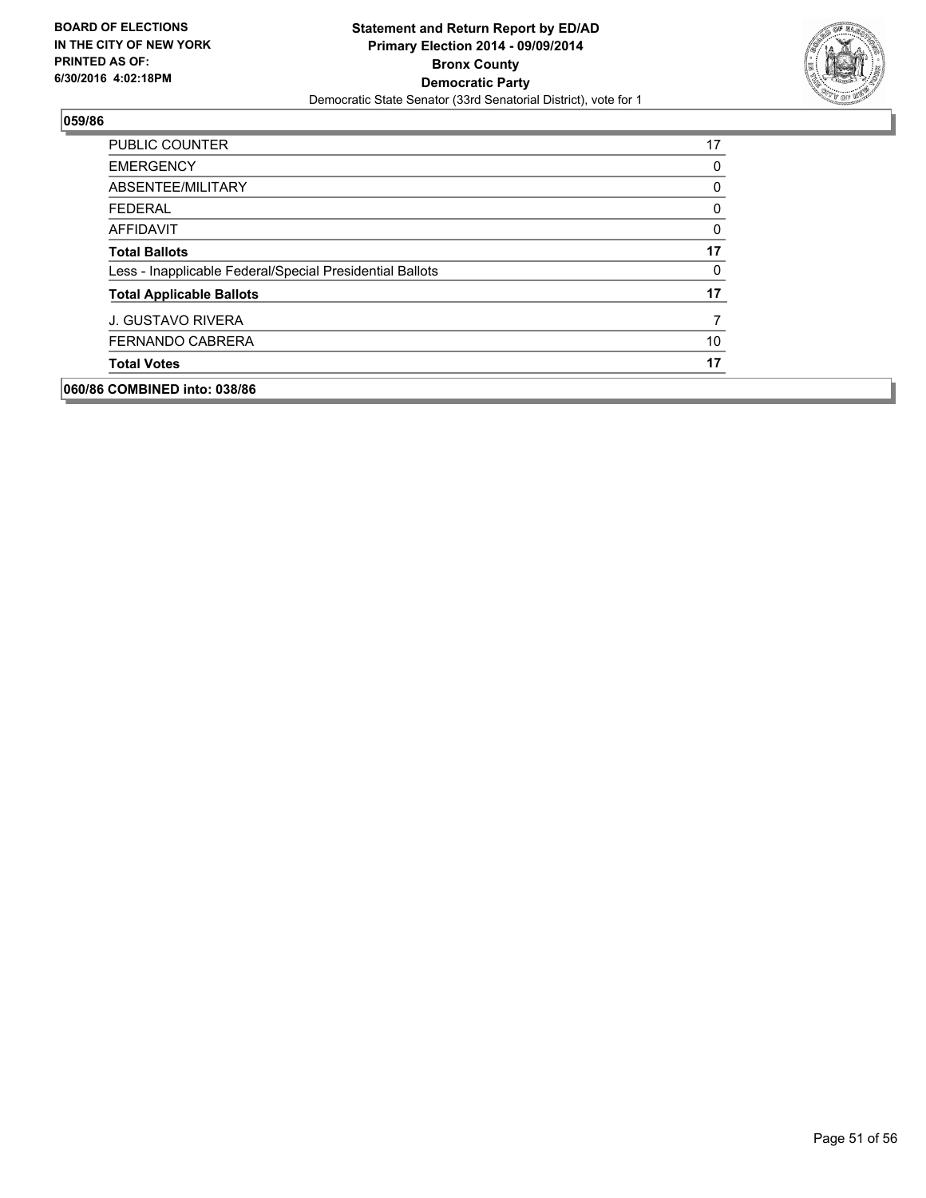**059/86**

| | |
|---|---|
| PUBLIC COUNTER | 17 |
| EMERGENCY | 0 |
| ABSENTEE/MILITARY | 0 |
| FEDERAL | 0 |
| AFFIDAVIT | 0 |
| **Total Ballots** | **17** |
| Less - Inapplicable Federal/Special Presidential Ballots | 0 |
| **Total Applicable Ballots** | **17** |
| J. GUSTAVO RIVERA | 7 |
| FERNANDO CABRERA | 10 |
| **Total Votes** | **17** |

**060/86 COMBINED into: 038/86**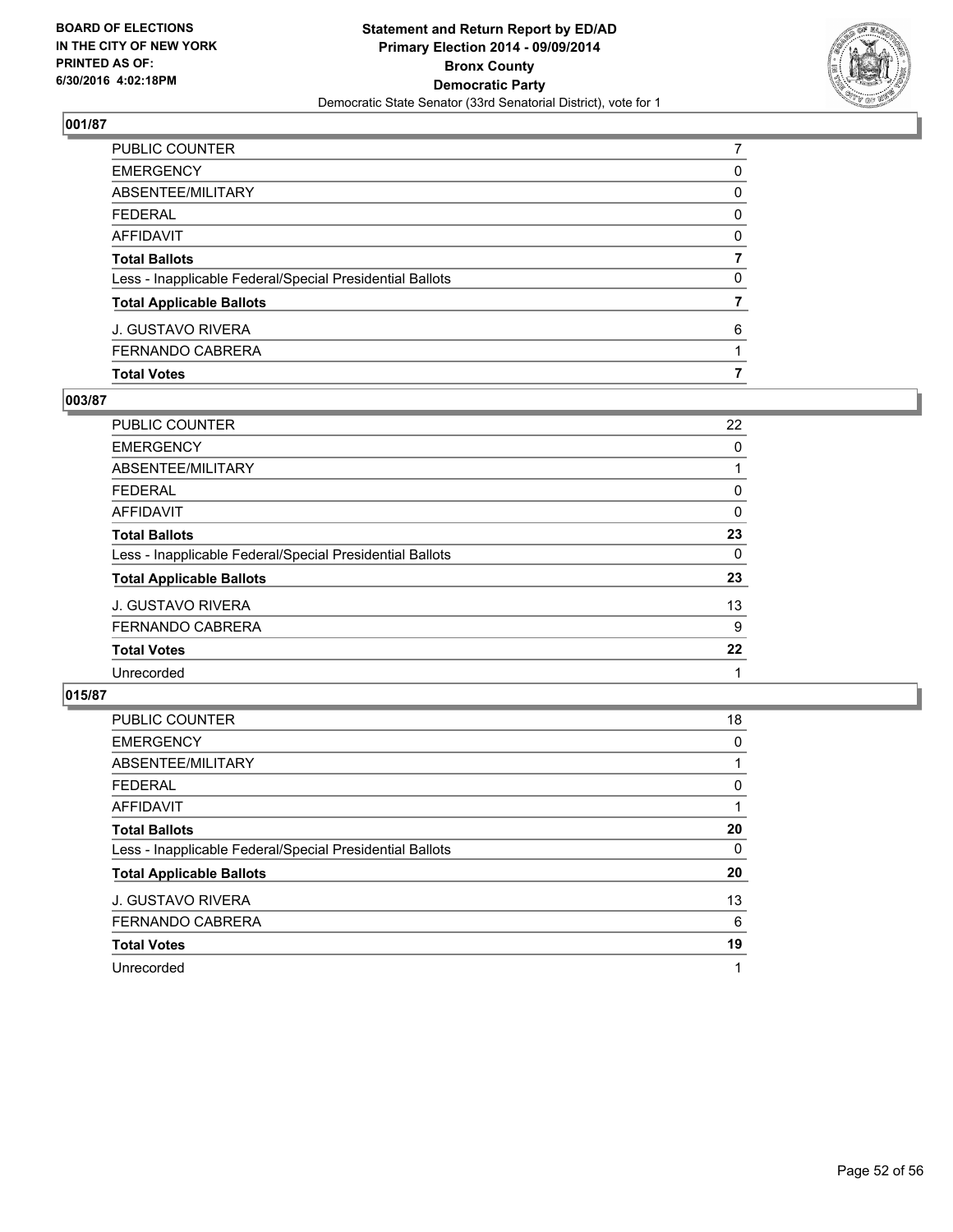BOARD OF ELECTIONS
IN THE CITY OF NEW YORK
PRINTED AS OF:
6/30/2016 4:02:18PM

**Statement and Return Report by ED/AD**
**Primary Election 2014 - 09/09/2014**
**Bronx County**
**Democratic Party**
Democratic State Senator (33rd Senatorial District), vote for 1

### 001/87

| | |
|---|---|
| PUBLIC COUNTER | 7 |
| EMERGENCY | 0 |
| ABSENTEE/MILITARY | 0 |
| FEDERAL | 0 |
| AFFIDAVIT | 0 |
| **Total Ballots** | **7** |
| Less - Inapplicable Federal/Special Presidential Ballots | 0 |
| **Total Applicable Ballots** | **7** |
| J. GUSTAVO RIVERA | 6 |
| FERNANDO CABRERA | 1 |
| **Total Votes** | **7** |

### 003/87

| | |
|---|---|
| PUBLIC COUNTER | 22 |
| EMERGENCY | 0 |
| ABSENTEE/MILITARY | 1 |
| FEDERAL | 0 |
| AFFIDAVIT | 0 |
| **Total Ballots** | **23** |
| Less - Inapplicable Federal/Special Presidential Ballots | 0 |
| **Total Applicable Ballots** | **23** |
| J. GUSTAVO RIVERA | 13 |
| FERNANDO CABRERA | 9 |
| **Total Votes** | **22** |
| Unrecorded | 1 |

### 015/87

| | |
|---|---|
| PUBLIC COUNTER | 18 |
| EMERGENCY | 0 |
| ABSENTEE/MILITARY | 1 |
| FEDERAL | 0 |
| AFFIDAVIT | 1 |
| **Total Ballots** | **20** |
| Less - Inapplicable Federal/Special Presidential Ballots | 0 |
| **Total Applicable Ballots** | **20** |
| J. GUSTAVO RIVERA | 13 |
| FERNANDO CABRERA | 6 |
| **Total Votes** | **19** |
| Unrecorded | 1 |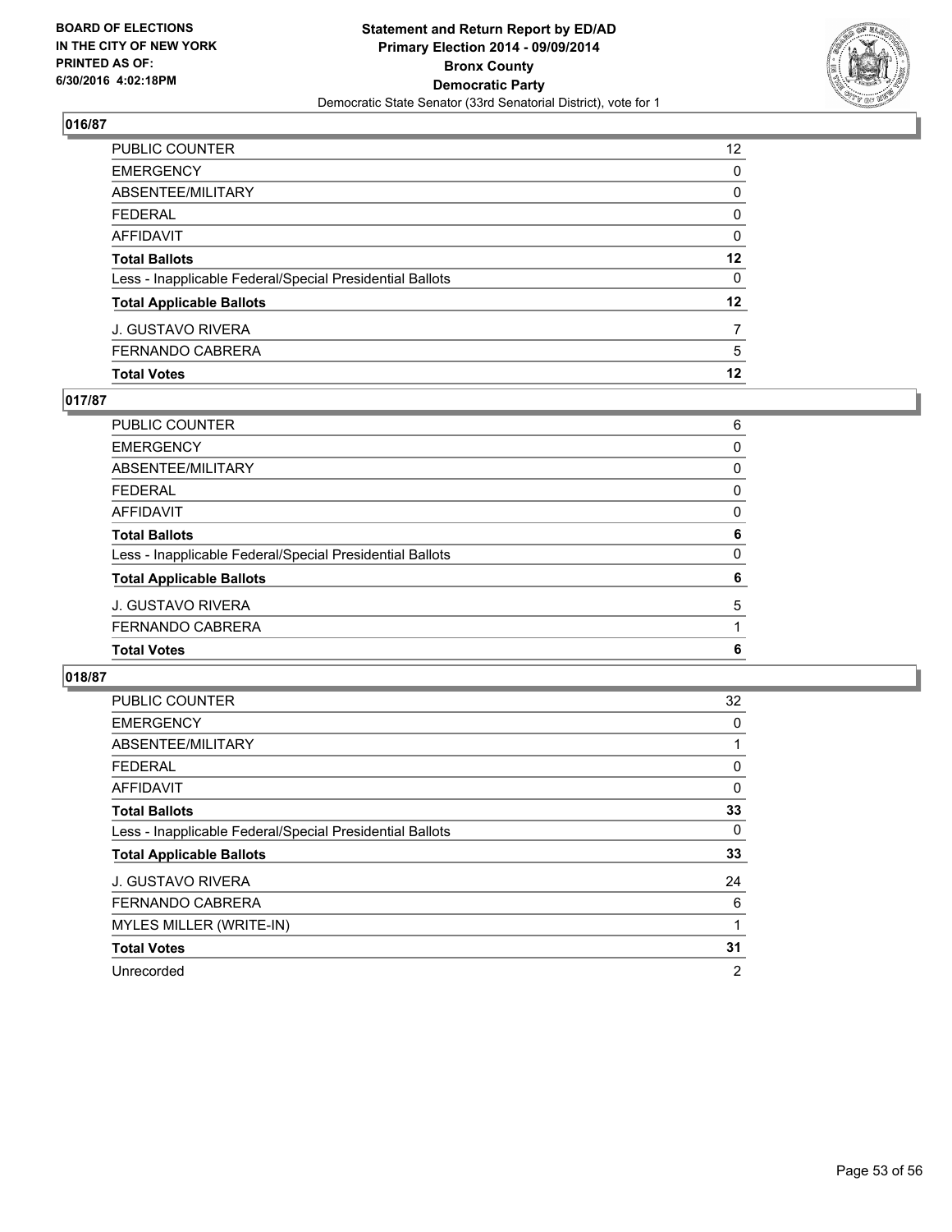BOARD OF ELECTIONS
IN THE CITY OF NEW YORK
PRINTED AS OF:
6/30/2016 4:02:18PM

**Statement and Return Report by ED/AD**
**Primary Election 2014 - 09/09/2014**
**Bronx County**
**Democratic Party**
Democratic State Senator (33rd Senatorial District), vote for 1

## 016/87

| | |
|---|---|
| PUBLIC COUNTER | 12 |
| EMERGENCY | 0 |
| ABSENTEE/MILITARY | 0 |
| FEDERAL | 0 |
| AFFIDAVIT | 0 |
| **Total Ballots** | **12** |
| Less - Inapplicable Federal/Special Presidential Ballots | 0 |
| **Total Applicable Ballots** | **12** |
| J. GUSTAVO RIVERA | 7 |
| FERNANDO CABRERA | 5 |
| **Total Votes** | **12** |

## 017/87

| | |
|---|---|
| PUBLIC COUNTER | 6 |
| EMERGENCY | 0 |
| ABSENTEE/MILITARY | 0 |
| FEDERAL | 0 |
| AFFIDAVIT | 0 |
| **Total Ballots** | **6** |
| Less - Inapplicable Federal/Special Presidential Ballots | 0 |
| **Total Applicable Ballots** | **6** |
| J. GUSTAVO RIVERA | 5 |
| FERNANDO CABRERA | 1 |
| **Total Votes** | **6** |

## 018/87

| | |
|---|---|
| PUBLIC COUNTER | 32 |
| EMERGENCY | 0 |
| ABSENTEE/MILITARY | 1 |
| FEDERAL | 0 |
| AFFIDAVIT | 0 |
| **Total Ballots** | **33** |
| Less - Inapplicable Federal/Special Presidential Ballots | 0 |
| **Total Applicable Ballots** | **33** |
| J. GUSTAVO RIVERA | 24 |
| FERNANDO CABRERA | 6 |
| MYLES MILLER (WRITE-IN) | 1 |
| **Total Votes** | **31** |
| Unrecorded | 2 |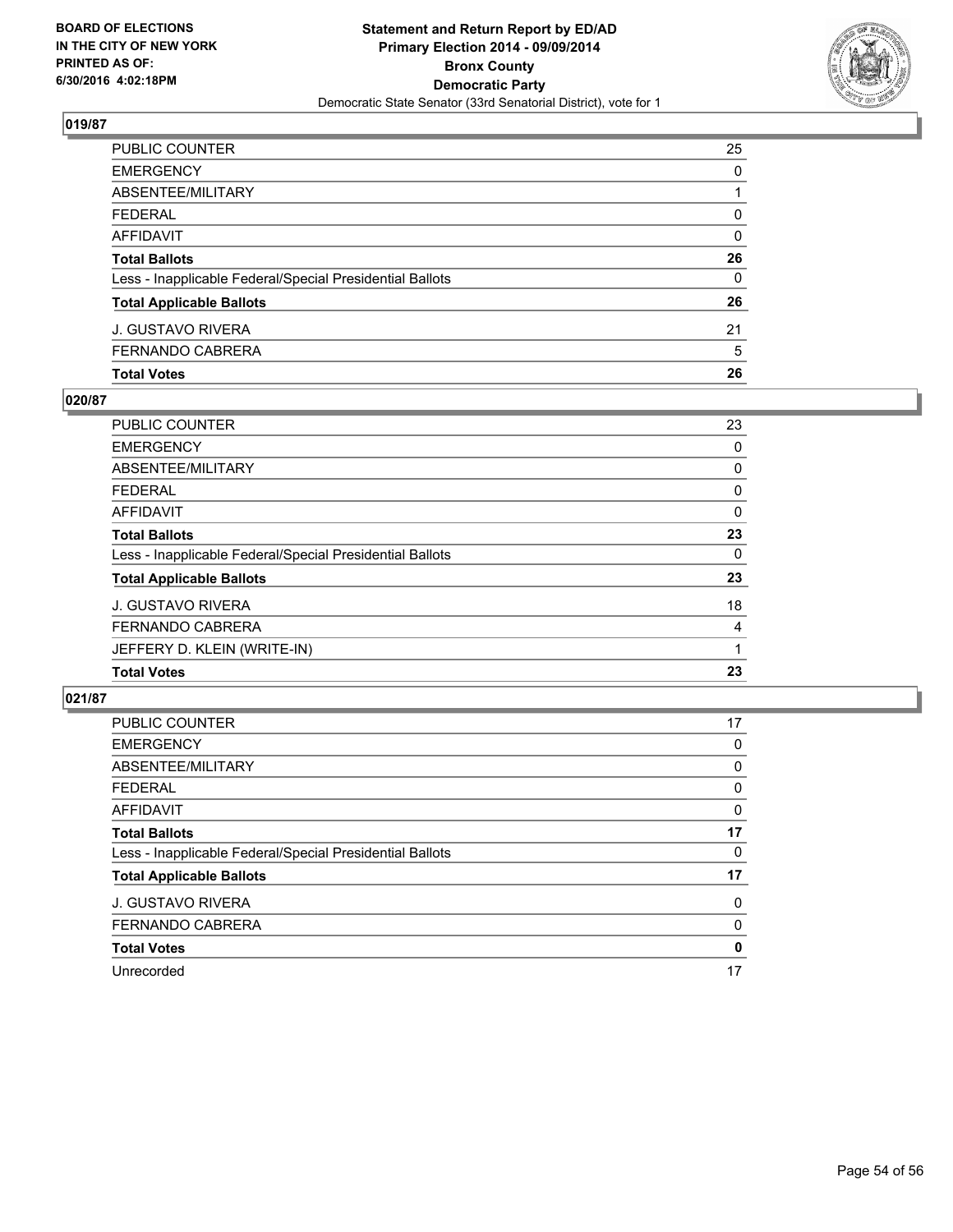**BOARD OF ELECTIONS IN THE CITY OF NEW YORK PRINTED AS OF: 6/30/2016 4:02:18PM**

**Statement and Return Report by ED/AD Primary Election 2014 - 09/09/2014 Bronx County Democratic Party**

Democratic State Senator (33rd Senatorial District), vote for 1

## 019/87

| | |
|---|---|
| PUBLIC COUNTER | 25 |
| EMERGENCY | 0 |
| ABSENTEE/MILITARY | 1 |
| FEDERAL | 0 |
| AFFIDAVIT | 0 |
| **Total Ballots** | **26** |
| Less - Inapplicable Federal/Special Presidential Ballots | 0 |
| **Total Applicable Ballots** | **26** |
| J. GUSTAVO RIVERA | 21 |
| FERNANDO CABRERA | 5 |
| **Total Votes** | **26** |

## 020/87

| | |
|---|---|
| PUBLIC COUNTER | 23 |
| EMERGENCY | 0 |
| ABSENTEE/MILITARY | 0 |
| FEDERAL | 0 |
| AFFIDAVIT | 0 |
| **Total Ballots** | **23** |
| Less - Inapplicable Federal/Special Presidential Ballots | 0 |
| **Total Applicable Ballots** | **23** |
| J. GUSTAVO RIVERA | 18 |
| FERNANDO CABRERA | 4 |
| JEFFERY D. KLEIN (WRITE-IN) | 1 |
| **Total Votes** | **23** |

## 021/87

| | |
|---|---|
| PUBLIC COUNTER | 17 |
| EMERGENCY | 0 |
| ABSENTEE/MILITARY | 0 |
| FEDERAL | 0 |
| AFFIDAVIT | 0 |
| **Total Ballots** | **17** |
| Less - Inapplicable Federal/Special Presidential Ballots | 0 |
| **Total Applicable Ballots** | **17** |
| J. GUSTAVO RIVERA | 0 |
| FERNANDO CABRERA | 0 |
| **Total Votes** | **0** |
| Unrecorded | 17 |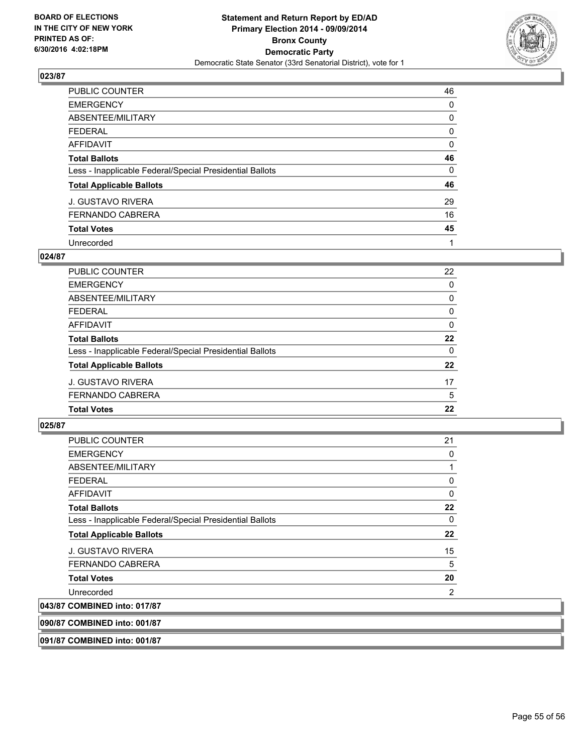**BOARD OF ELECTIONS IN THE CITY OF NEW YORK PRINTED AS OF: 6/30/2016 4:02:18PM**

**Statement and Return Report by ED/AD**
**Primary Election 2014 - 09/09/2014**
**Bronx County**
**Democratic Party**
Democratic State Senator (33rd Senatorial District), vote for 1

### 023/87

| | |
|---|---|
| PUBLIC COUNTER | 46 |
| EMERGENCY | 0 |
| ABSENTEE/MILITARY | 0 |
| FEDERAL | 0 |
| AFFIDAVIT | 0 |
| **Total Ballots** | **46** |
| Less - Inapplicable Federal/Special Presidential Ballots | 0 |
| **Total Applicable Ballots** | **46** |
| J. GUSTAVO RIVERA | 29 |
| FERNANDO CABRERA | 16 |
| **Total Votes** | **45** |
| Unrecorded | 1 |

### 024/87

| | |
|---|---|
| PUBLIC COUNTER | 22 |
| EMERGENCY | 0 |
| ABSENTEE/MILITARY | 0 |
| FEDERAL | 0 |
| AFFIDAVIT | 0 |
| **Total Ballots** | **22** |
| Less - Inapplicable Federal/Special Presidential Ballots | 0 |
| **Total Applicable Ballots** | **22** |
| J. GUSTAVO RIVERA | 17 |
| FERNANDO CABRERA | 5 |
| **Total Votes** | **22** |

### 025/87

| | |
|---|---|
| PUBLIC COUNTER | 21 |
| EMERGENCY | 0 |
| ABSENTEE/MILITARY | 1 |
| FEDERAL | 0 |
| AFFIDAVIT | 0 |
| **Total Ballots** | **22** |
| Less - Inapplicable Federal/Special Presidential Ballots | 0 |
| **Total Applicable Ballots** | **22** |
| J. GUSTAVO RIVERA | 15 |
| FERNANDO CABRERA | 5 |
| **Total Votes** | **20** |
| Unrecorded | 2 |

### 043/87 COMBINED into: 017/87

### 090/87 COMBINED into: 001/87

### 091/87 COMBINED into: 001/87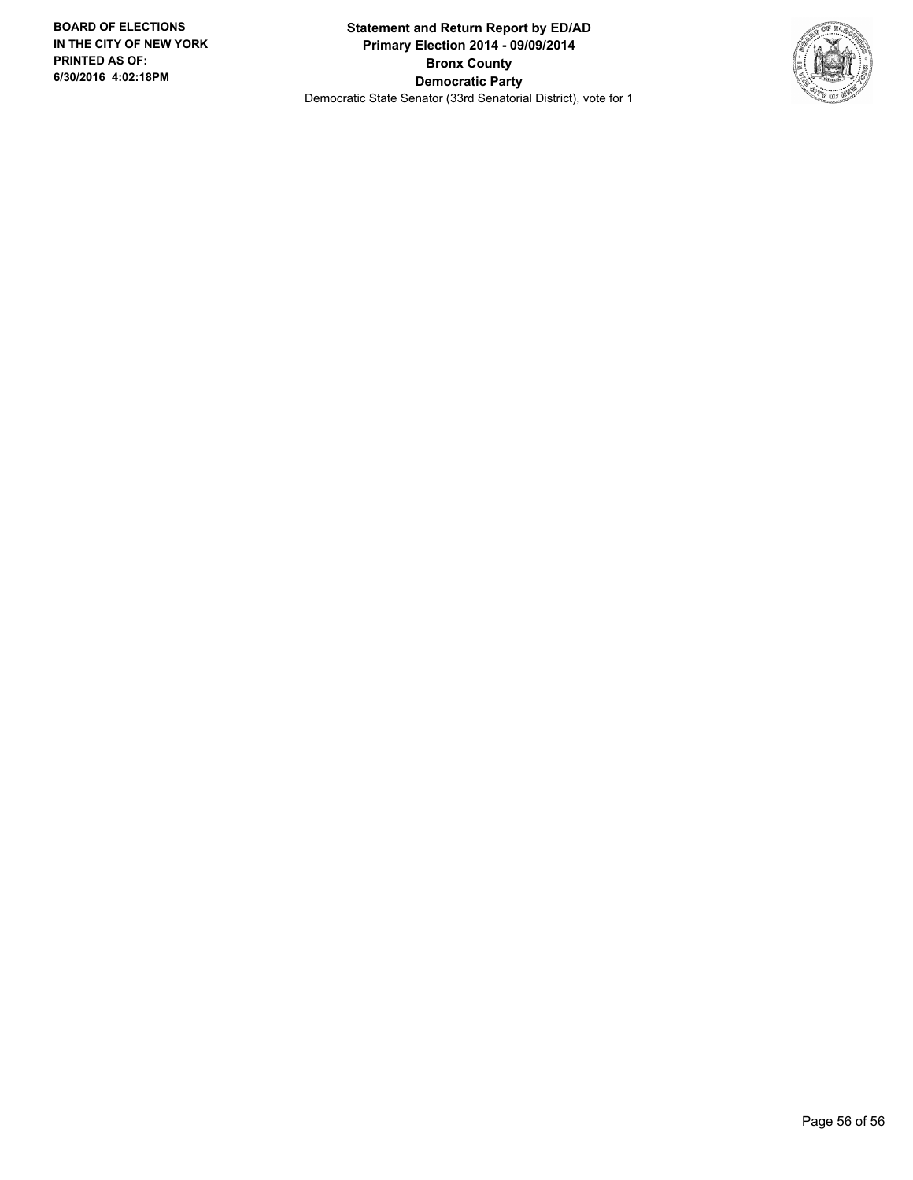**BOARD OF ELECTIONS IN THE CITY OF NEW YORK PRINTED AS OF: 6/30/2016 4:02:18PM**

**Statement and Return Report by ED/AD**
**Primary Election 2014 - 09/09/2014**
**Bronx County**
**Democratic Party**
Democratic State Senator (33rd Senatorial District), vote for 1